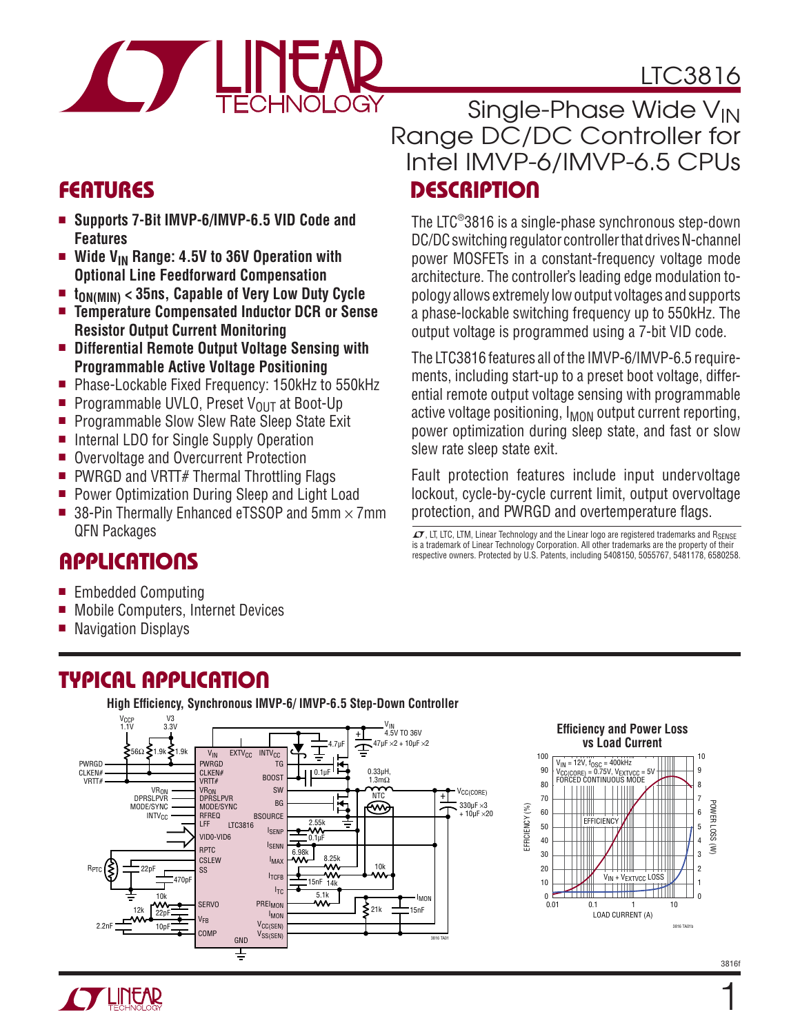# LTC3816

## Single-Phase Wide $V_{IN}$ Range DC/DC Controller for Intel IMVP-6/IMVP-6.5 CPUs

## FEATURES

- **Supports 7-Bit IMVP-6/IMVP-6.5 VID Code and Features**
- **Wide $V_{IN}$ Range: 4.5V to 36V Operation with Optional Line Feedforward Compensation**
- **$t_{ON(MIN)}$ < 35ns, Capable of Very Low Duty Cycle**
- **Temperature Compensated Inductor DCR or Sense Resistor Output Current Monitoring**
- **Differential Remote Output Voltage Sensing with Programmable Active Voltage Positioning**
- Phase-Lockable Fixed Frequency: 150kHz to 550kHz
- Programmable UVLO, Preset $V_{OUT}$ at Boot-Up
- Programmable Slow Slew Rate Sleep State Exit
- Internal LDO for Single Supply Operation
- Overvoltage and Overcurrent Protection
- PWRGD and VRTT# Thermal Throttling Flags
- Power Optimization During Sleep and Light Load
- 38-Pin Thermally Enhanced eTSSOP and 5mm × 7mm QFN Packages

## APPLICATIONS

- Embedded Computing
- Mobile Computers, Internet Devices
- Navigation Displays

## DESCRIPTION

The LTC®3816 is a single-phase synchronous step-down DC/DC switching regulator controller that drives N-channel power MOSFETs in a constant-frequency voltage mode architecture. The controller's leading edge modulation topology allows extremely low output voltages and supports a phase-lockable switching frequency up to 550kHz. The output voltage is programmed using a 7-bit VID code.

The LTC3816 features all of the IMVP-6/IMVP-6.5 requirements, including start-up to a preset boot voltage, differential remote output voltage sensing with programmable active voltage positioning, $I_{MON}$ output current reporting, power optimization during sleep state, and fast or slow slew rate sleep state exit.

Fault protection features include input undervoltage lockout, cycle-by-cycle current limit, output overvoltage protection, and PWRGD and overtemperature flags.

LT, LTC, LTM, Linear Technology and the Linear logo are registered trademarks and $R_{SENSE}$ is a trademark of Linear Technology Corporation. All other trademarks are the property of their respective owners. Protected by U.S. Patents, including 5408150, 5055767, 5481178, 6580258.

## TYPICAL APPLICATION

**High Efficiency, Synchronous IMVP-6/ IMVP-6.5 Step-Down Controller**

**Efficiency and Power Loss vs Load Current**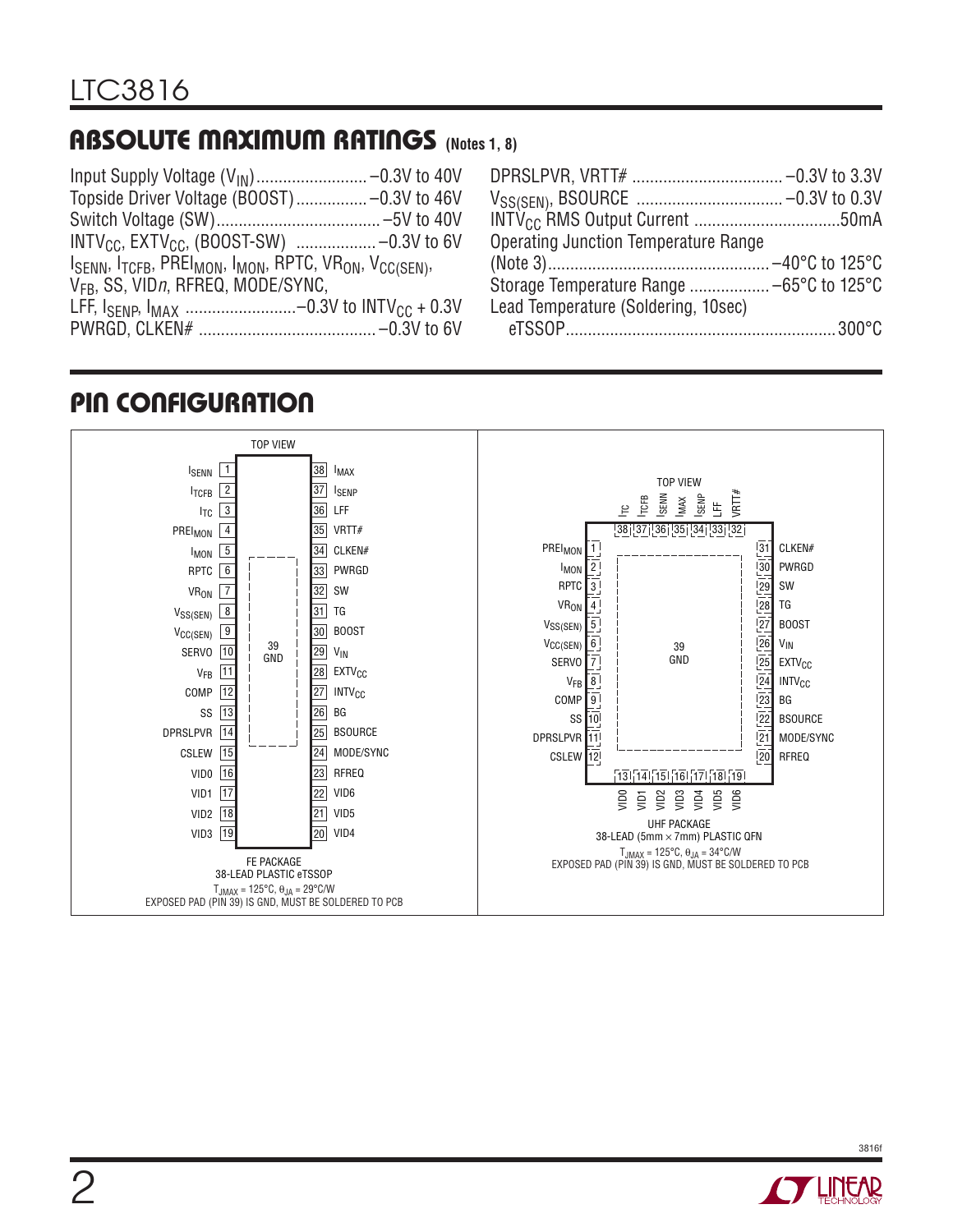## ABSOLUTE MAXIMUM RATINGS (Notes 1, 8)

Input Supply Voltage ($V_{IN}$) ......................... –0.3V to 40V
Topside Driver Voltage (BOOST) ................ –0.3V to 46V
Switch Voltage (SW) ..................................... –5V to 40V
$INTV_{CC}$, $EXTV_{CC}$, (BOOST-SW) .................. –0.3V to 6V
$I_{SENN}$, $I_{TCFB}$, $PREI_{MON}$, $I_{MON}$, RPTC, $VR_{ON}$, $V_{CC(SEN)}$,
$V_{FB}$, SS, VID*n*, RFREQ, MODE/SYNC,
LFF, $I_{SENP}$, $I_{MAX}$ .........................–0.3V to $INTV_{CC}$ + 0.3V
PWRGD, CLKEN# ........................................ –0.3V to 6V
DPRSLPVR, VRTT# .................................. –0.3V to 3.3V
$V_{SS(SEN)}$, BSOURCE ................................ –0.3V to 0.3V
$INTV_{CC}$ RMS Output Current .................................50mA
Operating Junction Temperature Range
(Note 3) ................................................. –40°C to 125°C
Storage Temperature Range .................. –65°C to 125°C
Lead Temperature (Soldering, 10sec)
eTSSOP ............................................................ 300°C

## PIN CONFIGURATION

**FE PACKAGE — 38-LEAD PLASTIC eTSSOP (TOP VIEW)**

| Pin | Name | Pin | Name |
|---|---|---|---|
| 1 | $I_{SENN}$ | 38 | $I_{MAX}$ |
| 2 | $I_{TCFB}$ | 37 | $I_{SENP}$ |
| 3 | $I_{TC}$ | 36 | LFF |
| 4 | $PREI_{MON}$ | 35 | VRTT# |
| 5 | $I_{MON}$ | 34 | CLKEN# |
| 6 | RPTC | 33 | PWRGD |
| 7 | $VR_{ON}$ | 32 | SW |
| 8 | $V_{SS(SEN)}$ | 31 | TG |
| 9 | $V_{CC(SEN)}$ | 30 | BOOST |
| 10 | SERVO | 29 | $V_{IN}$ |
| 11 | $V_{FB}$ | 28 | $EXTV_{CC}$ |
| 12 | COMP | 27 | $INTV_{CC}$ |
| 13 | SS | 26 | BG |
| 14 | DPRSLPVR | 25 | BSOURCE |
| 15 | CSLEW | 24 | MODE/SYNC |
| 16 | VID0 | 23 | RFREQ |
| 17 | VID1 | 22 | VID6 |
| 18 | VID2 | 21 | VID5 |
| 19 | VID3 | 20 | VID4 |

39 GND (exposed pad)

$T_{JMAX}$ = 125°C, $\theta_{JA}$ = 29°C/W
EXPOSED PAD (PIN 39) IS GND, MUST BE SOLDERED TO PCB

**UHF PACKAGE — 38-LEAD (5mm × 7mm) PLASTIC QFN (TOP VIEW)**

| Pin | Name | Pin | Name |
|---|---|---|---|
| 1 | $PREI_{MON}$ | 20 | RFREQ |
| 2 | $I_{MON}$ | 21 | MODE/SYNC |
| 3 | RPTC | 22 | BSOURCE |
| 4 | $VR_{ON}$ | 23 | BG |
| 5 | $V_{SS(SEN)}$ | 24 | $INTV_{CC}$ |
| 6 | $V_{CC(SEN)}$ | 25 | $EXTV_{CC}$ |
| 7 | SERVO | 26 | $V_{IN}$ |
| 8 | $V_{FB}$ | 27 | BOOST |
| 9 | COMP | 28 | TG |
| 10 | SS | 29 | SW |
| 11 | DPRSLPVR | 30 | PWRGD |
| 12 | CSLEW | 31 | CLKEN# |
| 13 | VID0 | 32 | VRTT# |
| 14 | VID1 | 33 | LFF |
| 15 | VID2 | 34 | $I_{SENP}$ |
| 16 | VID3 | 35 | $I_{MAX}$ |
| 17 | VID4 | 36 | $I_{SENN}$ |
| 18 | VID5 | 37 | $I_{TCFB}$ |
| 19 | VID6 | 38 | $I_{TC}$ |

39 GND (exposed pad)

$T_{JMAX}$ = 125°C, $\theta_{JA}$ = 34°C/W
EXPOSED PAD (PIN 39) IS GND, MUST BE SOLDERED TO PCB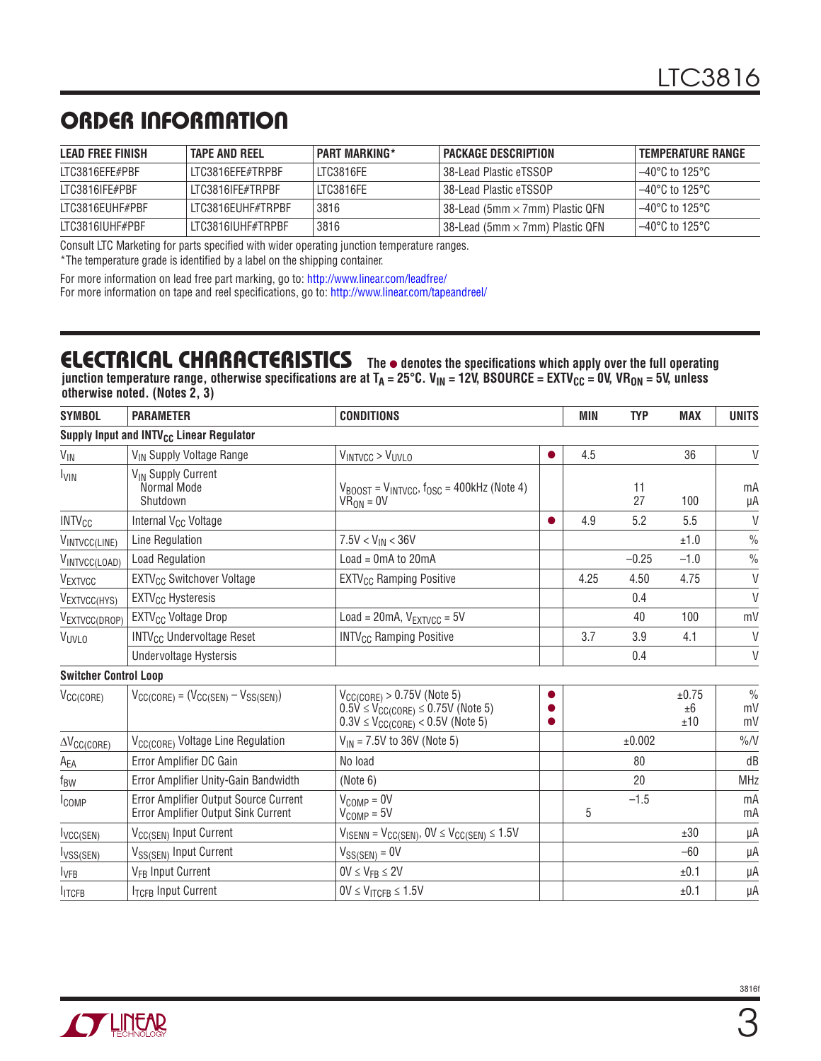## ORDER INFORMATION

| LEAD FREE FINISH | TAPE AND REEL | PART MARKING* | PACKAGE DESCRIPTION | TEMPERATURE RANGE |
|---|---|---|---|---|
| LTC3816EFE#PBF | LTC3816EFE#TRPBF | LTC3816FE | 38-Lead Plastic eTSSOP | –40°C to 125°C |
| LTC3816IFE#PBF | LTC3816IFE#TRPBF | LTC3816FE | 38-Lead Plastic eTSSOP | –40°C to 125°C |
| LTC3816EUHF#PBF | LTC3816EUHF#TRPBF | 3816 | 38-Lead (5mm × 7mm) Plastic QFN | –40°C to 125°C |
| LTC3816IUHF#PBF | LTC3816IUHF#TRPBF | 3816 | 38-Lead (5mm × 7mm) Plastic QFN | –40°C to 125°C |

Consult LTC Marketing for parts specified with wider operating junction temperature ranges.

*The temperature grade is identified by a label on the shipping container.

For more information on lead free part marking, go to: http://www.linear.com/leadfree/

For more information on tape and reel specifications, go to: http://www.linear.com/tapeandreel/

## ELECTRICAL CHARACTERISTICS

**The ● denotes the specifications which apply over the full operating junction temperature range, otherwise specifications are at $T_A$ = 25°C. $V_{IN}$ = 12V, BSOURCE = $EXTV_{CC}$ = 0V, $VR_{ON}$ = 5V, unless otherwise noted. (Notes 2, 3)**

| SYMBOL | PARAMETER | CONDITIONS | | MIN | TYP | MAX | UNITS |
|---|---|---|---|---|---|---|---|
| **Supply Input and $INTV_{CC}$ Linear Regulator** | | | | | | | |
| $V_{IN}$ | $V_{IN}$ Supply Voltage Range | $V_{INTVCC} > V_{UVLO}$ | ● | 4.5 | | 36 | V |
| $I_{VIN}$ | $V_{IN}$ Supply Current<br>Normal Mode<br>Shutdown | <br>$V_{BOOST} = V_{INTVCC}$, $f_{OSC}$ = 400kHz (Note 4)<br>$VR_{ON}$ = 0V | | | <br>11<br>27 | <br><br>100 | <br>mA<br>µA |
| $INTV_{CC}$ | Internal $V_{CC}$ Voltage | | ● | 4.9 | 5.2 | 5.5 | V |
| $V_{INTVCC(LINE)}$ | Line Regulation | 7.5V < $V_{IN}$ < 36V | | | | ±1.0 | % |
| $V_{INTVCC(LOAD)}$ | Load Regulation | Load = 0mA to 20mA | | | –0.25 | –1.0 | % |
| $V_{EXTVCC}$ | $EXTV_{CC}$ Switchover Voltage | $EXTV_{CC}$ Ramping Positive | | 4.25 | 4.50 | 4.75 | V |
| $V_{EXTVCC(HYS)}$ | $EXTV_{CC}$ Hysteresis | | | | 0.4 | | V |
| $V_{EXTVCC(DROP)}$ | $EXTV_{CC}$ Voltage Drop | Load = 20mA, $V_{EXTVCC}$ = 5V | | | 40 | 100 | mV |
| $V_{UVLO}$ | $INTV_{CC}$ Undervoltage Reset | $INTV_{CC}$ Ramping Positive | | 3.7 | 3.9 | 4.1 | V |
| | Undervoltage Hysteresis | | | | 0.4 | | V |
| **Switcher Control Loop** | | | | | | | |
| $V_{CC(CORE)}$ | $V_{CC(CORE)} = (V_{CC(SEN)} – V_{SS(SEN)})$ | $V_{CC(CORE)}$ > 0.75V (Note 5)<br>0.5V ≤ $V_{CC(CORE)}$ ≤ 0.75V (Note 5)<br>0.3V ≤ $V_{CC(CORE)}$ < 0.5V (Note 5) | ●<br>●<br>● | | | ±0.75<br>±6<br>±10 | %<br>mV<br>mV |
| $\Delta V_{CC(CORE)}$ | $V_{CC(CORE)}$ Voltage Line Regulation | $V_{IN}$ = 7.5V to 36V (Note 5) | | | ±0.002 | | %/V |
| $A_{EA}$ | Error Amplifier DC Gain | No load | | | 80 | | dB |
| $f_{BW}$ | Error Amplifier Unity-Gain Bandwidth | (Note 6) | | | 20 | | MHz |
| $I_{COMP}$ | Error Amplifier Output Source Current<br>Error Amplifier Output Sink Current | $V_{COMP}$ = 0V<br>$V_{COMP}$ = 5V | | <br>5 | –1.5 | | mA<br>mA |
| $I_{VCC(SEN)}$ | $V_{CC(SEN)}$ Input Current | $V_{ISENN} = V_{CC(SEN)}$, 0V ≤ $V_{CC(SEN)}$ ≤ 1.5V | | | | ±30 | µA |
| $I_{VSS(SEN)}$ | $V_{SS(SEN)}$ Input Current | $V_{SS(SEN)}$ = 0V | | | | –60 | µA |
| $I_{VFB}$ | $V_{FB}$ Input Current | 0V ≤ $V_{FB}$ ≤ 2V | | | | ±0.1 | µA |
| $I_{ITCFB}$ | $I_{TCFB}$ Input Current | 0V ≤ $V_{ITCFB}$ ≤ 1.5V | | | | ±0.1 | µA |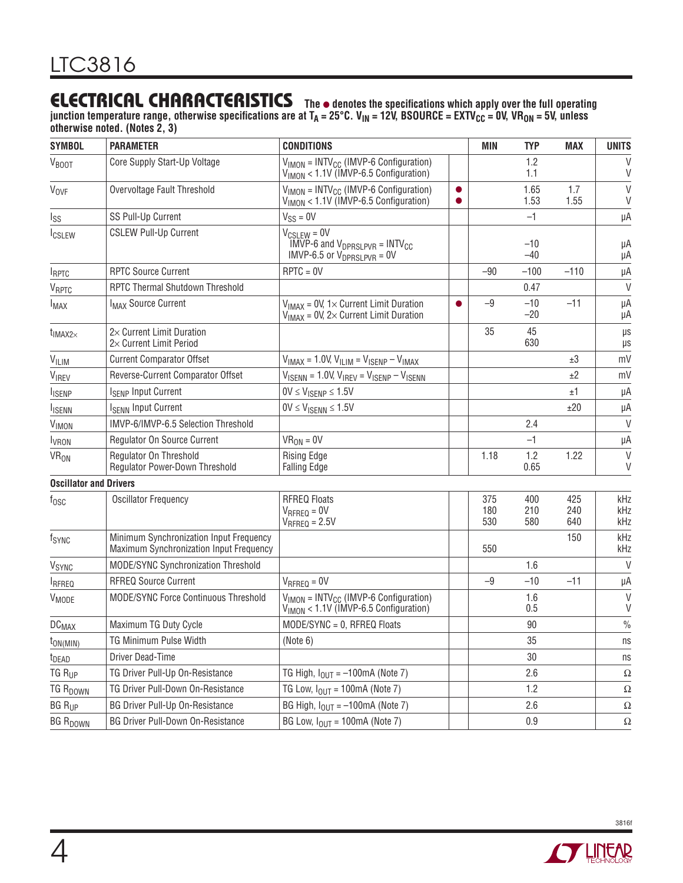## ELECTRICAL CHARACTERISTICS

**The ● denotes the specifications which apply over the full operating junction temperature range, otherwise specifications are at $T_A$ = 25°C. $V_{IN}$ = 12V, BSOURCE = $EXTV_{CC}$ = 0V, $VR_{ON}$ = 5V, unless otherwise noted. (Notes 2, 3)**

| SYMBOL | PARAMETER | CONDITIONS | | MIN | TYP | MAX | UNITS |
|---|---|---|---|---|---|---|---|
| $V_{BOOT}$ | Core Supply Start-Up Voltage | $V_{IMON}$ = $INTV_{CC}$ (IMVP-6 Configuration)<br>$V_{IMON}$ < 1.1V (IMVP-6.5 Configuration) | | | 1.2<br>1.1 | | V<br>V |
| $V_{OVF}$ | Overvoltage Fault Threshold | $V_{IMON}$ = $INTV_{CC}$ (IMVP-6 Configuration)<br>$V_{IMON}$ < 1.1V (IMVP-6.5 Configuration) | ●<br>● | | 1.65<br>1.53 | 1.7<br>1.55 | V<br>V |
| $I_{SS}$ | SS Pull-Up Current | $V_{SS}$ = 0V | | | –1 | | µA |
| $I_{CSLEW}$ | CSLEW Pull-Up Current | $V_{CSLEW}$ = 0V<br>IMVP-6 and $V_{DPRSLPVR}$ = $INTV_{CC}$<br>IMVP-6.5 or $V_{DPRSLPVR}$ = 0V | | | –10<br>–40 | | µA<br>µA |
| $I_{RPTC}$ | RPTC Source Current | RPTC = 0V | | –90 | –100 | –110 | µA |
| $V_{RPTC}$ | RPTC Thermal Shutdown Threshold | | | | 0.47 | | V |
| $I_{MAX}$ | $I_{MAX}$ Source Current | $V_{IMAX}$ = 0V, 1× Current Limit Duration<br>$V_{IMAX}$ = 0V, 2× Current Limit Duration | ● | –9 | –10<br>–20 | –11 | µA<br>µA |
| $t_{IMAX2\times}$ | 2× Current Limit Duration<br>2× Current Limit Period | | | 35 | 45<br>630 | | µs<br>µs |
| $V_{ILIM}$ | Current Comparator Offset | $V_{IMAX}$ = 1.0V, $V_{ILIM}$ = $V_{ISENP}$ – $V_{IMAX}$ | | | | ±3 | mV |
| $V_{IREV}$ | Reverse-Current Comparator Offset | $V_{ISENN}$ = 1.0V, $V_{IREV}$ = $V_{ISENP}$ – $V_{ISENN}$ | | | | ±2 | mV |
| $I_{ISENP}$ | $I_{SENP}$ Input Current | 0V ≤ $V_{ISENP}$ ≤ 1.5V | | | | ±1 | µA |
| $I_{ISENN}$ | $I_{SENN}$ Input Current | 0V ≤ $V_{ISENN}$ ≤ 1.5V | | | | ±20 | µA |
| $V_{IMON}$ | IMVP-6/IMVP-6.5 Selection Threshold | | | | 2.4 | | V |
| $I_{VRON}$ | Regulator On Source Current | $VR_{ON}$ = 0V | | | –1 | | µA |
| $VR_{ON}$ | Regulator On Threshold<br>Regulator Power-Down Threshold | Rising Edge<br>Falling Edge | | 1.18 | 1.2<br>0.65 | 1.22 | V<br>V |
| **Oscillator and Drivers** | | | | | | | |
| $f_{OSC}$ | Oscillator Frequency | RFREQ Floats<br>$V_{RFREQ}$ = 0V<br>$V_{RFREQ}$ = 2.5V | | 375<br>180<br>530 | 400<br>210<br>580 | 425<br>240<br>640 | kHz<br>kHz<br>kHz |
| $f_{SYNC}$ | Minimum Synchronization Input Frequency<br>Maximum Synchronization Input Frequency | | | <br>550 | | 150 | kHz<br>kHz |
| $V_{SYNC}$ | MODE/SYNC Synchronization Threshold | | | | 1.6 | | V |
| $I_{RFREQ}$ | RFREQ Source Current | $V_{RFREQ}$ = 0V | | –9 | –10 | –11 | µA |
| $V_{MODE}$ | MODE/SYNC Force Continuous Threshold | $V_{IMON}$ = $INTV_{CC}$ (IMVP-6 Configuration)<br>$V_{IMON}$ < 1.1V (IMVP-6.5 Configuration) | | | 1.6<br>0.5 | | V<br>V |
| $DC_{MAX}$ | Maximum TG Duty Cycle | MODE/SYNC = 0, RFREQ Floats | | | 90 | | % |
| $t_{ON(MIN)}$ | TG Minimum Pulse Width | (Note 6) | | | 35 | | ns |
| $t_{DEAD}$ | Driver Dead-Time | | | | 30 | | ns |
| TG $R_{UP}$ | TG Driver Pull-Up On-Resistance | TG High, $I_{OUT}$ = –100mA (Note 7) | | | 2.6 | | Ω |
| TG $R_{DOWN}$ | TG Driver Pull-Down On-Resistance | TG Low, $I_{OUT}$ = 100mA (Note 7) | | | 1.2 | | Ω |
| BG $R_{UP}$ | BG Driver Pull-Up On-Resistance | BG High, $I_{OUT}$ = –100mA (Note 7) | | | 2.6 | | Ω |
| BG $R_{DOWN}$ | BG Driver Pull-Down On-Resistance | BG Low, $I_{OUT}$ = 100mA (Note 7) | | | 0.9 | | Ω |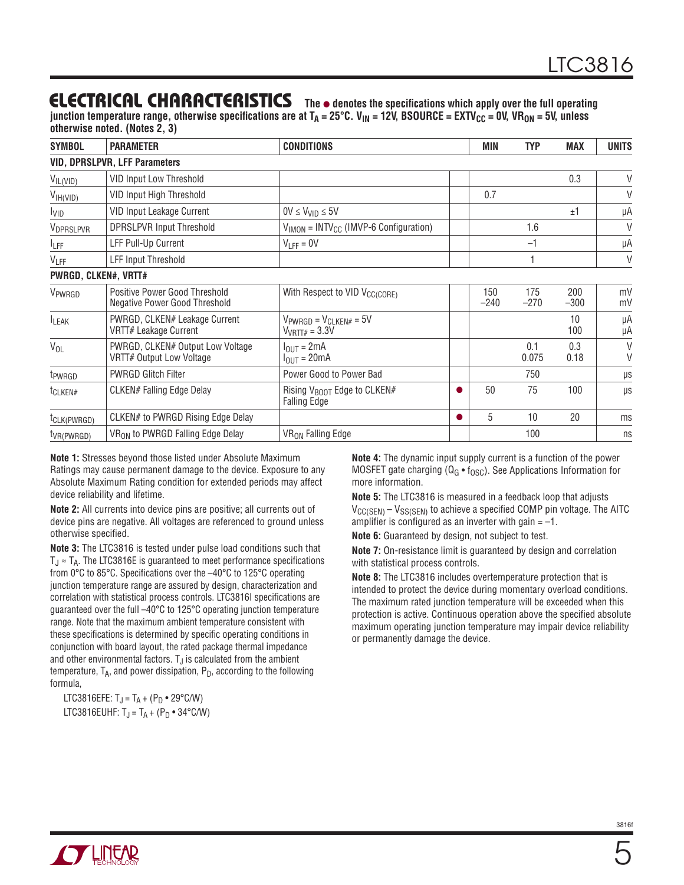## ELECTRICAL CHARACTERISTICS

**The ● denotes the specifications which apply over the full operating junction temperature range, otherwise specifications are at $T_A = 25°C$. $V_{IN} = 12V$, BSOURCE = $EXTV_{CC} = 0V$, $VR_{ON} = 5V$, unless otherwise noted. (Notes 2, 3)**

| SYMBOL | PARAMETER | CONDITIONS | | MIN | TYP | MAX | UNITS |
|---|---|---|---|---|---|---|---|
| **VID, DPRSLPVR, LFF Parameters** | | | | | | | |
| $V_{IL(VID)}$ | VID Input Low Threshold | | | | | 0.3 | V |
| $V_{IH(VID)}$ | VID Input High Threshold | | | 0.7 | | | V |
| $I_{VID}$ | VID Input Leakage Current | $0V \le V_{VID} \le 5V$ | | | | ±1 | µA |
| $V_{DPRSLPVR}$ | DPRSLPVR Input Threshold | $V_{IMON} = INTV_{CC}$ (IMVP-6 Configuration) | | | 1.6 | | V |
| $I_{LFF}$ | LFF Pull-Up Current | $V_{LFF} = 0V$ | | | –1 | | µA |
| $V_{LFF}$ | LFF Input Threshold | | | | 1 | | V |
| **PWRGD, CLKEN#, VRTT#** | | | | | | | |
| $V_{PWRGD}$ | Positive Power Good Threshold<br>Negative Power Good Threshold | With Respect to VID $V_{CC(CORE)}$ | | 150<br>–240 | 175<br>–270 | 200<br>–300 | mV<br>mV |
| $I_{LEAK}$ | PWRGD, CLKEN# Leakage Current<br>VRTT# Leakage Current | $V_{PWRGD} = V_{CLKEN\#} = 5V$<br>$V_{VRTT\#} = 3.3V$ | | | | 10<br>100 | µA<br>µA |
| $V_{OL}$ | PWRGD, CLKEN# Output Low Voltage<br>VRTT# Output Low Voltage | $I_{OUT} = 2mA$<br>$I_{OUT} = 20mA$ | | | 0.1<br>0.075 | 0.3<br>0.18 | V<br>V |
| $t_{PWRGD}$ | PWRGD Glitch Filter | Power Good to Power Bad | | | 750 | | µs |
| $t_{CLKEN\#}$ | CLKEN# Falling Edge Delay | Rising $V_{BOOT}$ Edge to CLKEN# Falling Edge | ● | 50 | 75 | 100 | µs |
| $t_{CLK(PWRGD)}$ | CLKEN# to PWRGD Rising Edge Delay | | ● | 5 | 10 | 20 | ms |
| $t_{VR(PWRGD)}$ | $VR_{ON}$ to PWRGD Falling Edge Delay | $VR_{ON}$ Falling Edge | | | 100 | | ns |

**Note 1:** Stresses beyond those listed under Absolute Maximum Ratings may cause permanent damage to the device. Exposure to any Absolute Maximum Rating condition for extended periods may affect device reliability and lifetime.

**Note 2:** All currents into device pins are positive; all currents out of device pins are negative. All voltages are referenced to ground unless otherwise specified.

**Note 3:** The LTC3816 is tested under pulse load conditions such that $T_J \approx T_A$. The LTC3816E is guaranteed to meet performance specifications from 0°C to 85°C. Specifications over the –40°C to 125°C operating junction temperature range are assured by design, characterization and correlation with statistical process controls. LTC3816I specifications are guaranteed over the full –40°C to 125°C operating junction temperature range. Note that the maximum ambient temperature consistent with these specifications is determined by specific operating conditions in conjunction with board layout, the rated package thermal impedance and other environmental factors. $T_J$ is calculated from the ambient temperature, $T_A$, and power dissipation, $P_D$, according to the following formula,

LTC3816EFE: $T_J = T_A + (P_D \cdot 29°C/W)$
LTC3816EUHF: $T_J = T_A + (P_D \cdot 34°C/W)$

**Note 4:** The dynamic input supply current is a function of the power MOSFET gate charging ($Q_G \cdot f_{OSC}$). See Applications Information for more information.

**Note 5:** The LTC3816 is measured in a feedback loop that adjusts $V_{CC(SEN)} – V_{SS(SEN)}$ to achieve a specified COMP pin voltage. The AITC amplifier is configured as an inverter with gain = –1.

**Note 6:** Guaranteed by design, not subject to test.

**Note 7:** On-resistance limit is guaranteed by design and correlation with statistical process controls.

**Note 8:** The LTC3816 includes overtemperature protection that is intended to protect the device during momentary overload conditions. The maximum rated junction temperature will be exceeded when this protection is active. Continuous operation above the specified absolute maximum operating junction temperature may impair device reliability or permanently damage the device.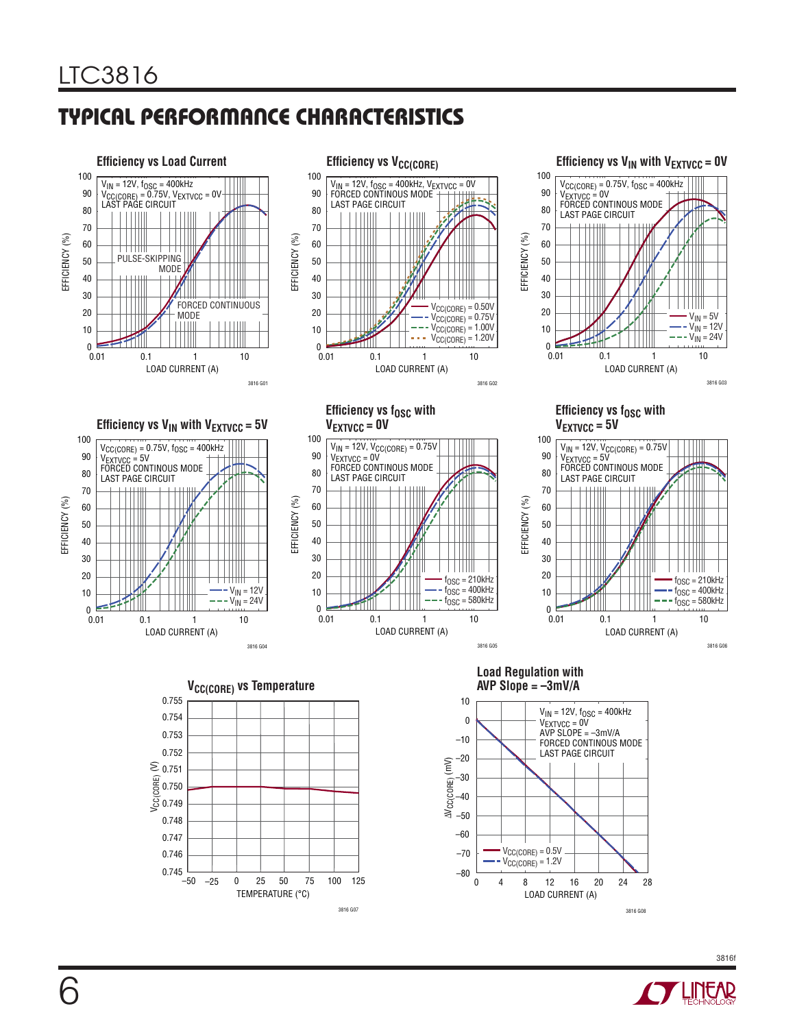## TYPICAL PERFORMANCE CHARACTERISTICS

**Efficiency vs Load Current**

$V_{IN}$ = 12V, $f_{OSC}$ = 400kHz
$V_{CC(CORE)}$ = 0.75V, $V_{EXTVCC}$ = 0V
LAST PAGE CIRCUIT

PULSE-SKIPPING MODE
FORCED CONTINUOUS MODE

EFFICIENCY (%) vs LOAD CURRENT (A)

3816 G01

**Efficiency vs $V_{CC(CORE)}$**

$V_{IN}$ = 12V, $f_{OSC}$ = 400kHz, $V_{EXTVCC}$ = 0V
FORCED CONTINOUS MODE
LAST PAGE CIRCUIT

$V_{CC(CORE)}$ = 0.50V
$V_{CC(CORE)}$ = 0.75V
$V_{CC(CORE)}$ = 1.00V
$V_{CC(CORE)}$ = 1.20V

EFFICIENCY (%) vs LOAD CURRENT (A)

3816 G02

**Efficiency vs $V_{IN}$ with $V_{EXTVCC}$ = 0V**

$V_{CC(CORE)}$ = 0.75V, $f_{OSC}$ = 400kHz
$V_{EXTVCC}$ = 0V
FORCED CONTINOUS MODE
LAST PAGE CIRCUIT

$V_{IN}$ = 5V
$V_{IN}$ = 12V
$V_{IN}$ = 24V

EFFICIENCY (%) vs LOAD CURRENT (A)

3816 G03

**Efficiency vs $V_{IN}$ with $V_{EXTVCC}$ = 5V**

$V_{CC(CORE)}$ = 0.75V, $f_{OSC}$ = 400kHz
$V_{EXTVCC}$ = 5V
FORCED CONTINOUS MODE
LAST PAGE CIRCUIT

$V_{IN}$ = 12V
$V_{IN}$ = 24V

EFFICIENCY (%) vs LOAD CURRENT (A)

3816 G04

**Efficiency vs $f_{OSC}$ with $V_{EXTVCC}$ = 0V**

$V_{IN}$ = 12V, $V_{CC(CORE)}$ = 0.75V
$V_{EXTVCC}$ = 0V
FORCED CONTINOUS MODE
LAST PAGE CIRCUIT

$f_{OSC}$ = 210kHz
$f_{OSC}$ = 400kHz
$f_{OSC}$ = 580kHz

EFFICIENCY (%) vs LOAD CURRENT (A)

3816 G05

**Efficiency vs $f_{OSC}$ with $V_{EXTVCC}$ = 5V**

$V_{IN}$ = 12V, $V_{CC(CORE)}$ = 0.75V
$V_{EXTVCC}$ = 5V
FORCED CONTINOUS MODE
LAST PAGE CIRCUIT

$f_{OSC}$ = 210kHz
$f_{OSC}$ = 400kHz
$f_{OSC}$ = 580kHz

EFFICIENCY (%) vs LOAD CURRENT (A)

3816 G06

**$V_{CC(CORE)}$ vs Temperature**

$V_{CC(CORE)}$ (V) vs TEMPERATURE (°C)

3816 G07

**Load Regulation with AVP Slope = –3mV/A**

$V_{IN}$ = 12V, $f_{OSC}$ = 400kHz
$V_{EXTVCC}$ = 0V
AVP SLOPE = –3mV/A
FORCED CONTINOUS MODE
LAST PAGE CIRCUIT

$V_{CC(CORE)}$ = 0.5V
$V_{CC(CORE)}$ = 1.2V

$\Delta V_{CC(CORE)}$ (mV) vs LOAD CURRENT (A)

3816 G08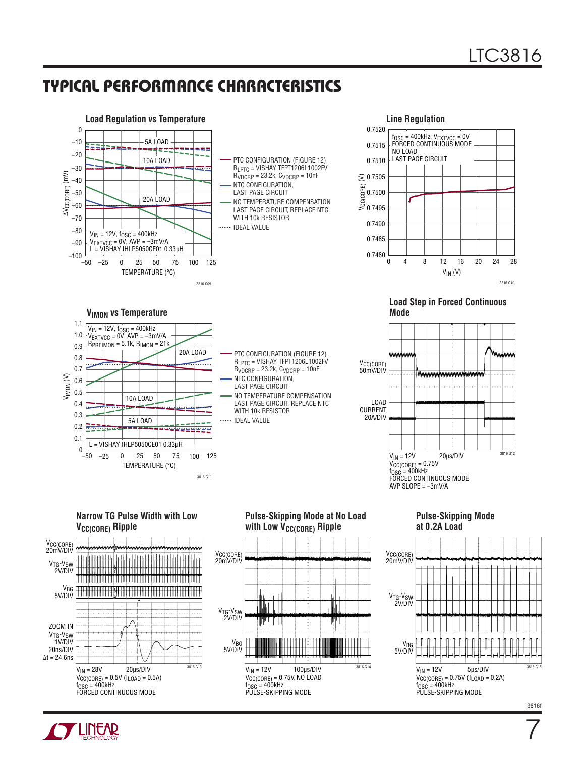## TYPICAL PERFORMANCE CHARACTERISTICS

**Load Regulation vs Temperature**

$V_{IN}$ = 12V, $f_{OSC}$ = 400kHz
$V_{EXTVCC}$ = 0V, AVP = –3mV/A
L = VISHAY IHLP5050CE01 0.33µH

Y-axis: $\Delta V_{CC(CORE)}$ (mV), from 0 to –100. X-axis: TEMPERATURE (°C), from –50 to 125. Curves: 5A LOAD, 10A LOAD, 20A LOAD.

- PTC CONFIGURATION (FIGURE 12) $R_{LPTC}$ = VISHAY TFPT1206L1002FV $R_{VDCRP}$ = 23.2k, $C_{VDCRP}$ = 10nF
- NTC CONFIGURATION, LAST PAGE CIRCUIT
- NO TEMPERATURE COMPENSATION LAST PAGE CIRCUIT, REPLACE NTC WITH 10k RESISTOR
- IDEAL VALUE

3816 G09

**Line Regulation**

$f_{OSC}$ = 400kHz, $V_{EXTVCC}$ = 0V
FORCED CONTINUOUS MODE
NO LOAD
LAST PAGE CIRCUIT

Y-axis: $V_{CC(CORE)}$ (V), from 0.7480 to 0.7520. X-axis: $V_{IN}$ (V), from 0 to 28.

3816 G10

**$V_{IMON}$ vs Temperature**

$V_{IN}$ = 12V, $f_{OSC}$ = 400kHz
$V_{EXTVCC}$ = 0V, AVP = –3mV/A
$R_{PREIMON}$ = 5.1k, $R_{IMON}$ = 21k
L = VISHAY IHLP5050CE01 0.33µH

Y-axis: $V_{IMON}$ (V), from 0 to 1.1. X-axis: TEMPERATURE (°C), from –50 to 125. Curves: 5A LOAD, 10A LOAD, 20A LOAD.

- PTC CONFIGURATION (FIGURE 12) $R_{LPTC}$ = VISHAY TFPT1206L1002FV $R_{VDCRP}$ = 23.2k, $C_{VDCRP}$ = 10nF
- NTC CONFIGURATION, LAST PAGE CIRCUIT
- NO TEMPERATURE COMPENSATION LAST PAGE CIRCUIT, REPLACE NTC WITH 10k RESISTOR
- IDEAL VALUE

3816 G11

**Load Step in Forced Continuous Mode**

$V_{CC(CORE)}$ 50mV/DIV
LOAD CURRENT 20A/DIV

$V_{IN}$ = 12V 20µs/DIV
$V_{CC(CORE)}$ = 0.75V
$f_{OSC}$ = 400kHz
FORCED CONTINUOUS MODE
AVP SLOPE = –3mV/A

3816 G12

**Narrow TG Pulse Width with Low $V_{CC(CORE)}$ Ripple**

$V_{CC(CORE)}$ 20mV/DIV
$V_{TG}$-$V_{SW}$ 2V/DIV
$V_{BG}$ 5V/DIV
ZOOM IN $V_{TG}$-$V_{SW}$ 1V/DIV 20ns/DIV Δt = 24.6ns

$V_{IN}$ = 28V 20µs/DIV
$V_{CC(CORE)}$ = 0.5V ($I_{LOAD}$ = 0.5A)
$f_{OSC}$ = 400kHz
FORCED CONTINUOUS MODE

3816 G13

**Pulse-Skipping Mode at No Load with Low $V_{CC(CORE)}$ Ripple**

$V_{CC(CORE)}$ 20mV/DIV
$V_{TG}$-$V_{SW}$ 2V/DIV
$V_{BG}$ 5V/DIV

$V_{IN}$ = 12V 100µs/DIV
$V_{CC(CORE)}$ = 0.75V, NO LOAD
$f_{OSC}$ = 400kHz
PULSE-SKIPPING MODE

3816 G14

**Pulse-Skipping Mode at 0.2A Load**

$V_{CC(CORE)}$ 20mV/DIV
$V_{TG}$-$V_{SW}$ 2V/DIV
$V_{BG}$ 5V/DIV

$V_{IN}$ = 12V 5µs/DIV
$V_{CC(CORE)}$ = 0.75V ($I_{LOAD}$ = 0.2A)
$f_{OSC}$ = 400kHz
PULSE-SKIPPING MODE

3816 G15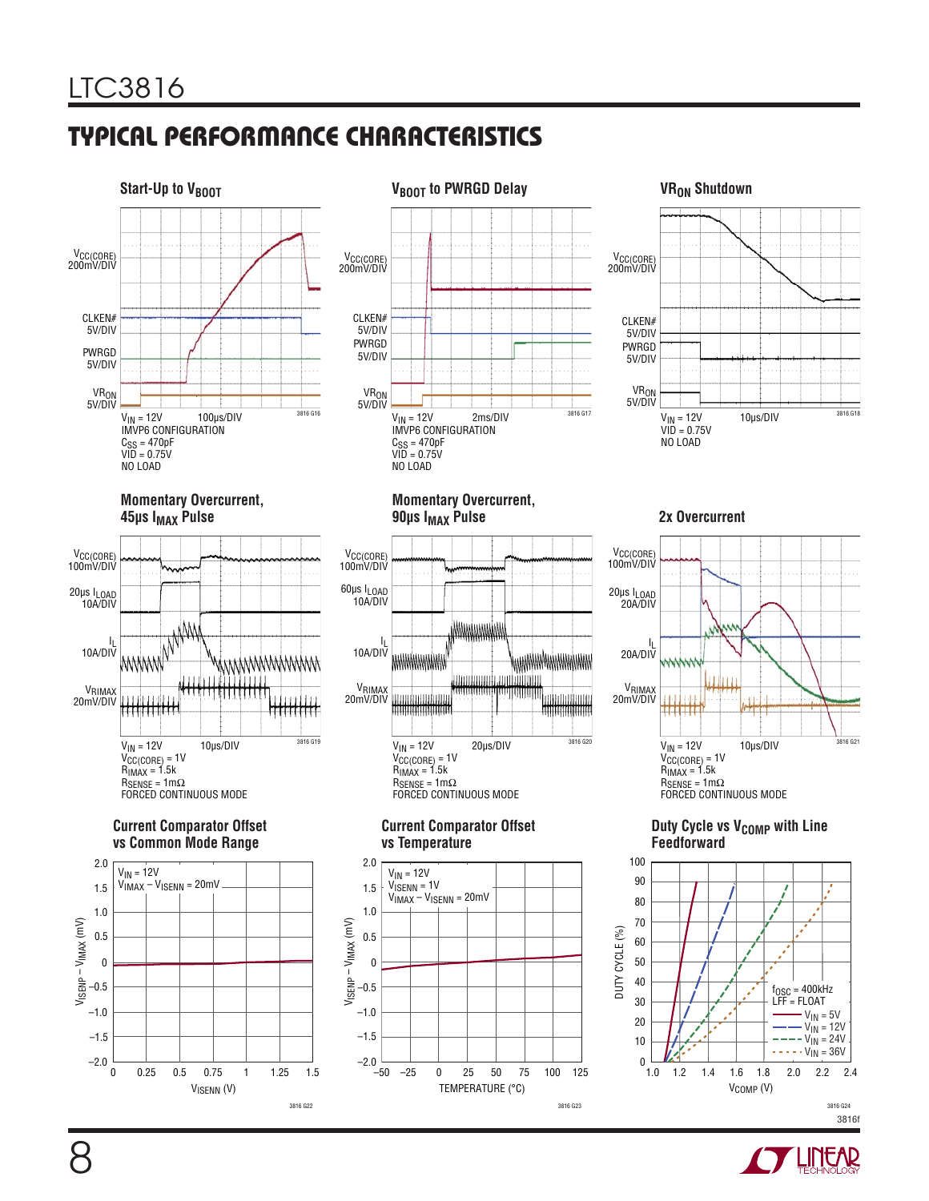## TYPICAL PERFORMANCE CHARACTERISTICS

**Start-Up to $V_{BOOT}$**

$V_{CC(CORE)}$ 200mV/DIV

CLKEN# 5V/DIV

PWRGD 5V/DIV

$VR_{ON}$ 5V/DIV

$V_{IN}$ = 12V 100µs/DIV
IMVP6 CONFIGURATION
$C_{SS}$ = 470pF
VID = 0.75V
NO LOAD

3816 G16

**$V_{BOOT}$ to PWRGD Delay**

$V_{CC(CORE)}$ 200mV/DIV

CLKEN# 5V/DIV

PWRGD 5V/DIV

$VR_{ON}$ 5V/DIV

$V_{IN}$ = 12V 2ms/DIV
IMVP6 CONFIGURATION
$C_{SS}$ = 470pF
VID = 0.75V
NO LOAD

3816 G17

**$VR_{ON}$ Shutdown**

$V_{CC(CORE)}$ 200mV/DIV

CLKEN# 5V/DIV

PWRGD 5V/DIV

$VR_{ON}$ 5V/DIV

$V_{IN}$ = 12V 10µs/DIV
VID = 0.75V
NO LOAD

3816 G18

**Momentary Overcurrent, 45µs $I_{MAX}$ Pulse**

$V_{CC(CORE)}$ 100mV/DIV

20µs $I_{LOAD}$ 10A/DIV

$I_L$ 10A/DIV

$V_{RIMAX}$ 20mV/DIV

$V_{IN}$ = 12V 10µs/DIV
$V_{CC(CORE)}$ = 1V
$R_{IMAX}$ = 1.5k
$R_{SENSE}$ = 1mΩ
FORCED CONTINUOUS MODE

3816 G19

**Momentary Overcurrent, 90µs $I_{MAX}$ Pulse**

$V_{CC(CORE)}$ 100mV/DIV

60µs $I_{LOAD}$ 10A/DIV

$I_L$ 10A/DIV

$V_{RIMAX}$ 20mV/DIV

$V_{IN}$ = 12V 20µs/DIV
$V_{CC(CORE)}$ = 1V
$R_{IMAX}$ = 1.5k
$R_{SENSE}$ = 1mΩ
FORCED CONTINUOUS MODE

3816 G20

**2x Overcurrent**

$V_{CC(CORE)}$ 100mV/DIV

20µs $I_{LOAD}$ 20A/DIV

$I_L$ 20A/DIV

$V_{RIMAX}$ 20mV/DIV

$V_{IN}$ = 12V 10µs/DIV
$V_{CC(CORE)}$ = 1V
$R_{IMAX}$ = 1.5k
$R_{SENSE}$ = 1mΩ
FORCED CONTINUOUS MODE

3816 G21

**Current Comparator Offset vs Common Mode Range**

$V_{IN}$ = 12V
$V_{IMAX} - V_{ISENN}$ = 20mV

Y-axis: $V_{ISENP} - V_{IMAX}$ (mV), −2.0 to 2.0
X-axis: $V_{ISENN}$ (V), 0 to 1.5

3816 G22

**Current Comparator Offset vs Temperature**

$V_{IN}$ = 12V
$V_{ISENN}$ = 1V
$V_{IMAX} - V_{ISENN}$ = 20mV

Y-axis: $V_{ISENP} - V_{IMAX}$ (mV), −2.0 to 2.0
X-axis: TEMPERATURE (°C), −50 to 125

3816 G23

**Duty Cycle vs $V_{COMP}$ with Line Feedforward**

$f_{OSC}$ = 400kHz
LFF = FLOAT
$V_{IN}$ = 5V
$V_{IN}$ = 12V
$V_{IN}$ = 24V
$V_{IN}$ = 36V

Y-axis: DUTY CYCLE (%), 0 to 100
X-axis: $V_{COMP}$ (V), 1.0 to 2.4

3816 G24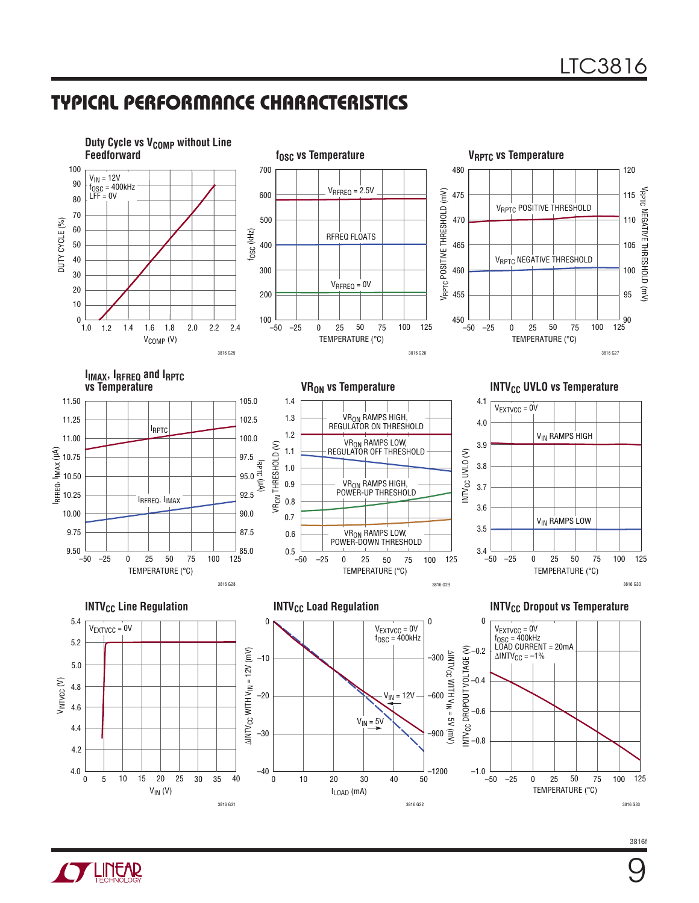## TYPICAL PERFORMANCE CHARACTERISTICS

**Duty Cycle vs $V_{COMP}$ without Line Feedforward**

$V_{IN}$ = 12V
$f_{OSC}$ = 400kHz
LFF = 0V

3816 G25

**$f_{OSC}$ vs Temperature**

$V_{RFREQ}$ = 2.5V
RFREQ FLOATS
$V_{RFREQ}$ = 0V

3816 G26

**$V_{RPTC}$ vs Temperature**

$V_{RPTC}$ POSITIVE THRESHOLD
$V_{RPTC}$ NEGATIVE THRESHOLD

3816 G27

**$I_{IMAX}$, $I_{RFREQ}$ and $I_{RPTC}$ vs Temperature**

$I_{RPTC}$
$I_{RFREQ}$, $I_{IMAX}$

3816 G28

**$VR_{ON}$ vs Temperature**

$VR_{ON}$ RAMPS HIGH, REGULATOR ON THRESHOLD
$VR_{ON}$ RAMPS LOW, REGULATOR OFF THRESHOLD
$VR_{ON}$ RAMPS HIGH, POWER-UP THRESHOLD
$VR_{ON}$ RAMPS LOW, POWER-DOWN THRESHOLD

3816 G29

**$INTV_{CC}$ UVLO vs Temperature**

$V_{EXTVCC}$ = 0V
$V_{IN}$ RAMPS HIGH
$V_{IN}$ RAMPS LOW

3816 G30

**$INTV_{CC}$ Line Regulation**

$V_{EXTVCC}$ = 0V

3816 G31

**$INTV_{CC}$ Load Regulation**

$V_{EXTVCC}$ = 0V
$f_{OSC}$ = 400kHz
$V_{IN}$ = 12V
$V_{IN}$ = 5V

3816 G32

**$INTV_{CC}$ Dropout vs Temperature**

$V_{EXTVCC}$ = 0V
$f_{OSC}$ = 400kHz
LOAD CURRENT = 20mA
$\Delta INTV_{CC}$ = –1%

3816 G33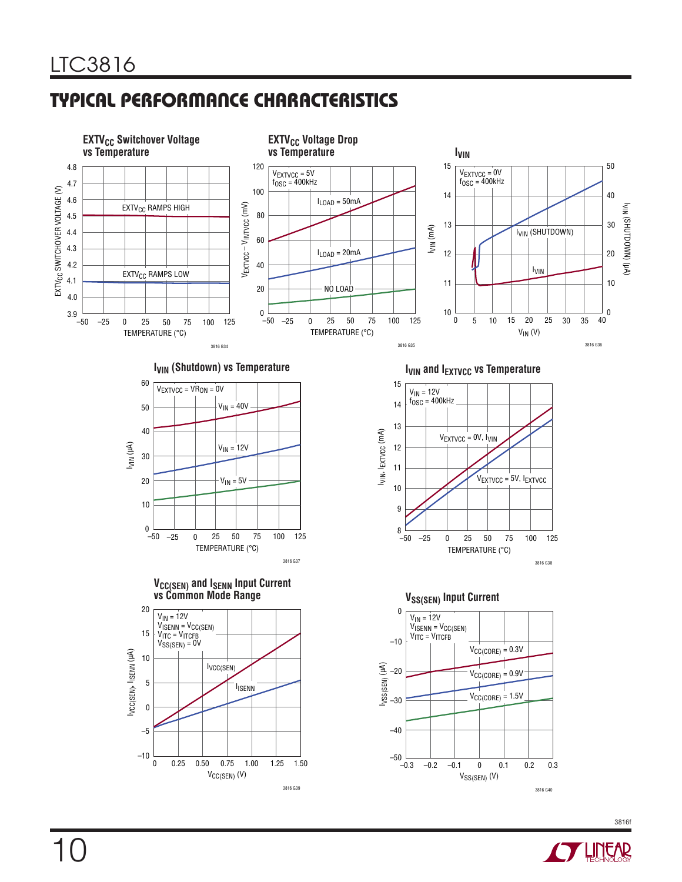## TYPICAL PERFORMANCE CHARACTERISTICS

**$EXTV_{CC}$ Switchover Voltage vs Temperature**

$EXTV_{CC}$ RAMPS HIGH

$EXTV_{CC}$ RAMPS LOW

EXTV$_{CC}$ SWITCHOVER VOLTAGE (V)

TEMPERATURE (°C)

3816 G34

**$EXTV_{CC}$ Voltage Drop vs Temperature**

$V_{EXTVCC}$ = 5V
$f_{OSC}$ = 400kHz

$I_{LOAD}$ = 50mA

$I_{LOAD}$ = 20mA

NO LOAD

$V_{EXTVCC} – V_{INTVCC}$ (mV)

TEMPERATURE (°C)

3816 G35

**$I_{VIN}$**

$V_{EXTVCC}$ = 0V
$f_{OSC}$ = 400kHz

$I_{VIN}$ (SHUTDOWN)

$I_{VIN}$

$I_{VIN}$ (mA)

$I_{VIN}$ (SHUTDOWN) (µA)

$V_{IN}$ (V)

3816 G36

**$I_{VIN}$ (Shutdown) vs Temperature**

$V_{EXTVCC}$ = $V_{RON}$ = 0V

$V_{IN}$ = 40V

$V_{IN}$ = 12V

$V_{IN}$ = 5V

$I_{VIN}$ (µA)

TEMPERATURE (°C)

3816 G37

**$I_{VIN}$ and $I_{EXTVCC}$ vs Temperature**

$V_{IN}$ = 12V
$f_{OSC}$ = 400kHz

$V_{EXTVCC}$ = 0V, $I_{VIN}$

$V_{EXTVCC}$ = 5V, $I_{EXTVCC}$

$I_{VIN}$, $I_{EXTVCC}$ (mA)

TEMPERATURE (°C)

3816 G38

**$V_{CC(SEN)}$ and $I_{SENN}$ Input Current vs Common Mode Range**

$V_{IN}$ = 12V
$V_{ISENN}$ = $V_{CC(SEN)}$
$V_{ITC}$ = $V_{ITCFB}$
$V_{SS(SEN)}$ = 0V

$I_{VCC(SEN)}$

$I_{SENN}$

$I_{VCC(SEN)}$, $I_{SENN}$ (µA)

$V_{CC(SEN)}$ (V)

3816 G39

**$V_{SS(SEN)}$ Input Current**

$V_{IN}$ = 12V
$V_{ISENN}$ = $V_{CC(SEN)}$
$V_{ITC}$ = $V_{ITCFB}$

$V_{CC(CORE)}$ = 0.3V

$V_{CC(CORE)}$ = 0.9V

$V_{CC(CORE)}$ = 1.5V

$I_{VSS(SEN)}$ (µA)

$V_{SS(SEN)}$ (V)

3816 G40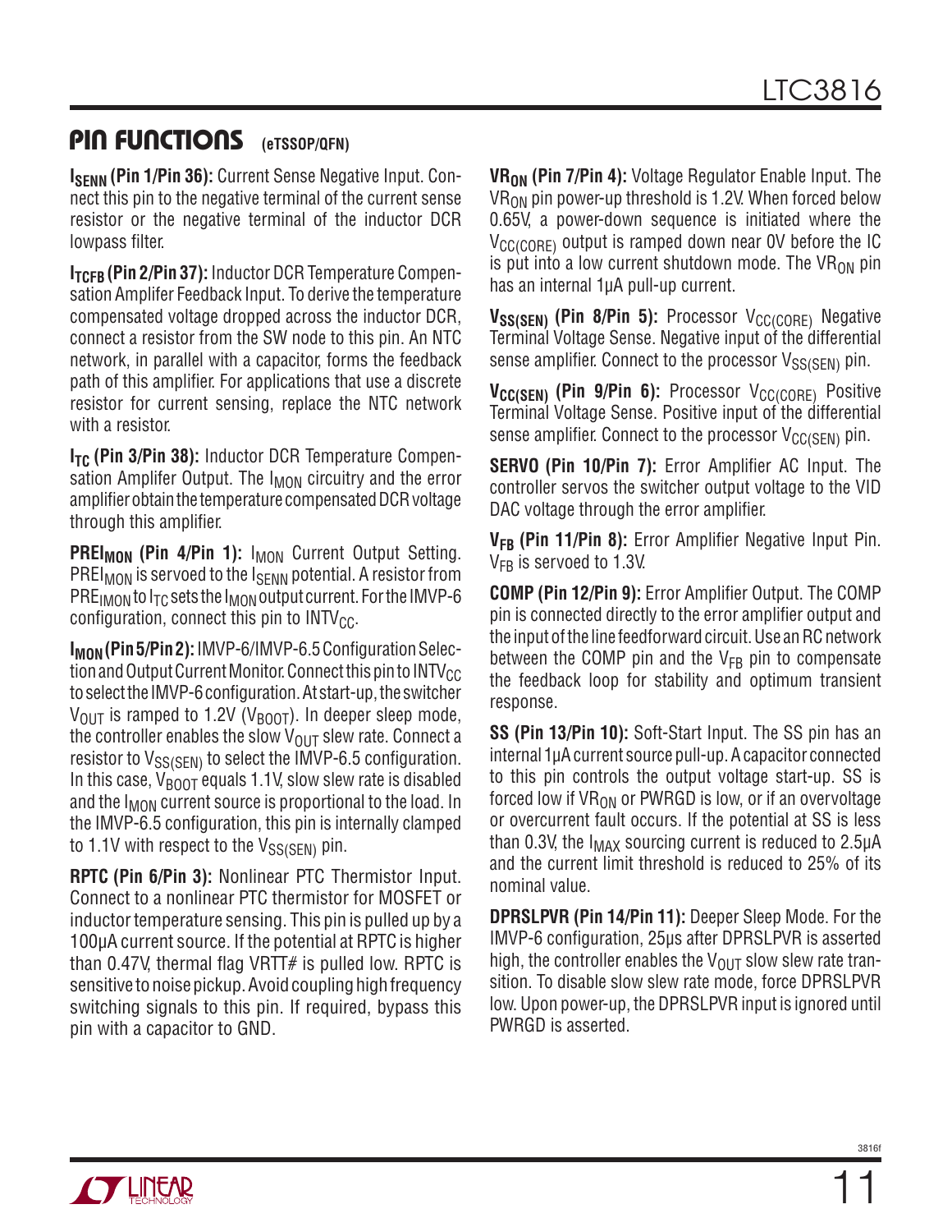## PIN FUNCTIONS (eTSSOP/QFN)

**$I_{SENN}$ (Pin 1/Pin 36):** Current Sense Negative Input. Connect this pin to the negative terminal of the current sense resistor or the negative terminal of the inductor DCR lowpass filter.

**$I_{TCFB}$ (Pin 2/Pin 37):** Inductor DCR Temperature Compensation Amplifer Feedback Input. To derive the temperature compensated voltage dropped across the inductor DCR, connect a resistor from the SW node to this pin. An NTC network, in parallel with a capacitor, forms the feedback path of this amplifier. For applications that use a discrete resistor for current sensing, replace the NTC network with a resistor.

**$I_{TC}$ (Pin 3/Pin 38):** Inductor DCR Temperature Compensation Amplifer Output. The $I_{MON}$ circuitry and the error amplifier obtain the temperature compensated DCR voltage through this amplifier.

**$PREI_{MON}$ (Pin 4/Pin 1):** $I_{MON}$ Current Output Setting. $PREI_{MON}$ is servoed to the $I_{SENN}$ potential. A resistor from $PRE_{IMON}$ to $I_{TC}$ sets the $I_{MON}$ output current. For the IMVP-6 configuration, connect this pin to $INTV_{CC}$.

**$I_{MON}$ (Pin 5/Pin 2):** IMVP-6/IMVP-6.5 Configuration Selection and Output Current Monitor. Connect this pin to $INTV_{CC}$ to select the IMVP-6 configuration. At start-up, the switcher $V_{OUT}$ is ramped to 1.2V ($V_{BOOT}$). In deeper sleep mode, the controller enables the slow $V_{OUT}$ slew rate. Connect a resistor to $V_{SS(SEN)}$ to select the IMVP-6.5 configuration. In this case, $V_{BOOT}$ equals 1.1V, slow slew rate is disabled and the $I_{MON}$ current source is proportional to the load. In the IMVP-6.5 configuration, this pin is internally clamped to 1.1V with respect to the $V_{SS(SEN)}$ pin.

**RPTC (Pin 6/Pin 3):** Nonlinear PTC Thermistor Input. Connect to a nonlinear PTC thermistor for MOSFET or inductor temperature sensing. This pin is pulled up by a 100µA current source. If the potential at RPTC is higher than 0.47V, thermal flag VRTT# is pulled low. RPTC is sensitive to noise pickup. Avoid coupling high frequency switching signals to this pin. If required, bypass this pin with a capacitor to GND.

**$VR_{ON}$ (Pin 7/Pin 4):** Voltage Regulator Enable Input. The $VR_{ON}$ pin power-up threshold is 1.2V. When forced below 0.65V, a power-down sequence is initiated where the $V_{CC(CORE)}$ output is ramped down near 0V before the IC is put into a low current shutdown mode. The $VR_{ON}$ pin has an internal 1µA pull-up current.

**$V_{SS(SEN)}$ (Pin 8/Pin 5):** Processor $V_{CC(CORE)}$ Negative Terminal Voltage Sense. Negative input of the differential sense amplifier. Connect to the processor $V_{SS(SEN)}$ pin.

**$V_{CC(SEN)}$ (Pin 9/Pin 6):** Processor $V_{CC(CORE)}$ Positive Terminal Voltage Sense. Positive input of the differential sense amplifier. Connect to the processor $V_{CC(SEN)}$ pin.

**SERVO (Pin 10/Pin 7):** Error Amplifier AC Input. The controller servos the switcher output voltage to the VID DAC voltage through the error amplifier.

**$V_{FB}$ (Pin 11/Pin 8):** Error Amplifier Negative Input Pin. $V_{FB}$ is servoed to 1.3V.

**COMP (Pin 12/Pin 9):** Error Amplifier Output. The COMP pin is connected directly to the error amplifier output and the input of the line feedforward circuit. Use an RC network between the COMP pin and the $V_{FB}$ pin to compensate the feedback loop for stability and optimum transient response.

**SS (Pin 13/Pin 10):** Soft-Start Input. The SS pin has an internal 1µA current source pull-up. A capacitor connected to this pin controls the output voltage start-up. SS is forced low if $VR_{ON}$ or PWRGD is low, or if an overvoltage or overcurrent fault occurs. If the potential at SS is less than 0.3V, the $I_{MAX}$ sourcing current is reduced to 2.5µA and the current limit threshold is reduced to 25% of its nominal value.

**DPRSLPVR (Pin 14/Pin 11):** Deeper Sleep Mode. For the IMVP-6 configuration, 25µs after DPRSLPVR is asserted high, the controller enables the $V_{OUT}$ slow slew rate transition. To disable slow slew rate mode, force DPRSLPVR low. Upon power-up, the DPRSLPVR input is ignored until PWRGD is asserted.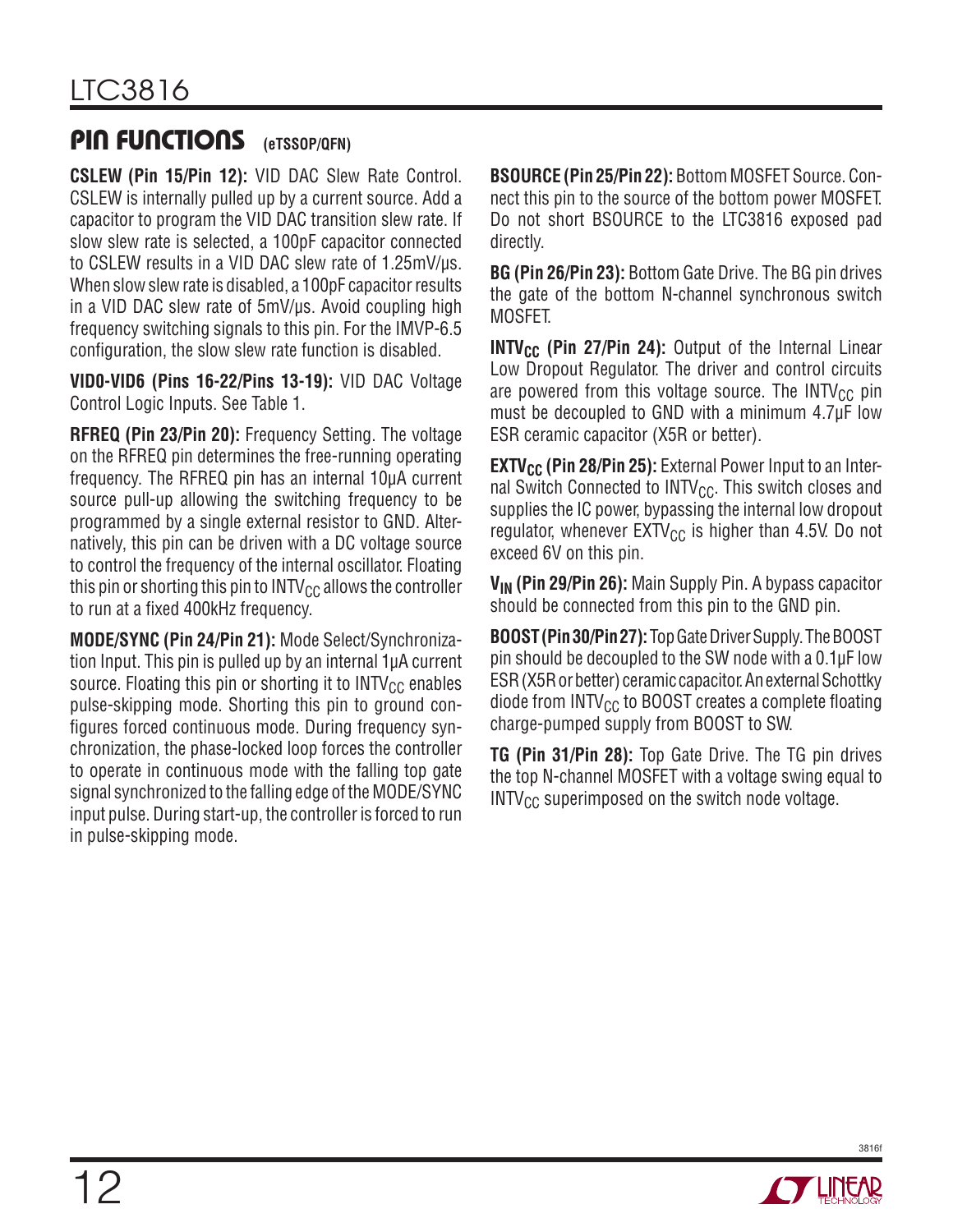## PIN FUNCTIONS (eTSSOP/QFN)

**CSLEW (Pin 15/Pin 12):** VID DAC Slew Rate Control. CSLEW is internally pulled up by a current source. Add a capacitor to program the VID DAC transition slew rate. If slow slew rate is selected, a 100pF capacitor connected to CSLEW results in a VID DAC slew rate of 1.25mV/µs. When slow slew rate is disabled, a 100pF capacitor results in a VID DAC slew rate of 5mV/µs. Avoid coupling high frequency switching signals to this pin. For the IMVP-6.5 configuration, the slow slew rate function is disabled.

**VID0-VID6 (Pins 16-22/Pins 13-19):** VID DAC Voltage Control Logic Inputs. See Table 1.

**RFREQ (Pin 23/Pin 20):** Frequency Setting. The voltage on the RFREQ pin determines the free-running operating frequency. The RFREQ pin has an internal 10µA current source pull-up allowing the switching frequency to be programmed by a single external resistor to GND. Alternatively, this pin can be driven with a DC voltage source to control the frequency of the internal oscillator. Floating this pin or shorting this pin to $INTV_{CC}$ allows the controller to run at a fixed 400kHz frequency.

**MODE/SYNC (Pin 24/Pin 21):** Mode Select/Synchronization Input. This pin is pulled up by an internal 1µA current source. Floating this pin or shorting it to $INTV_{CC}$ enables pulse-skipping mode. Shorting this pin to ground configures forced continuous mode. During frequency synchronization, the phase-locked loop forces the controller to operate in continuous mode with the falling top gate signal synchronized to the falling edge of the MODE/SYNC input pulse. During start-up, the controller is forced to run in pulse-skipping mode.

**BSOURCE (Pin 25/Pin 22):** Bottom MOSFET Source. Connect this pin to the source of the bottom power MOSFET. Do not short BSOURCE to the LTC3816 exposed pad directly.

**BG (Pin 26/Pin 23):** Bottom Gate Drive. The BG pin drives the gate of the bottom N-channel synchronous switch MOSFET.

**$INTV_{CC}$ (Pin 27/Pin 24):** Output of the Internal Linear Low Dropout Regulator. The driver and control circuits are powered from this voltage source. The $INTV_{CC}$ pin must be decoupled to GND with a minimum 4.7µF low ESR ceramic capacitor (X5R or better).

**$EXTV_{CC}$ (Pin 28/Pin 25):** External Power Input to an Internal Switch Connected to $INTV_{CC}$. This switch closes and supplies the IC power, bypassing the internal low dropout regulator, whenever $EXTV_{CC}$ is higher than 4.5V. Do not exceed 6V on this pin.

**$V_{IN}$ (Pin 29/Pin 26):** Main Supply Pin. A bypass capacitor should be connected from this pin to the GND pin.

**BOOST (Pin 30/Pin 27):** Top Gate Driver Supply. The BOOST pin should be decoupled to the SW node with a 0.1µF low ESR (X5R or better) ceramic capacitor. An external Schottky diode from $INTV_{CC}$ to BOOST creates a complete floating charge-pumped supply from BOOST to SW.

**TG (Pin 31/Pin 28):** Top Gate Drive. The TG pin drives the top N-channel MOSFET with a voltage swing equal to $INTV_{CC}$ superimposed on the switch node voltage.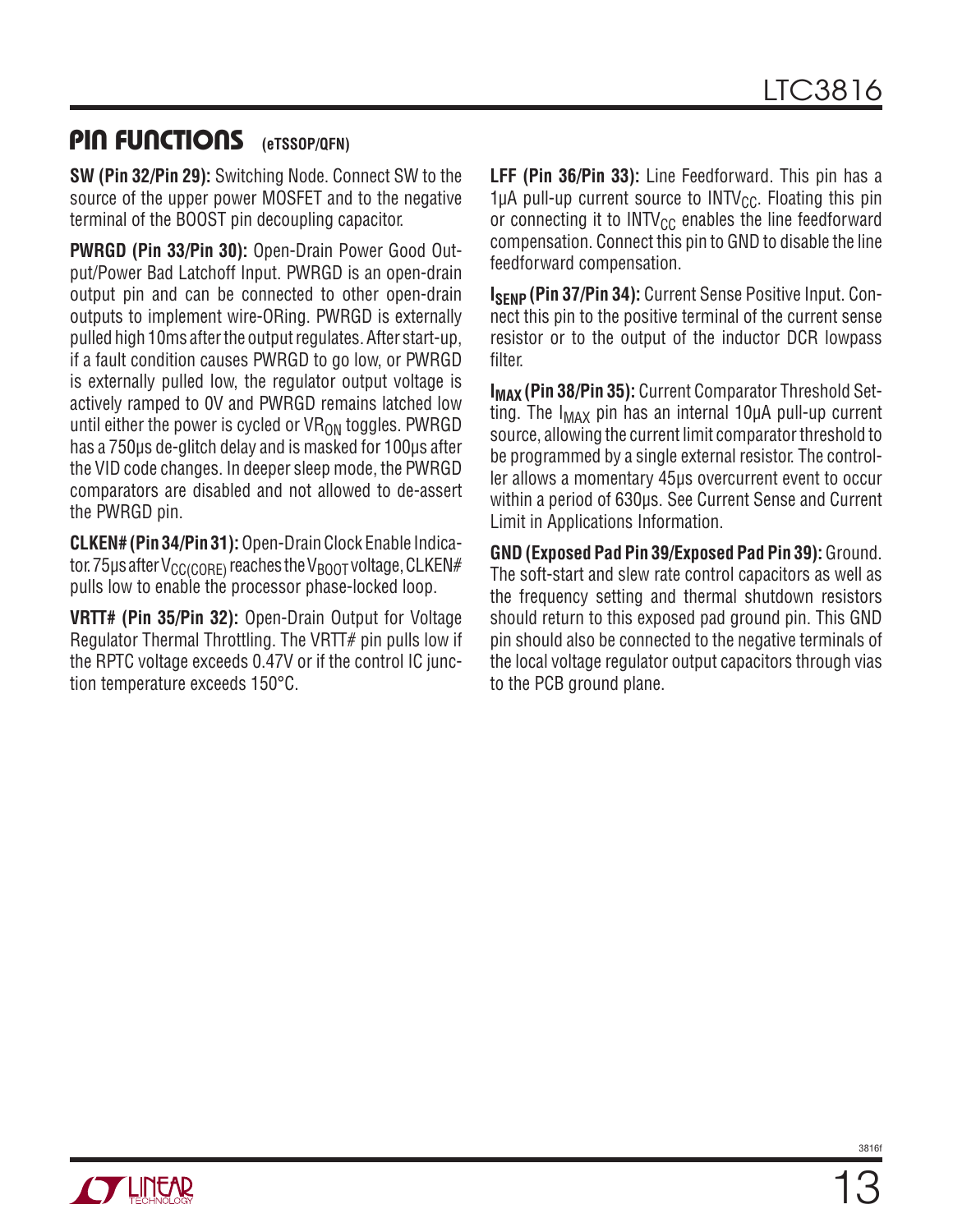## PIN FUNCTIONS (eTSSOP/QFN)

**SW (Pin 32/Pin 29):** Switching Node. Connect SW to the source of the upper power MOSFET and to the negative terminal of the BOOST pin decoupling capacitor.

**PWRGD (Pin 33/Pin 30):** Open-Drain Power Good Output/Power Bad Latchoff Input. PWRGD is an open-drain output pin and can be connected to other open-drain outputs to implement wire-ORing. PWRGD is externally pulled high 10ms after the output regulates. After start-up, if a fault condition causes PWRGD to go low, or PWRGD is externally pulled low, the regulator output voltage is actively ramped to 0V and PWRGD remains latched low until either the power is cycled or $VR_{ON}$ toggles. PWRGD has a 750µs de-glitch delay and is masked for 100µs after the VID code changes. In deeper sleep mode, the PWRGD comparators are disabled and not allowed to de-assert the PWRGD pin.

**CLKEN# (Pin 34/Pin 31):** Open-Drain Clock Enable Indicator. 75µs after $V_{CC(CORE)}$ reaches the $V_{BOOT}$ voltage, CLKEN# pulls low to enable the processor phase-locked loop.

**VRTT# (Pin 35/Pin 32):** Open-Drain Output for Voltage Regulator Thermal Throttling. The VRTT# pin pulls low if the RPTC voltage exceeds 0.47V or if the control IC junction temperature exceeds 150°C.

**LFF (Pin 36/Pin 33):** Line Feedforward. This pin has a 1µA pull-up current source to $INTV_{CC}$. Floating this pin or connecting it to $INTV_{CC}$ enables the line feedforward compensation. Connect this pin to GND to disable the line feedforward compensation.

**$I_{SENP}$ (Pin 37/Pin 34):** Current Sense Positive Input. Connect this pin to the positive terminal of the current sense resistor or to the output of the inductor DCR lowpass filter.

**$I_{MAX}$ (Pin 38/Pin 35):** Current Comparator Threshold Setting. The $I_{MAX}$ pin has an internal 10µA pull-up current source, allowing the current limit comparator threshold to be programmed by a single external resistor. The controller allows a momentary 45µs overcurrent event to occur within a period of 630µs. See Current Sense and Current Limit in Applications Information.

**GND (Exposed Pad Pin 39/Exposed Pad Pin 39):** Ground. The soft-start and slew rate control capacitors as well as the frequency setting and thermal shutdown resistors should return to this exposed pad ground pin. This GND pin should also be connected to the negative terminals of the local voltage regulator output capacitors through vias to the PCB ground plane.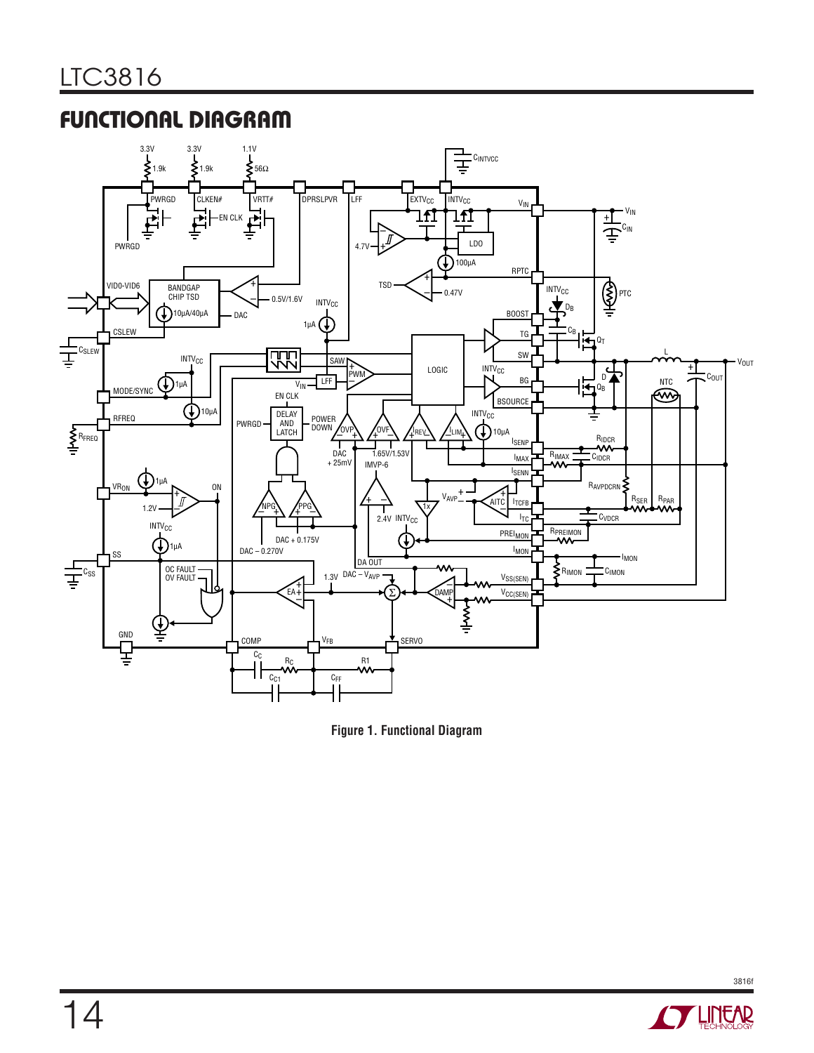## FUNCTIONAL DIAGRAM

Figure 1. Functional Diagram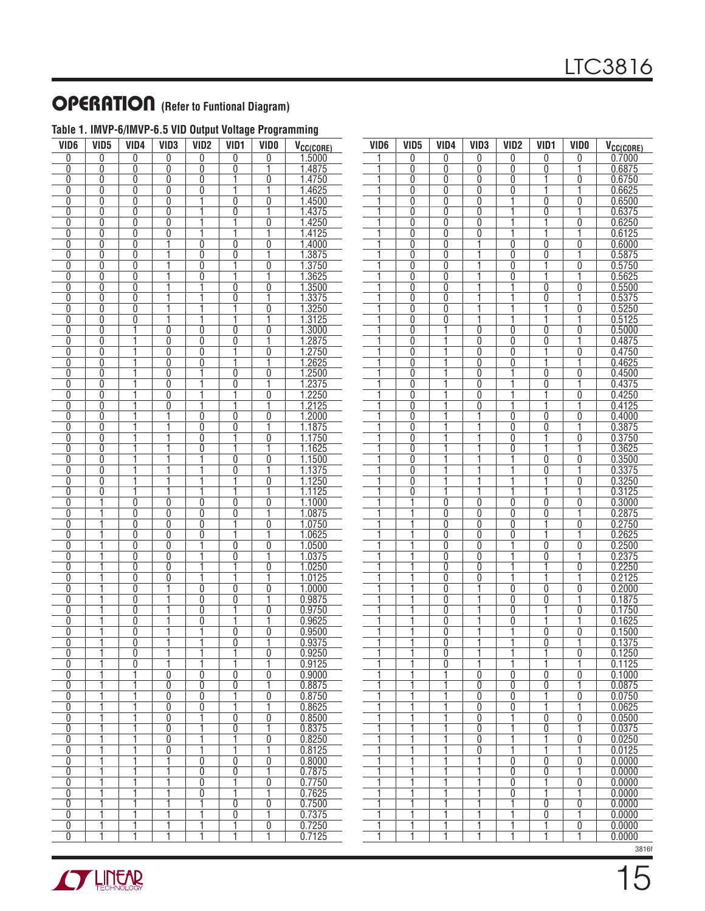## OPERATION (Refer to Funtional Diagram)

**Table 1. IMVP-6/IMVP-6.5 VID Output Voltage Programming**

| VID6 | VID5 | VID4 | VID3 | VID2 | VID1 | VID0 | $V_{CC(CORE)}$ |
|---|---|---|---|---|---|---|---|
| 0 | 0 | 0 | 0 | 0 | 0 | 0 | 1.5000 |
| 0 | 0 | 0 | 0 | 0 | 0 | 1 | 1.4875 |
| 0 | 0 | 0 | 0 | 0 | 1 | 0 | 1.4750 |
| 0 | 0 | 0 | 0 | 0 | 1 | 1 | 1.4625 |
| 0 | 0 | 0 | 0 | 1 | 0 | 0 | 1.4500 |
| 0 | 0 | 0 | 0 | 1 | 0 | 1 | 1.4375 |
| 0 | 0 | 0 | 0 | 1 | 1 | 0 | 1.4250 |
| 0 | 0 | 0 | 0 | 1 | 1 | 1 | 1.4125 |
| 0 | 0 | 0 | 1 | 0 | 0 | 0 | 1.4000 |
| 0 | 0 | 0 | 1 | 0 | 0 | 1 | 1.3875 |
| 0 | 0 | 0 | 1 | 0 | 1 | 0 | 1.3750 |
| 0 | 0 | 0 | 1 | 0 | 1 | 1 | 1.3625 |
| 0 | 0 | 0 | 1 | 1 | 0 | 0 | 1.3500 |
| 0 | 0 | 0 | 1 | 1 | 0 | 1 | 1.3375 |
| 0 | 0 | 0 | 1 | 1 | 1 | 0 | 1.3250 |
| 0 | 0 | 0 | 1 | 1 | 1 | 1 | 1.3125 |
| 0 | 0 | 1 | 0 | 0 | 0 | 0 | 1.3000 |
| 0 | 0 | 1 | 0 | 0 | 0 | 1 | 1.2875 |
| 0 | 0 | 1 | 0 | 0 | 1 | 0 | 1.2750 |
| 0 | 0 | 1 | 0 | 0 | 1 | 1 | 1.2625 |
| 0 | 0 | 1 | 0 | 1 | 0 | 0 | 1.2500 |
| 0 | 0 | 1 | 0 | 1 | 0 | 1 | 1.2375 |
| 0 | 0 | 1 | 0 | 1 | 1 | 0 | 1.2250 |
| 0 | 0 | 1 | 0 | 1 | 1 | 1 | 1.2125 |
| 0 | 0 | 1 | 1 | 0 | 0 | 0 | 1.2000 |
| 0 | 0 | 1 | 1 | 0 | 0 | 1 | 1.1875 |
| 0 | 0 | 1 | 1 | 0 | 1 | 0 | 1.1750 |
| 0 | 0 | 1 | 1 | 0 | 1 | 1 | 1.1625 |
| 0 | 0 | 1 | 1 | 1 | 0 | 0 | 1.1500 |
| 0 | 0 | 1 | 1 | 1 | 0 | 1 | 1.1375 |
| 0 | 0 | 1 | 1 | 1 | 1 | 0 | 1.1250 |
| 0 | 0 | 1 | 1 | 1 | 1 | 1 | 1.1125 |
| 0 | 1 | 0 | 0 | 0 | 0 | 0 | 1.1000 |
| 0 | 1 | 0 | 0 | 0 | 0 | 1 | 1.0875 |
| 0 | 1 | 0 | 0 | 0 | 1 | 0 | 1.0750 |
| 0 | 1 | 0 | 0 | 0 | 1 | 1 | 1.0625 |
| 0 | 1 | 0 | 0 | 1 | 0 | 0 | 1.0500 |
| 0 | 1 | 0 | 0 | 1 | 0 | 1 | 1.0375 |
| 0 | 1 | 0 | 0 | 1 | 1 | 0 | 1.0250 |
| 0 | 1 | 0 | 0 | 1 | 1 | 1 | 1.0125 |
| 0 | 1 | 0 | 1 | 0 | 0 | 0 | 1.0000 |
| 0 | 1 | 0 | 1 | 0 | 0 | 1 | 0.9875 |
| 0 | 1 | 0 | 1 | 0 | 1 | 0 | 0.9750 |
| 0 | 1 | 0 | 1 | 0 | 1 | 1 | 0.9625 |
| 0 | 1 | 0 | 1 | 1 | 0 | 0 | 0.9500 |
| 0 | 1 | 0 | 1 | 1 | 0 | 1 | 0.9375 |
| 0 | 1 | 0 | 1 | 1 | 1 | 0 | 0.9250 |
| 0 | 1 | 0 | 1 | 1 | 1 | 1 | 0.9125 |
| 0 | 1 | 1 | 0 | 0 | 0 | 0 | 0.9000 |
| 0 | 1 | 1 | 0 | 0 | 0 | 1 | 0.8875 |
| 0 | 1 | 1 | 0 | 0 | 1 | 0 | 0.8750 |
| 0 | 1 | 1 | 0 | 0 | 1 | 1 | 0.8625 |
| 0 | 1 | 1 | 0 | 1 | 0 | 0 | 0.8500 |
| 0 | 1 | 1 | 0 | 1 | 0 | 1 | 0.8375 |
| 0 | 1 | 1 | 0 | 1 | 1 | 0 | 0.8250 |
| 0 | 1 | 1 | 0 | 1 | 1 | 1 | 0.8125 |
| 0 | 1 | 1 | 1 | 0 | 0 | 0 | 0.8000 |
| 0 | 1 | 1 | 1 | 0 | 0 | 1 | 0.7875 |
| 0 | 1 | 1 | 1 | 0 | 1 | 0 | 0.7750 |
| 0 | 1 | 1 | 1 | 0 | 1 | 1 | 0.7625 |
| 0 | 1 | 1 | 1 | 1 | 0 | 0 | 0.7500 |
| 0 | 1 | 1 | 1 | 1 | 0 | 1 | 0.7375 |
| 0 | 1 | 1 | 1 | 1 | 1 | 0 | 0.7250 |
| 0 | 1 | 1 | 1 | 1 | 1 | 1 | 0.7125 |
| 1 | 0 | 0 | 0 | 0 | 0 | 0 | 0.7000 |
| 1 | 0 | 0 | 0 | 0 | 0 | 1 | 0.6875 |
| 1 | 0 | 0 | 0 | 0 | 1 | 0 | 0.6750 |
| 1 | 0 | 0 | 0 | 0 | 1 | 1 | 0.6625 |
| 1 | 0 | 0 | 0 | 1 | 0 | 0 | 0.6500 |
| 1 | 0 | 0 | 0 | 1 | 0 | 1 | 0.6375 |
| 1 | 0 | 0 | 0 | 1 | 1 | 0 | 0.6250 |
| 1 | 0 | 0 | 0 | 1 | 1 | 1 | 0.6125 |
| 1 | 0 | 0 | 1 | 0 | 0 | 0 | 0.6000 |
| 1 | 0 | 0 | 1 | 0 | 0 | 1 | 0.5875 |
| 1 | 0 | 0 | 1 | 0 | 1 | 0 | 0.5750 |
| 1 | 0 | 0 | 1 | 0 | 1 | 1 | 0.5625 |
| 1 | 0 | 0 | 1 | 1 | 0 | 0 | 0.5500 |
| 1 | 0 | 0 | 1 | 1 | 0 | 1 | 0.5375 |
| 1 | 0 | 0 | 1 | 1 | 1 | 0 | 0.5250 |
| 1 | 0 | 0 | 1 | 1 | 1 | 1 | 0.5125 |
| 1 | 0 | 1 | 0 | 0 | 0 | 0 | 0.5000 |
| 1 | 0 | 1 | 0 | 0 | 0 | 1 | 0.4875 |
| 1 | 0 | 1 | 0 | 0 | 1 | 0 | 0.4750 |
| 1 | 0 | 1 | 0 | 0 | 1 | 1 | 0.4625 |
| 1 | 0 | 1 | 0 | 1 | 0 | 0 | 0.4500 |
| 1 | 0 | 1 | 0 | 1 | 0 | 1 | 0.4375 |
| 1 | 0 | 1 | 0 | 1 | 1 | 0 | 0.4250 |
| 1 | 0 | 1 | 0 | 1 | 1 | 1 | 0.4125 |
| 1 | 0 | 1 | 1 | 0 | 0 | 0 | 0.4000 |
| 1 | 0 | 1 | 1 | 0 | 0 | 1 | 0.3875 |
| 1 | 0 | 1 | 1 | 0 | 1 | 0 | 0.3750 |
| 1 | 0 | 1 | 1 | 0 | 1 | 1 | 0.3625 |
| 1 | 0 | 1 | 1 | 1 | 0 | 0 | 0.3500 |
| 1 | 0 | 1 | 1 | 1 | 0 | 1 | 0.3375 |
| 1 | 0 | 1 | 1 | 1 | 1 | 0 | 0.3250 |
| 1 | 0 | 1 | 1 | 1 | 1 | 1 | 0.3125 |
| 1 | 1 | 0 | 0 | 0 | 0 | 0 | 0.3000 |
| 1 | 1 | 0 | 0 | 0 | 0 | 1 | 0.2875 |
| 1 | 1 | 0 | 0 | 0 | 1 | 0 | 0.2750 |
| 1 | 1 | 0 | 0 | 0 | 1 | 1 | 0.2625 |
| 1 | 1 | 0 | 0 | 1 | 0 | 0 | 0.2500 |
| 1 | 1 | 0 | 0 | 1 | 0 | 1 | 0.2375 |
| 1 | 1 | 0 | 0 | 1 | 1 | 0 | 0.2250 |
| 1 | 1 | 0 | 0 | 1 | 1 | 1 | 0.2125 |
| 1 | 1 | 0 | 1 | 0 | 0 | 0 | 0.2000 |
| 1 | 1 | 0 | 1 | 0 | 0 | 1 | 0.1875 |
| 1 | 1 | 0 | 1 | 0 | 1 | 0 | 0.1750 |
| 1 | 1 | 0 | 1 | 0 | 1 | 1 | 0.1625 |
| 1 | 1 | 0 | 1 | 1 | 0 | 0 | 0.1500 |
| 1 | 1 | 0 | 1 | 1 | 0 | 1 | 0.1375 |
| 1 | 1 | 0 | 1 | 1 | 1 | 0 | 0.1250 |
| 1 | 1 | 0 | 1 | 1 | 1 | 1 | 0.1125 |
| 1 | 1 | 1 | 0 | 0 | 0 | 0 | 0.1000 |
| 1 | 1 | 1 | 0 | 0 | 0 | 1 | 0.0875 |
| 1 | 1 | 1 | 0 | 0 | 1 | 0 | 0.0750 |
| 1 | 1 | 1 | 0 | 0 | 1 | 1 | 0.0625 |
| 1 | 1 | 1 | 0 | 1 | 0 | 0 | 0.0500 |
| 1 | 1 | 1 | 0 | 1 | 0 | 1 | 0.0375 |
| 1 | 1 | 1 | 0 | 1 | 1 | 0 | 0.0250 |
| 1 | 1 | 1 | 0 | 1 | 1 | 1 | 0.0125 |
| 1 | 1 | 1 | 1 | 0 | 0 | 0 | 0.0000 |
| 1 | 1 | 1 | 1 | 0 | 0 | 1 | 0.0000 |
| 1 | 1 | 1 | 1 | 0 | 1 | 0 | 0.0000 |
| 1 | 1 | 1 | 1 | 0 | 1 | 1 | 0.0000 |
| 1 | 1 | 1 | 1 | 1 | 0 | 0 | 0.0000 |
| 1 | 1 | 1 | 1 | 1 | 0 | 1 | 0.0000 |
| 1 | 1 | 1 | 1 | 1 | 1 | 0 | 0.0000 |
| 1 | 1 | 1 | 1 | 1 | 1 | 1 | 0.0000 |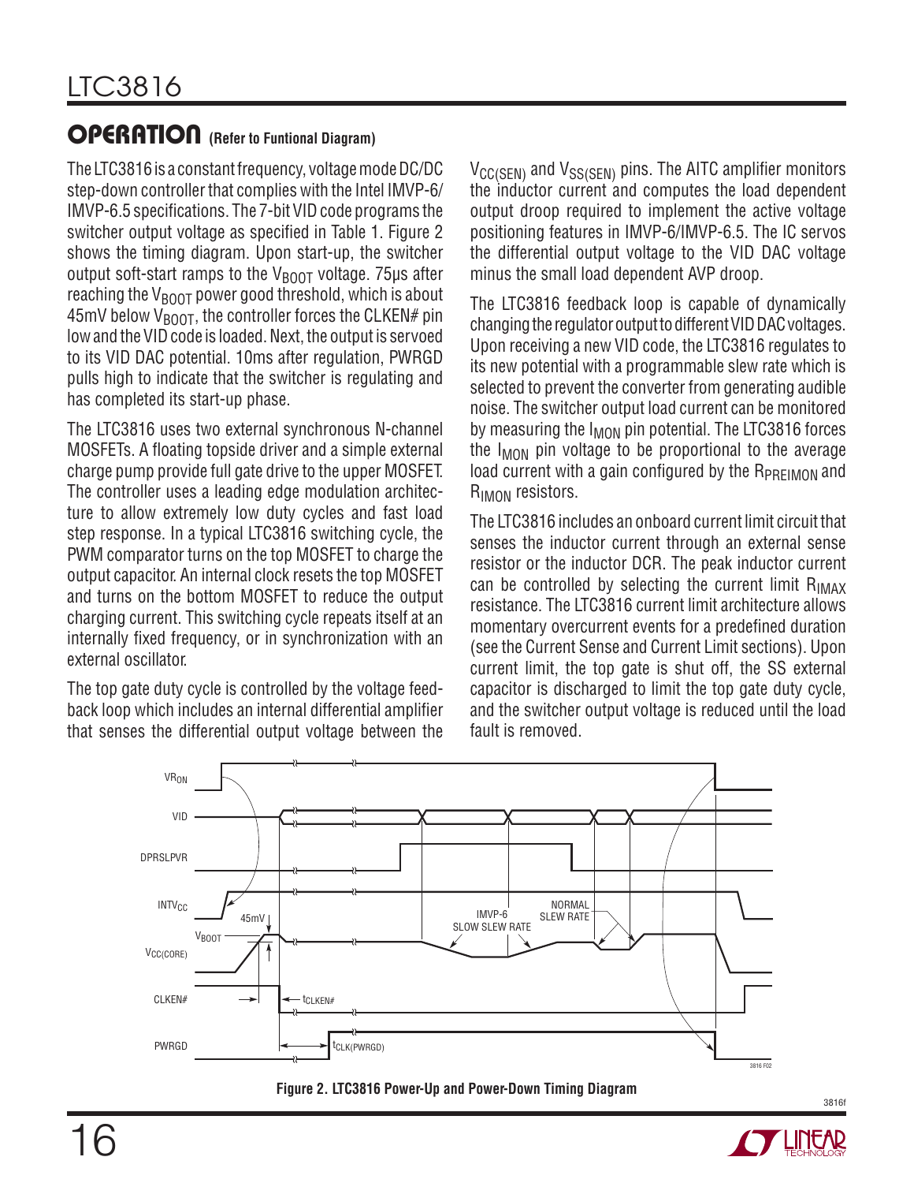## OPERATION (Refer to Funtional Diagram)

The LTC3816 is a constant frequency, voltage mode DC/DC step-down controller that complies with the Intel IMVP-6/IMVP-6.5 specifications. The 7-bit VID code programs the switcher output voltage as specified in Table 1. Figure 2 shows the timing diagram. Upon start-up, the switcher output soft-start ramps to the $V_{BOOT}$ voltage. 75µs after reaching the $V_{BOOT}$ power good threshold, which is about 45mV below $V_{BOOT}$, the controller forces the CLKEN# pin low and the VID code is loaded. Next, the output is servoed to its VID DAC potential. 10ms after regulation, PWRGD pulls high to indicate that the switcher is regulating and has completed its start-up phase.

The LTC3816 uses two external synchronous N-channel MOSFETs. A floating topside driver and a simple external charge pump provide full gate drive to the upper MOSFET. The controller uses a leading edge modulation architecture to allow extremely low duty cycles and fast load step response. In a typical LTC3816 switching cycle, the PWM comparator turns on the top MOSFET to charge the output capacitor. An internal clock resets the top MOSFET and turns on the bottom MOSFET to reduce the output charging current. This switching cycle repeats itself at an internally fixed frequency, or in synchronization with an external oscillator.

The top gate duty cycle is controlled by the voltage feedback loop which includes an internal differential amplifier that senses the differential output voltage between the $V_{CC(SEN)}$ and $V_{SS(SEN)}$ pins. The AITC amplifier monitors the inductor current and computes the load dependent output droop required to implement the active voltage positioning features in IMVP-6/IMVP-6.5. The IC servos the differential output voltage to the VID DAC voltage minus the small load dependent AVP droop.

The LTC3816 feedback loop is capable of dynamically changing the regulator output to different VID DAC voltages. Upon receiving a new VID code, the LTC3816 regulates to its new potential with a programmable slew rate which is selected to prevent the converter from generating audible noise. The switcher output load current can be monitored by measuring the $I_{MON}$ pin potential. The LTC3816 forces the $I_{MON}$ pin voltage to be proportional to the average load current with a gain configured by the $R_{PREIMON}$ and $R_{IMON}$ resistors.

The LTC3816 includes an onboard current limit circuit that senses the inductor current through an external sense resistor or the inductor DCR. The peak inductor current can be controlled by selecting the current limit $R_{IMAX}$ resistance. The LTC3816 current limit architecture allows momentary overcurrent events for a predefined duration (see the Current Sense and Current Limit sections). Upon current limit, the top gate is shut off, the SS external capacitor is discharged to limit the top gate duty cycle, and the switcher output voltage is reduced until the load fault is removed.

**Figure 2. LTC3816 Power-Up and Power-Down Timing Diagram**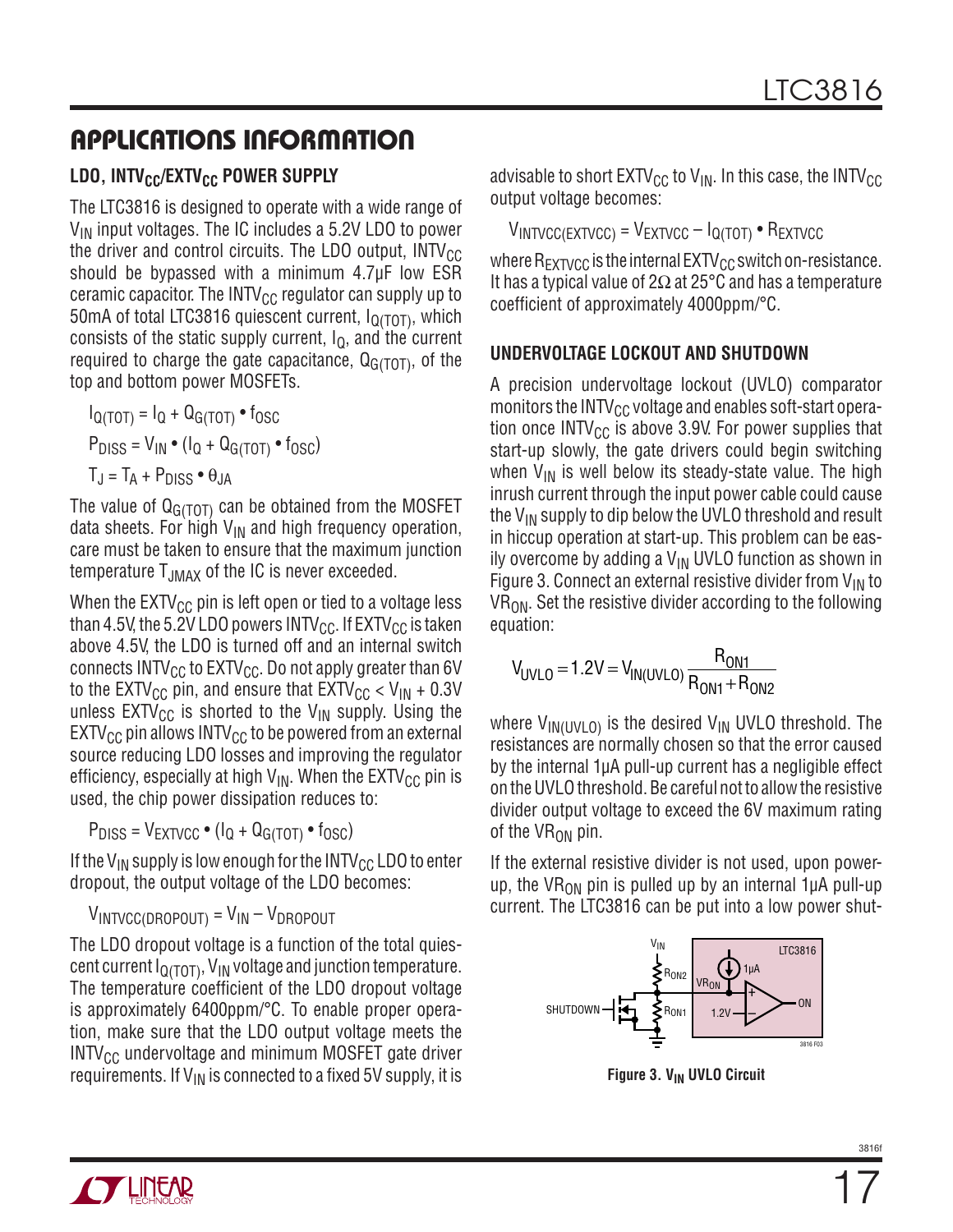## APPLICATIONS INFORMATION

### LDO, $INTV_{CC}/EXTV_{CC}$ POWER SUPPLY

The LTC3816 is designed to operate with a wide range of $V_{IN}$ input voltages. The IC includes a 5.2V LDO to power the driver and control circuits. The LDO output, $INTV_{CC}$ should be bypassed with a minimum 4.7µF low ESR ceramic capacitor. The $INTV_{CC}$ regulator can supply up to 50mA of total LTC3816 quiescent current, $I_{Q(TOT)}$, which consists of the static supply current, $I_Q$, and the current required to charge the gate capacitance, $Q_{G(TOT)}$, of the top and bottom power MOSFETs.

$$I_{Q(TOT)} = I_Q + Q_{G(TOT)} \bullet f_{OSC}$$

$$P_{DISS} = V_{IN} \bullet (I_Q + Q_{G(TOT)} \bullet f_{OSC})$$

$$T_J = T_A + P_{DISS} \bullet \theta_{JA}$$

The value of $Q_{G(TOT)}$ can be obtained from the MOSFET data sheets. For high $V_{IN}$ and high frequency operation, care must be taken to ensure that the maximum junction temperature $T_{JMAX}$ of the IC is never exceeded.

When the $EXTV_{CC}$ pin is left open or tied to a voltage less than 4.5V, the 5.2V LDO powers $INTV_{CC}$. If $EXTV_{CC}$ is taken above 4.5V, the LDO is turned off and an internal switch connects $INTV_{CC}$ to $EXTV_{CC}$. Do not apply greater than 6V to the $EXTV_{CC}$ pin, and ensure that $EXTV_{CC} < V_{IN} + 0.3V$ unless $EXTV_{CC}$ is shorted to the $V_{IN}$ supply. Using the $EXTV_{CC}$ pin allows $INTV_{CC}$ to be powered from an external source reducing LDO losses and improving the regulator efficiency, especially at high $V_{IN}$. When the $EXTV_{CC}$ pin is used, the chip power dissipation reduces to:

$$P_{DISS} = V_{EXTVCC} \bullet (I_Q + Q_{G(TOT)} \bullet f_{OSC})$$

If the $V_{IN}$ supply is low enough for the $INTV_{CC}$ LDO to enter dropout, the output voltage of the LDO becomes:

$$V_{INTVCC(DROPOUT)} = V_{IN} - V_{DROPOUT}$$

The LDO dropout voltage is a function of the total quiescent current $I_{Q(TOT)}$, $V_{IN}$ voltage and junction temperature. The temperature coefficient of the LDO dropout voltage is approximately 6400ppm/°C. To enable proper operation, make sure that the LDO output voltage meets the $INTV_{CC}$ undervoltage and minimum MOSFET gate driver requirements. If $V_{IN}$ is connected to a fixed 5V supply, it is advisable to short $EXTV_{CC}$ to $V_{IN}$. In this case, the $INTV_{CC}$ output voltage becomes:

$$V_{INTVCC(EXTVCC)} = V_{EXTVCC} - I_{Q(TOT)} \bullet R_{EXTVCC}$$

where $R_{EXTVCC}$ is the internal $EXTV_{CC}$ switch on-resistance. It has a typical value of 2Ω at 25°C and has a temperature coefficient of approximately 4000ppm/°C.

### UNDERVOLTAGE LOCKOUT AND SHUTDOWN

A precision undervoltage lockout (UVLO) comparator monitors the $INTV_{CC}$ voltage and enables soft-start operation once $INTV_{CC}$ is above 3.9V. For power supplies that start-up slowly, the gate drivers could begin switching when $V_{IN}$ is well below its steady-state value. The high inrush current through the input power cable could cause the $V_{IN}$ supply to dip below the UVLO threshold and result in hiccup operation at start-up. This problem can be easily overcome by adding a $V_{IN}$ UVLO function as shown in Figure 3. Connect an external resistive divider from $V_{IN}$ to $VR_{ON}$. Set the resistive divider according to the following equation:

$$V_{UVLO} = 1.2V = V_{IN(UVLO)} \frac{R_{ON1}}{R_{ON1} + R_{ON2}}$$

where $V_{IN(UVLO)}$ is the desired $V_{IN}$ UVLO threshold. The resistances are normally chosen so that the error caused by the internal 1µA pull-up current has a negligible effect on the UVLO threshold. Be careful not to allow the resistive divider output voltage to exceed the 6V maximum rating of the $VR_{ON}$ pin.

If the external resistive divider is not used, upon power-up, the $VR_{ON}$ pin is pulled up by an internal 1µA pull-up current. The LTC3816 can be put into a low power shut-

**Figure 3. $V_{IN}$ UVLO Circuit**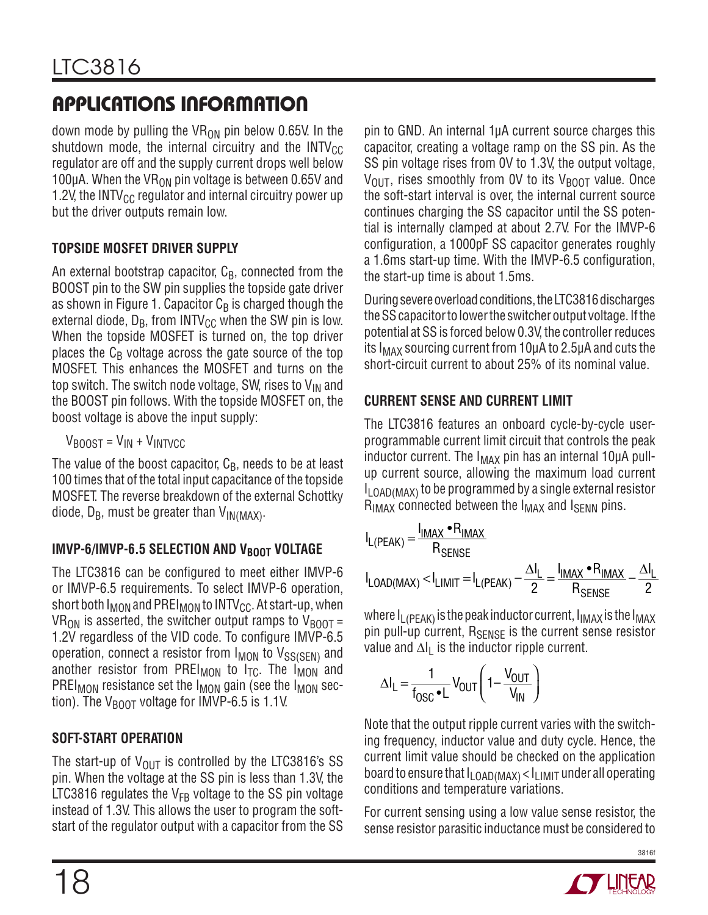down mode by pulling the $VR_{ON}$ pin below 0.65V. In the shutdown mode, the internal circuitry and the $INTV_{CC}$ regulator are off and the supply current drops well below 100µA. When the $VR_{ON}$ pin voltage is between 0.65V and 1.2V, the $INTV_{CC}$ regulator and internal circuitry power up but the driver outputs remain low.

### TOPSIDE MOSFET DRIVER SUPPLY

An external bootstrap capacitor, $C_B$, connected from the BOOST pin to the SW pin supplies the topside gate driver as shown in Figure 1. Capacitor $C_B$ is charged though the external diode, $D_B$, from $INTV_{CC}$ when the SW pin is low. When the topside MOSFET is turned on, the top driver places the $C_B$ voltage across the gate source of the top MOSFET. This enhances the MOSFET and turns on the top switch. The switch node voltage, SW, rises to $V_{IN}$ and the BOOST pin follows. With the topside MOSFET on, the boost voltage is above the input supply:

$$V_{BOOST} = V_{IN} + V_{INTVCC}$$

The value of the boost capacitor, $C_B$, needs to be at least 100 times that of the total input capacitance of the topside MOSFET. The reverse breakdown of the external Schottky diode, $D_B$, must be greater than $V_{IN(MAX)}$.

### IMVP-6/IMVP-6.5 SELECTION AND $V_{BOOT}$ VOLTAGE

The LTC3816 can be configured to meet either IMVP-6 or IMVP-6.5 requirements. To select IMVP-6 operation, short both $I_{MON}$ and $PREI_{MON}$ to $INTV_{CC}$. At start-up, when $VR_{ON}$ is asserted, the switcher output ramps to $V_{BOOT}$ = 1.2V regardless of the VID code. To configure IMVP-6.5 operation, connect a resistor from $I_{MON}$ to $V_{SS(SEN)}$ and another resistor from $PREI_{MON}$ to $I_{TC}$. The $I_{MON}$ and $PREI_{MON}$ resistance set the $I_{MON}$ gain (see the $I_{MON}$ section). The $V_{BOOT}$ voltage for IMVP-6.5 is 1.1V.

### SOFT-START OPERATION

The start-up of $V_{OUT}$ is controlled by the LTC3816's SS pin. When the voltage at the SS pin is less than 1.3V, the LTC3816 regulates the $V_{FB}$ voltage to the SS pin voltage instead of 1.3V. This allows the user to program the soft-start of the regulator output with a capacitor from the SS pin to GND. An internal 1µA current source charges this capacitor, creating a voltage ramp on the SS pin. As the SS pin voltage rises from 0V to 1.3V, the output voltage, $V_{OUT}$, rises smoothly from 0V to its $V_{BOOT}$ value. Once the soft-start interval is over, the internal current source continues charging the SS capacitor until the SS potential is internally clamped at about 2.7V. For the IMVP-6 configuration, a 1000pF SS capacitor generates roughly a 1.6ms start-up time. With the IMVP-6.5 configuration, the start-up time is about 1.5ms.

During severe overload conditions, the LTC3816 discharges the SS capacitor to lower the switcher output voltage. If the potential at SS is forced below 0.3V, the controller reduces its $I_{MAX}$ sourcing current from 10µA to 2.5µA and cuts the short-circuit current to about 25% of its nominal value.

### CURRENT SENSE AND CURRENT LIMIT

The LTC3816 features an onboard cycle-by-cycle user-programmable current limit circuit that controls the peak inductor current. The $I_{MAX}$ pin has an internal 10µA pull-up current source, allowing the maximum load current $I_{LOAD(MAX)}$ to be programmed by a single external resistor $R_{IMAX}$ connected between the $I_{MAX}$ and $I_{SENN}$ pins.

$$I_{L(PEAK)} = \frac{I_{IMAX} \bullet R_{IMAX}}{R_{SENSE}}$$

$$I_{LOAD(MAX)} < I_{LIMIT} = I_{L(PEAK)} - \frac{\Delta I_L}{2} = \frac{I_{IMAX} \bullet R_{IMAX}}{R_{SENSE}} - \frac{\Delta I_L}{2}$$

where $I_{L(PEAK)}$ is the peak inductor current, $I_{IMAX}$ is the $I_{MAX}$ pin pull-up current, $R_{SENSE}$ is the current sense resistor value and $\Delta I_L$ is the inductor ripple current.

$$\Delta I_L = \frac{1}{f_{OSC} \bullet L} V_{OUT}\left(1 - \frac{V_{OUT}}{V_{IN}}\right)$$

Note that the output ripple current varies with the switching frequency, inductor value and duty cycle. Hence, the current limit value should be checked on the application board to ensure that $I_{LOAD(MAX)} < I_{LIMIT}$ under all operating conditions and temperature variations.

For current sensing using a low value sense resistor, the sense resistor parasitic inductance must be considered to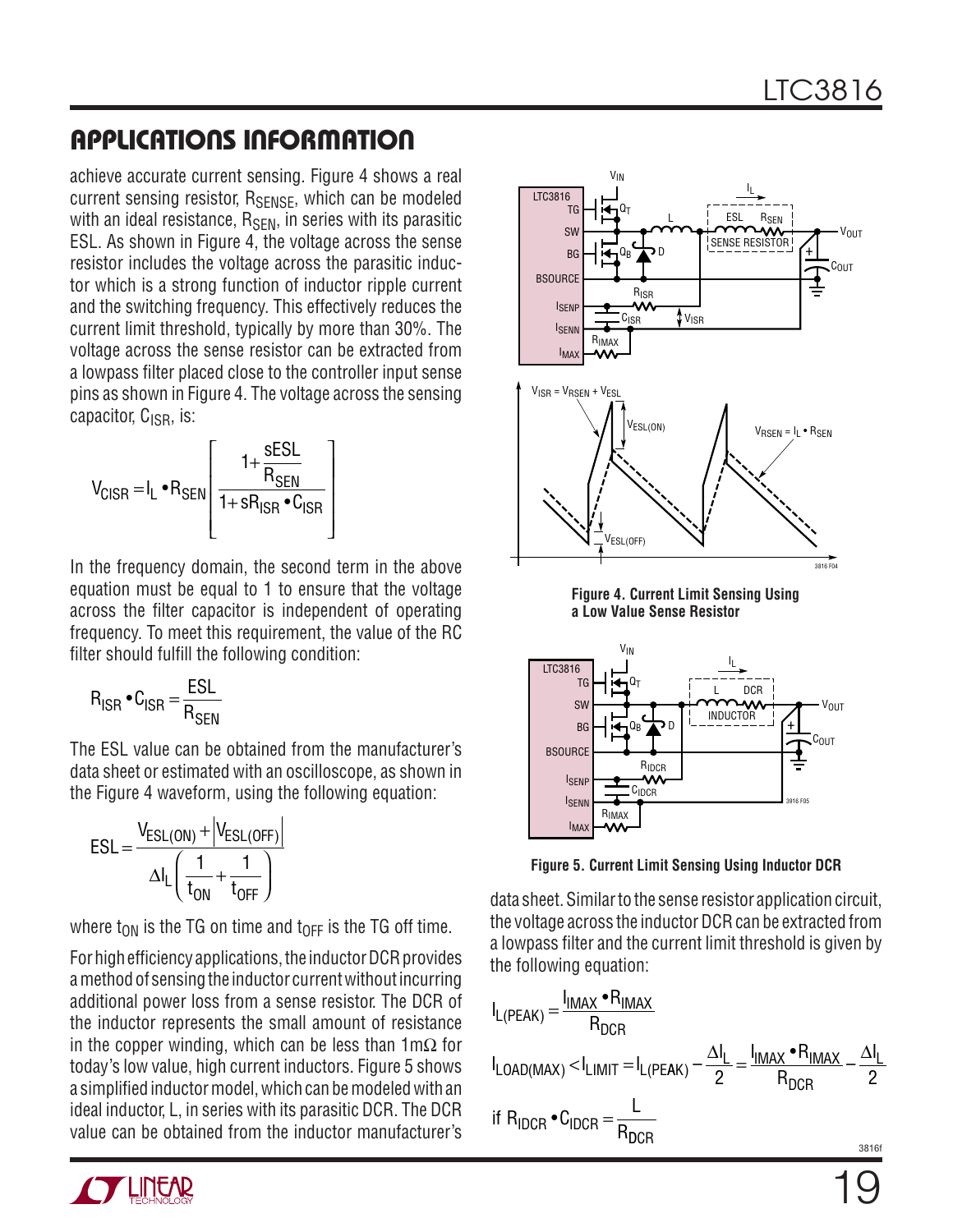## APPLICATIONS INFORMATION

achieve accurate current sensing. Figure 4 shows a real current sensing resistor, $R_{SENSE}$, which can be modeled with an ideal resistance, $R_{SEN}$, in series with its parasitic ESL. As shown in Figure 4, the voltage across the sense resistor includes the voltage across the parasitic inductor which is a strong function of inductor ripple current and the switching frequency. This effectively reduces the current limit threshold, typically by more than 30%. The voltage across the sense resistor can be extracted from a lowpass filter placed close to the controller input sense pins as shown in Figure 4. The voltage across the sensing capacitor, $C_{ISR}$, is:

$$V_{CISR} = I_L \bullet R_{SEN}\left[\frac{1+\dfrac{sESL}{R_{SEN}}}{1+sR_{ISR} \bullet C_{ISR}}\right]$$

In the frequency domain, the second term in the above equation must be equal to 1 to ensure that the voltage across the filter capacitor is independent of operating frequency. To meet this requirement, the value of the RC filter should fulfill the following condition:

$$R_{ISR} \bullet C_{ISR} = \frac{ESL}{R_{SEN}}$$

The ESL value can be obtained from the manufacturer's data sheet or estimated with an oscilloscope, as shown in the Figure 4 waveform, using the following equation:

$$ESL = \frac{V_{ESL(ON)} + \left|V_{ESL(OFF)}\right|}{\Delta I_L\left(\dfrac{1}{t_{ON}} + \dfrac{1}{t_{OFF}}\right)}$$

where $t_{ON}$ is the TG on time and $t_{OFF}$ is the TG off time.

For high efficiency applications, the inductor DCR provides a method of sensing the inductor current without incurring additional power loss from a sense resistor. The DCR of the inductor represents the small amount of resistance in the copper winding, which can be less than 1mΩ for today's low value, high current inductors. Figure 5 shows a simplified inductor model, which can be modeled with an ideal inductor, L, in series with its parasitic DCR. The DCR value can be obtained from the inductor manufacturer's data sheet. Similar to the sense resistor application circuit, the voltage across the inductor DCR can be extracted from a lowpass filter and the current limit threshold is given by the following equation:

**Figure 4. Current Limit Sensing Using a Low Value Sense Resistor**

**Figure 5. Current Limit Sensing Using Inductor DCR**

$$I_{L(PEAK)} = \frac{I_{IMAX} \bullet R_{IMAX}}{R_{DCR}}$$

$$I_{LOAD(MAX)} < I_{LIMIT} = I_{L(PEAK)} - \frac{\Delta I_L}{2} = \frac{I_{IMAX} \bullet R_{IMAX}}{R_{DCR}} - \frac{\Delta I_L}{2}$$

$$\text{if } R_{IDCR} \bullet C_{IDCR} = \frac{L}{R_{DCR}}$$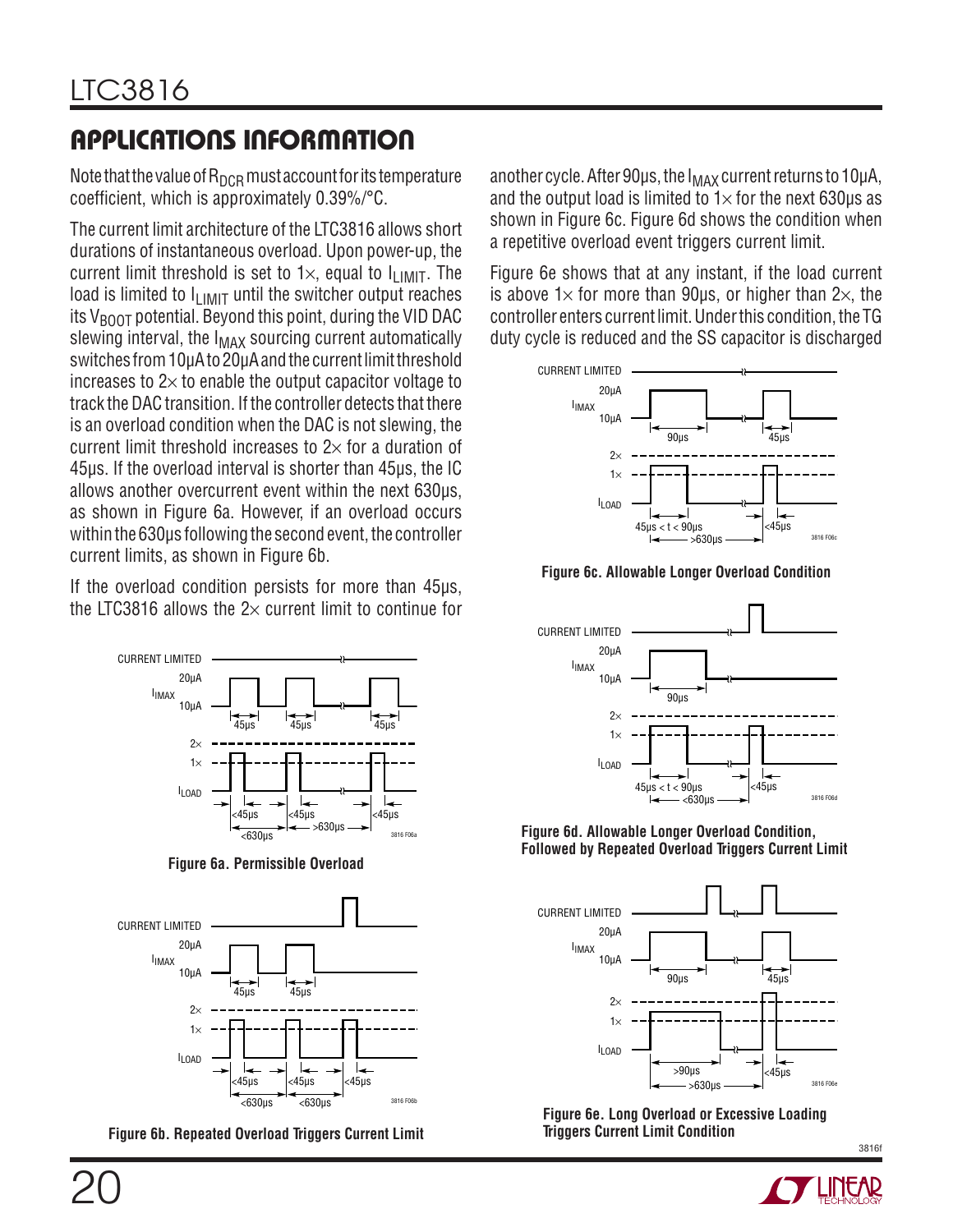## APPLICATIONS INFORMATION

Note that the value of $R_{DCR}$ must account for its temperature coefficient, which is approximately 0.39%/°C.

The current limit architecture of the LTC3816 allows short durations of instantaneous overload. Upon power-up, the current limit threshold is set to 1×, equal to $I_{LIMIT}$. The load is limited to $I_{LIMIT}$ until the switcher output reaches its $V_{BOOT}$ potential. Beyond this point, during the VID DAC slewing interval, the $I_{MAX}$ sourcing current automatically switches from 10μA to 20μA and the current limit threshold increases to 2× to enable the output capacitor voltage to track the DAC transition. If the controller detects that there is an overload condition when the DAC is not slewing, the current limit threshold increases to 2× for a duration of 45μs. If the overload interval is shorter than 45μs, the IC allows another overcurrent event within the next 630μs, as shown in Figure 6a. However, if an overload occurs within the 630μs following the second event, the controller current limits, as shown in Figure 6b.

If the overload condition persists for more than 45μs, the LTC3816 allows the 2× current limit to continue for another cycle. After 90μs, the $I_{MAX}$ current returns to 10μA, and the output load is limited to 1× for the next 630μs as shown in Figure 6c. Figure 6d shows the condition when a repetitive overload event triggers current limit.

Figure 6e shows that at any instant, if the load current is above 1× for more than 90μs, or higher than 2×, the controller enters current limit. Under this condition, the TG duty cycle is reduced and the SS capacitor is discharged

Figure 6a. Permissible Overload

Figure 6b. Repeated Overload Triggers Current Limit

Figure 6c. Allowable Longer Overload Condition

Figure 6d. Allowable Longer Overload Condition, Followed by Repeated Overload Triggers Current Limit

Figure 6e. Long Overload or Excessive Loading Triggers Current Limit Condition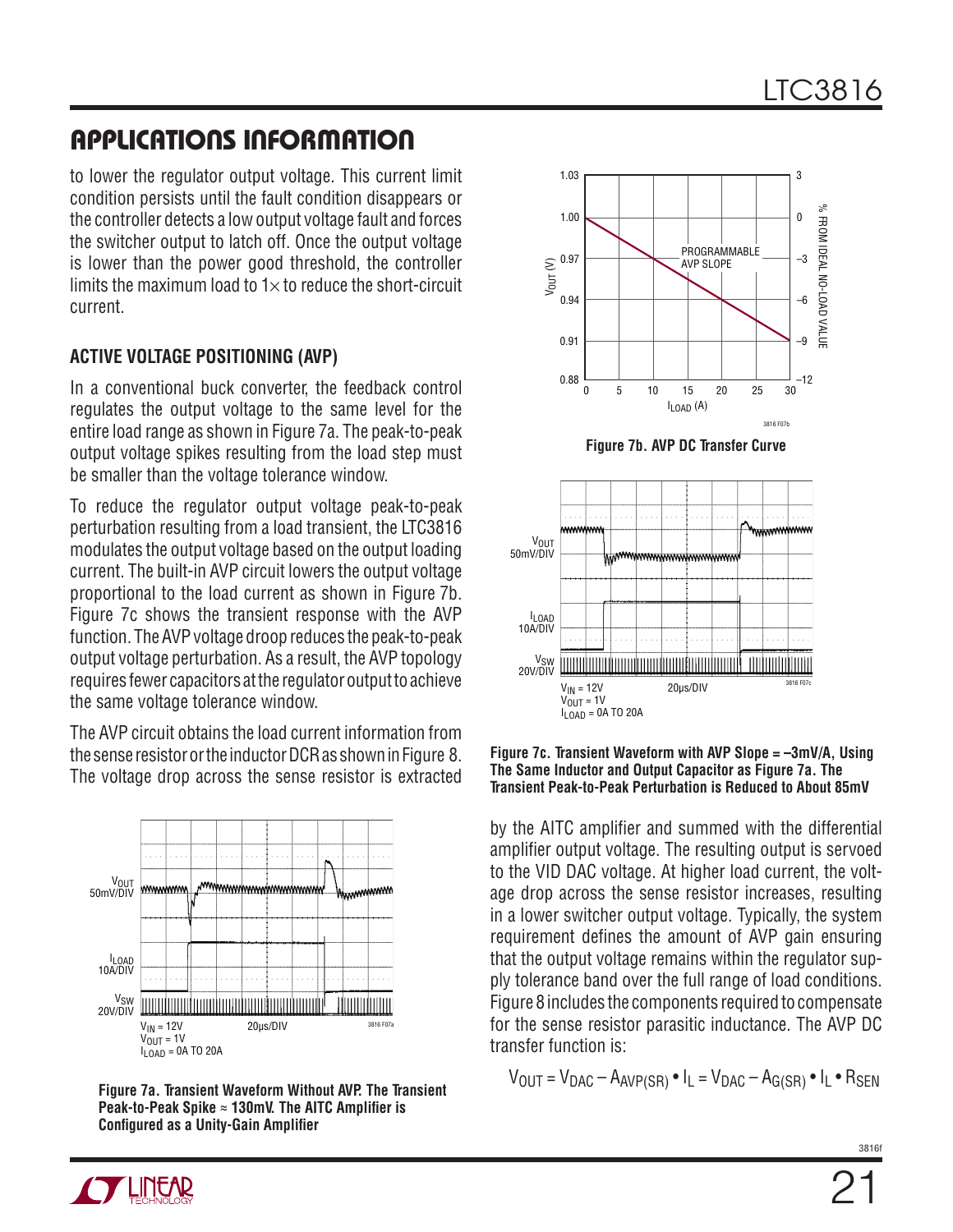## APPLICATIONS INFORMATION

to lower the regulator output voltage. This current limit condition persists until the fault condition disappears or the controller detects a low output voltage fault and forces the switcher output to latch off. Once the output voltage is lower than the power good threshold, the controller limits the maximum load to 1× to reduce the short-circuit current.

### ACTIVE VOLTAGE POSITIONING (AVP)

In a conventional buck converter, the feedback control regulates the output voltage to the same level for the entire load range as shown in Figure 7a. The peak-to-peak output voltage spikes resulting from the load step must be smaller than the voltage tolerance window.

To reduce the regulator output voltage peak-to-peak perturbation resulting from a load transient, the LTC3816 modulates the output voltage based on the output loading current. The built-in AVP circuit lowers the output voltage proportional to the load current as shown in Figure 7b. Figure 7c shows the transient response with the AVP function. The AVP voltage droop reduces the peak-to-peak output voltage perturbation. As a result, the AVP topology requires fewer capacitors at the regulator output to achieve the same voltage tolerance window.

The AVP circuit obtains the load current information from the sense resistor or the inductor DCR as shown in Figure 8. The voltage drop across the sense resistor is extracted by the AITC amplifier and summed with the differential amplifier output voltage. The resulting output is servoed to the VID DAC voltage. At higher load current, the voltage drop across the sense resistor increases, resulting in a lower switcher output voltage. Typically, the system requirement defines the amount of AVP gain ensuring that the output voltage remains within the regulator supply tolerance band over the full range of load conditions. Figure 8 includes the components required to compensate for the sense resistor parasitic inductance. The AVP DC transfer function is:

$$V_{OUT} = V_{DAC} - A_{AVP(SR)} \bullet I_L = V_{DAC} - A_{G(SR)} \bullet I_L \bullet R_{SEN}$$

**Figure 7a. Transient Waveform Without AVP. The Transient Peak-to-Peak Spike ≈ 130mV. The AITC Amplifier is Configured as a Unity-Gain Amplifier**

**Figure 7b. AVP DC Transfer Curve**

**Figure 7c. Transient Waveform with AVP Slope = –3mV/A, Using The Same Inductor and Output Capacitor as Figure 7a. The Transient Peak-to-Peak Perturbation is Reduced to About 85mV**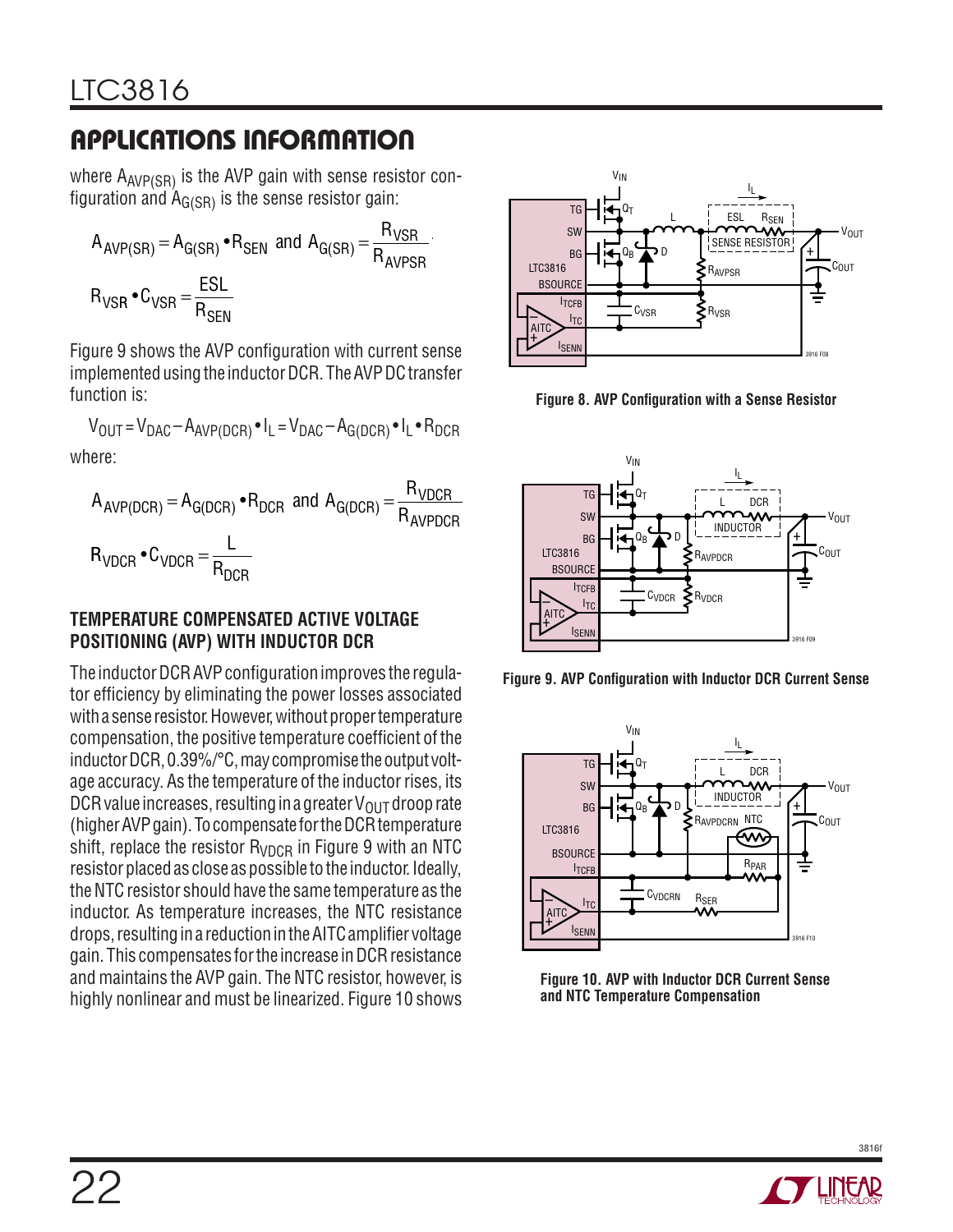## APPLICATIONS INFORMATION

where $A_{AVP(SR)}$ is the AVP gain with sense resistor configuration and $A_{G(SR)}$ is the sense resistor gain:

$$A_{AVP(SR)} = A_{G(SR)} \bullet R_{SEN} \text{ and } A_{G(SR)} = \frac{R_{VSR}}{R_{AVPSR}}$$

$$R_{VSR} \bullet C_{VSR} = \frac{ESL}{R_{SEN}}$$

Figure 9 shows the AVP configuration with current sense implemented using the inductor DCR. The AVP DC transfer function is:

$$V_{OUT} = V_{DAC} - A_{AVP(DCR)} \bullet I_L = V_{DAC} - A_{G(DCR)} \bullet I_L \bullet R_{DCR}$$

where:

$$A_{AVP(DCR)} = A_{G(DCR)} \bullet R_{DCR} \text{ and } A_{G(DCR)} = \frac{R_{VDCR}}{R_{AVPDCR}}$$

$$R_{VDCR} \bullet C_{VDCR} = \frac{L}{R_{DCR}}$$

### TEMPERATURE COMPENSATED ACTIVE VOLTAGE POSITIONING (AVP) WITH INDUCTOR DCR

The inductor DCR AVP configuration improves the regulator efficiency by eliminating the power losses associated with a sense resistor. However, without proper temperature compensation, the positive temperature coefficient of the inductor DCR, 0.39%/°C, may compromise the output voltage accuracy. As the temperature of the inductor rises, its DCR value increases, resulting in a greater $V_{OUT}$ droop rate (higher AVP gain). To compensate for the DCR temperature shift, replace the resistor $R_{VDCR}$ in Figure 9 with an NTC resistor placed as close as possible to the inductor. Ideally, the NTC resistor should have the same temperature as the inductor. As temperature increases, the NTC resistance drops, resulting in a reduction in the AITC amplifier voltage gain. This compensates for the increase in DCR resistance and maintains the AVP gain. The NTC resistor, however, is highly nonlinear and must be linearized. Figure 10 shows

**Figure 8. AVP Configuration with a Sense Resistor**

**Figure 9. AVP Configuration with Inductor DCR Current Sense**

**Figure 10. AVP with Inductor DCR Current Sense and NTC Temperature Compensation**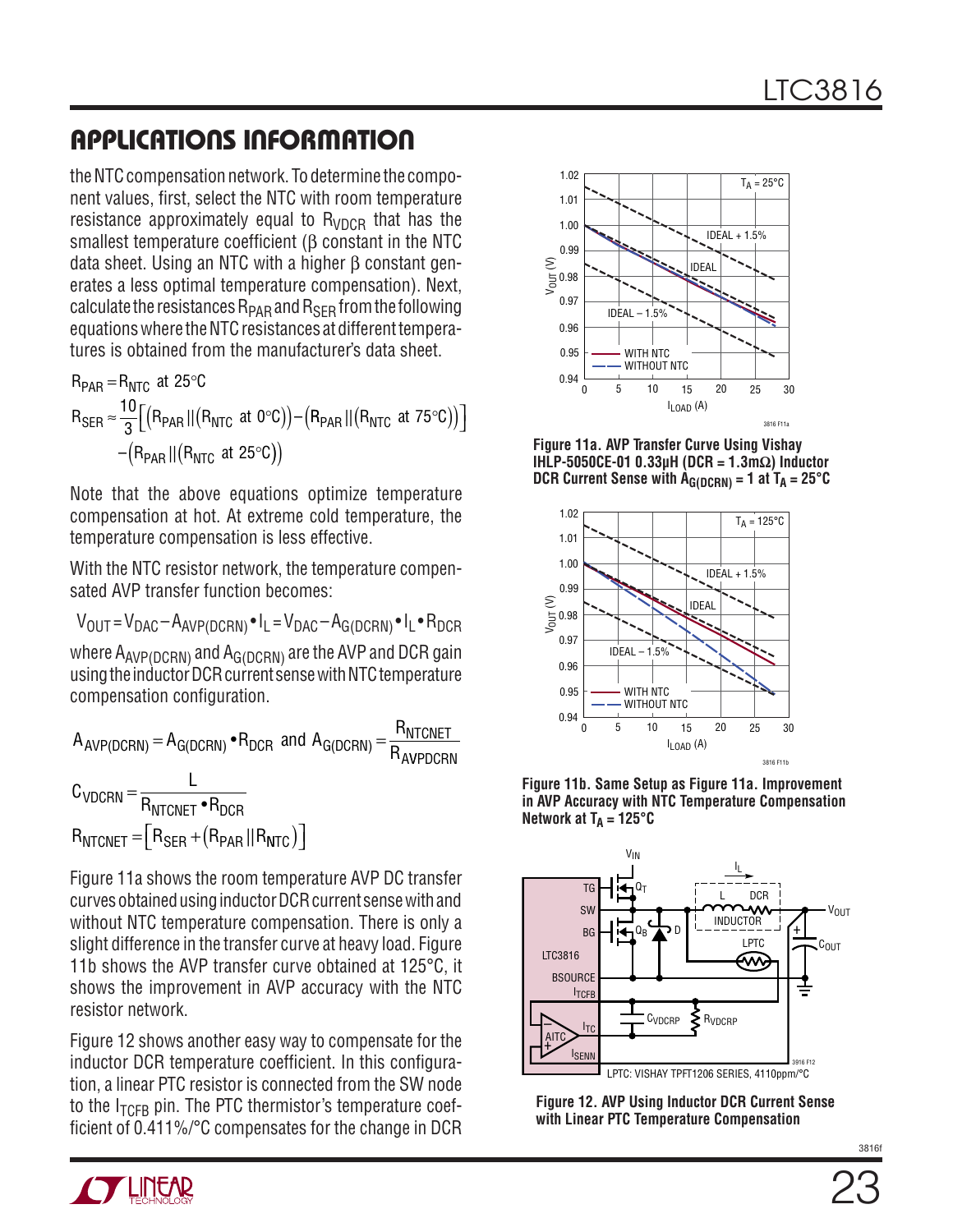## APPLICATIONS INFORMATION

the NTC compensation network. To determine the component values, first, select the NTC with room temperature resistance approximately equal to $R_{VDCR}$ that has the smallest temperature coefficient (β constant in the NTC data sheet. Using an NTC with a higher β constant generates a less optimal temperature compensation). Next, calculate the resistances $R_{PAR}$ and $R_{SER}$ from the following equations where the NTC resistances at different temperatures is obtained from the manufacturer's data sheet.

$$R_{PAR} = R_{NTC} \text{ at } 25°C$$

$$R_{SER} \approx \frac{10}{3}\left[\left(R_{PAR} \| \left(R_{NTC} \text{ at } 0°C\right)\right) - \left(R_{PAR} \| \left(R_{NTC} \text{ at } 75°C\right)\right)\right] - \left(R_{PAR} \| \left(R_{NTC} \text{ at } 25°C\right)\right)$$

Note that the above equations optimize temperature compensation at hot. At extreme cold temperature, the temperature compensation is less effective.

With the NTC resistor network, the temperature compensated AVP transfer function becomes:

$$V_{OUT} = V_{DAC} - A_{AVP(DCRN)} \bullet I_L = V_{DAC} - A_{G(DCRN)} \bullet I_L \bullet R_{DCR}$$

where $A_{AVP(DCRN)}$ and $A_{G(DCRN)}$ are the AVP and DCR gain using the inductor DCR current sense with NTC temperature compensation configuration.

$$A_{AVP(DCRN)} = A_{G(DCRN)} \bullet R_{DCR} \text{ and } A_{G(DCRN)} = \frac{R_{NTCNET}}{R_{AVPDCRN}}$$

$$C_{VDCRN} = \frac{L}{R_{NTCNET} \bullet R_{DCR}}$$

$$R_{NTCNET} = \left[R_{SER} + \left(R_{PAR} \| R_{NTC}\right)\right]$$

Figure 11a shows the room temperature AVP DC transfer curves obtained using inductor DCR current sense with and without NTC temperature compensation. There is only a slight difference in the transfer curve at heavy load. Figure 11b shows the AVP transfer curve obtained at 125°C, it shows the improvement in AVP accuracy with the NTC resistor network.

Figure 12 shows another easy way to compensate for the inductor DCR temperature coefficient. In this configuration, a linear PTC resistor is connected from the SW node to the $I_{TCFB}$ pin. The PTC thermistor's temperature coefficient of 0.411%/°C compensates for the change in DCR

**Figure 11a. AVP Transfer Curve Using Vishay IHLP-5050CE-01 0.33µH (DCR = 1.3mΩ) Inductor DCR Current Sense with $A_{G(DCRN)} = 1$ at $T_A = 25°C$**

**Figure 11b. Same Setup as Figure 11a. Improvement in AVP Accuracy with NTC Temperature Compensation Network at $T_A = 125°C$**

**Figure 12. AVP Using Inductor DCR Current Sense with Linear PTC Temperature Compensation**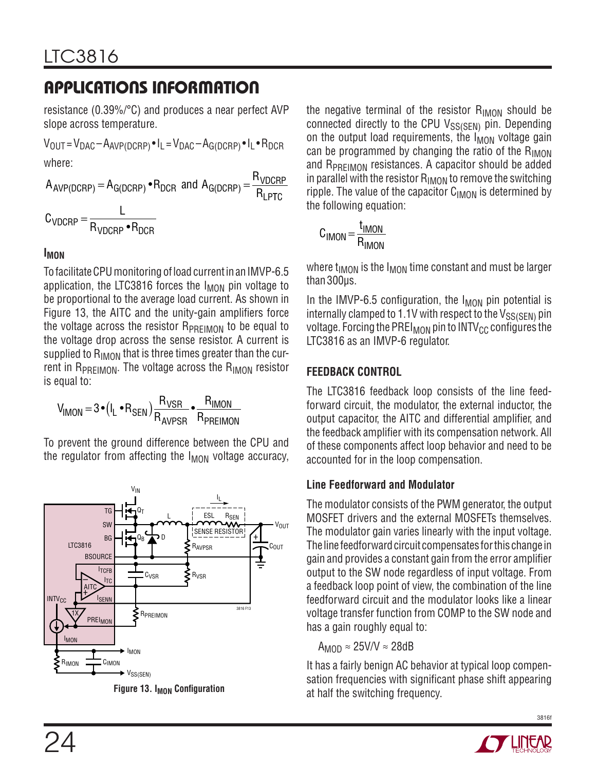## APPLICATIONS INFORMATION

resistance (0.39%/°C) and produces a near perfect AVP slope across temperature.

$$V_{OUT} = V_{DAC} - A_{AVP(DCRP)} \cdot I_L = V_{DAC} - A_{G(DCRP)} \cdot I_L \cdot R_{DCR}$$

where:

$$A_{AVP(DCRP)} = A_{G(DCRP)} \cdot R_{DCR} \text{ and } A_{G(DCRP)} = \frac{R_{VDCRP}}{R_{LPTC}}$$

$$C_{VDCRP} = \frac{L}{R_{VDCRP} \cdot R_{DCR}}$$

### $I_{MON}$

To facilitate CPU monitoring of load current in an IMVP-6.5 application, the LTC3816 forces the $I_{MON}$ pin voltage to be proportional to the average load current. As shown in Figure 13, the AITC and the unity-gain amplifiers force the voltage across the resistor $R_{PREIMON}$ to be equal to the voltage drop across the sense resistor. A current is supplied to $R_{IMON}$ that is three times greater than the current in $R_{PREIMON}$. The voltage across the $R_{IMON}$ resistor is equal to:

$$V_{IMON} = 3 \cdot (I_L \cdot R_{SEN}) \frac{R_{VSR}}{R_{AVPSR}} \cdot \frac{R_{IMON}}{R_{PREIMON}}$$

To prevent the ground difference between the CPU and the regulator from affecting the $I_{MON}$ voltage accuracy, the negative terminal of the resistor $R_{IMON}$ should be connected directly to the CPU $V_{SS(SEN)}$ pin. Depending on the output load requirements, the $I_{MON}$ voltage gain can be programmed by changing the ratio of the $R_{IMON}$ and $R_{PREIMON}$ resistances. A capacitor should be added in parallel with the resistor $R_{IMON}$ to remove the switching ripple. The value of the capacitor $C_{IMON}$ is determined by the following equation:

$$C_{IMON} = \frac{t_{IMON}}{R_{IMON}}$$

where $t_{IMON}$ is the $I_{MON}$ time constant and must be larger than 300µs.

In the IMVP-6.5 configuration, the $I_{MON}$ pin potential is internally clamped to 1.1V with respect to the $V_{SS(SEN)}$ pin voltage. Forcing the $PREI_{MON}$ pin to $INTV_{CC}$ configures the LTC3816 as an IMVP-6 regulator.

Figure 13. $I_{MON}$ Configuration

### FEEDBACK CONTROL

The LTC3816 feedback loop consists of the line feedforward circuit, the modulator, the external inductor, the output capacitor, the AITC and differential amplifier, and the feedback amplifier with its compensation network. All of these components affect loop behavior and need to be accounted for in the loop compensation.

#### Line Feedforward and Modulator

The modulator consists of the PWM generator, the output MOSFET drivers and the external MOSFETs themselves. The modulator gain varies linearly with the input voltage. The line feedforward circuit compensates for this change in gain and provides a constant gain from the error amplifier output to the SW node regardless of input voltage. From a feedback loop point of view, the combination of the line feedforward circuit and the modulator looks like a linear voltage transfer function from COMP to the SW node and has a gain roughly equal to:

$$A_{MOD} \approx 25\text{V/V} \approx 28\text{dB}$$

It has a fairly benign AC behavior at typical loop compensation frequencies with significant phase shift appearing at half the switching frequency.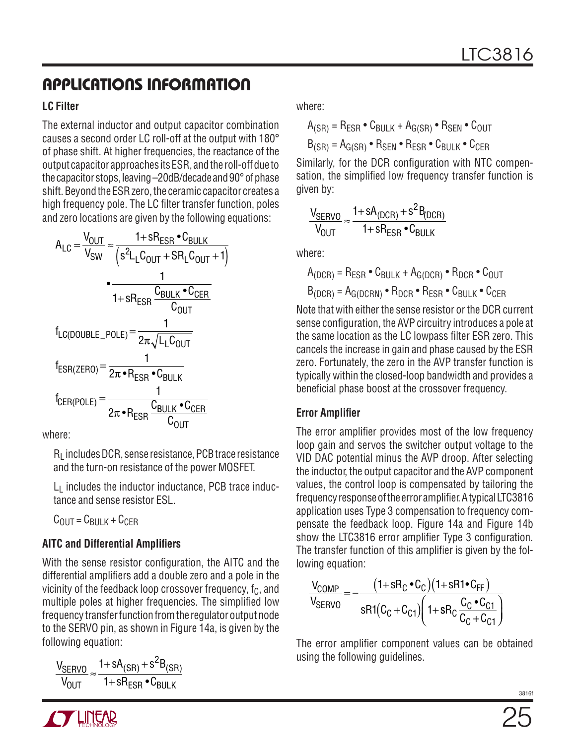## APPLICATIONS INFORMATION

### LC Filter

The external inductor and output capacitor combination causes a second order LC roll-off at the output with 180° of phase shift. At higher frequencies, the reactance of the output capacitor approaches its ESR, and the roll-off due to the capacitor stops, leaving –20dB/decade and 90° of phase shift. Beyond the ESR zero, the ceramic capacitor creates a high frequency pole. The LC filter transfer function, poles and zero locations are given by the following equations:

$$A_{LC} = \frac{V_{OUT}}{V_{SW}} \approx \frac{1 + sR_{ESR} \bullet C_{BULK}}{\left(s^2 L_L C_{OUT} + SR_L C_{OUT} + 1\right)} \bullet \frac{1}{1 + sR_{ESR}\dfrac{C_{BULK} \bullet C_{CER}}{C_{OUT}}}$$

$$f_{LC(DOUBLE\_POLE)} = \frac{1}{2\pi\sqrt{L_L C_{OUT}}}$$

$$f_{ESR(ZERO)} = \frac{1}{2\pi \bullet R_{ESR} \bullet C_{BULK}}$$

$$f_{CER(POLE)} = \frac{1}{2\pi \bullet R_{ESR}\dfrac{C_{BULK} \bullet C_{CER}}{C_{OUT}}}$$

where:

$R_L$ includes DCR, sense resistance, PCB trace resistance and the turn-on resistance of the power MOSFET.

$L_L$ includes the inductor inductance, PCB trace inductance and sense resistor ESL.

$C_{OUT} = C_{BULK} + C_{CER}$

### AITC and Differential Amplifiers

With the sense resistor configuration, the AITC and the differential amplifiers add a double zero and a pole in the vicinity of the feedback loop crossover frequency, $f_C$, and multiple poles at higher frequencies. The simplified low frequency transfer function from the regulator output node to the SERVO pin, as shown in Figure 14a, is given by the following equation:

$$\frac{V_{SERVO}}{V_{OUT}} \approx \frac{1 + sA_{(SR)} + s^2 B_{(SR)}}{1 + sR_{ESR} \bullet C_{BULK}}$$

where:

$$A_{(SR)} = R_{ESR} \bullet C_{BULK} + A_{G(SR)} \bullet R_{SEN} \bullet C_{OUT}$$

$$B_{(SR)} = A_{G(SR)} \bullet R_{SEN} \bullet R_{ESR} \bullet C_{BULK} \bullet C_{CER}$$

Similarly, for the DCR configuration with NTC compensation, the simplified low frequency transfer function is given by:

$$\frac{V_{SERVO}}{V_{OUT}} \approx \frac{1 + sA_{(DCR)} + s^2 B_{(DCR)}}{1 + sR_{ESR} \bullet C_{BULK}}$$

where:

$$A_{(DCR)} = R_{ESR} \bullet C_{BULK} + A_{G(DCR)} \bullet R_{DCR} \bullet C_{OUT}$$

$$B_{(DCR)} = A_{G(DCRN)} \bullet R_{DCR} \bullet R_{ESR} \bullet C_{BULK} \bullet C_{CER}$$

Note that with either the sense resistor or the DCR current sense configuration, the AVP circuitry introduces a pole at the same location as the LC lowpass filter ESR zero. This cancels the increase in gain and phase caused by the ESR zero. Fortunately, the zero in the AVP transfer function is typically within the closed-loop bandwidth and provides a beneficial phase boost at the crossover frequency.

### Error Amplifier

The error amplifier provides most of the low frequency loop gain and servos the switcher output voltage to the VID DAC potential minus the AVP droop. After selecting the inductor, the output capacitor and the AVP component values, the control loop is compensated by tailoring the frequency response of the error amplifier. A typical LTC3816 application uses Type 3 compensation to frequency compensate the feedback loop. Figure 14a and Figure 14b show the LTC3816 error amplifier Type 3 configuration. The transfer function of this amplifier is given by the following equation:

$$\frac{V_{COMP}}{V_{SERVO}} = -\frac{\left(1 + sR_C \bullet C_C\right)\left(1 + sR1 \bullet C_{FF}\right)}{sR1\left(C_C + C_{C1}\right)\left(1 + sR_C\dfrac{C_C \bullet C_{C1}}{C_C + C_{C1}}\right)}$$

The error amplifier component values can be obtained using the following guidelines.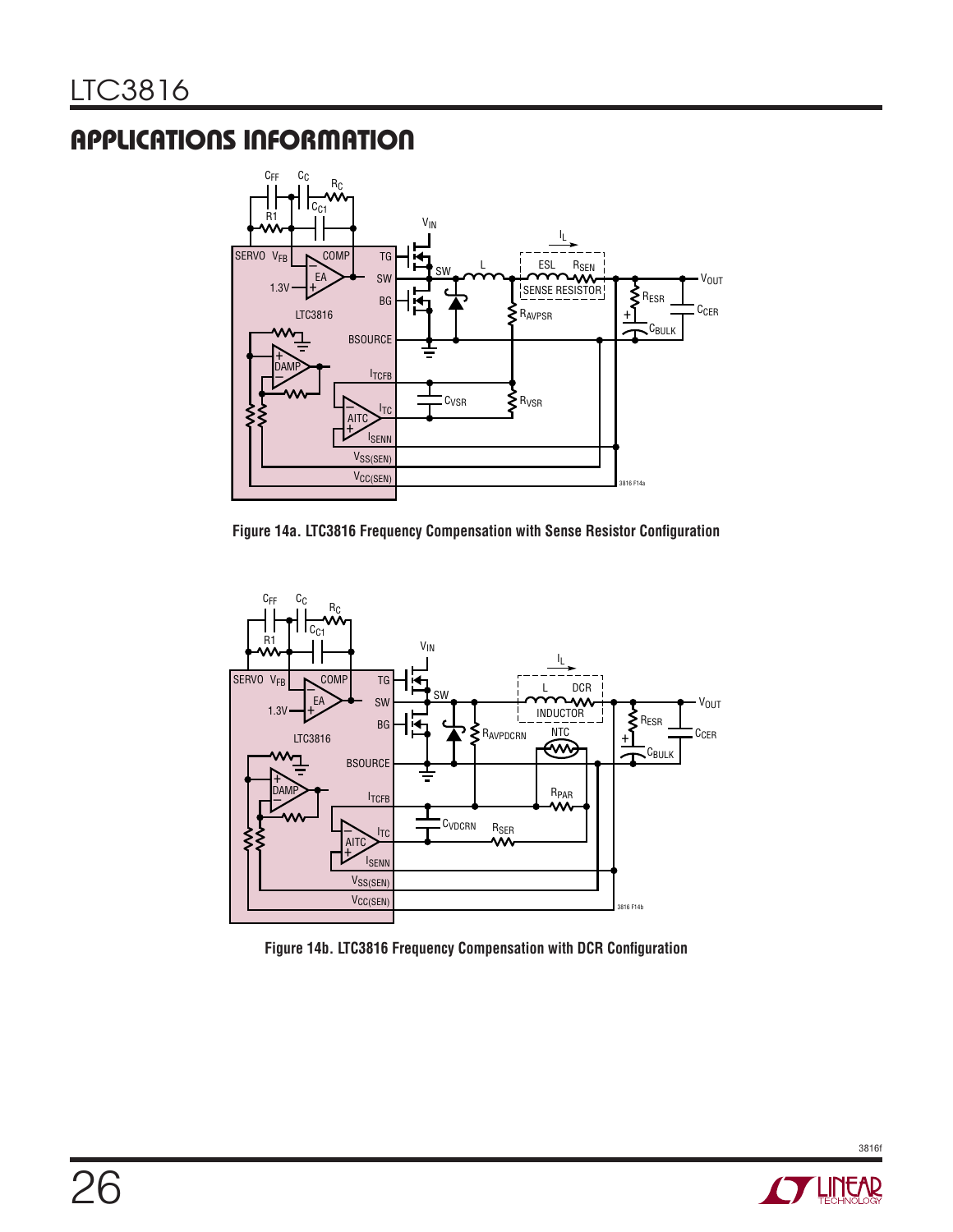## APPLICATIONS INFORMATION

Figure 14a. LTC3816 Frequency Compensation with Sense Resistor Configuration

Figure 14b. LTC3816 Frequency Compensation with DCR Configuration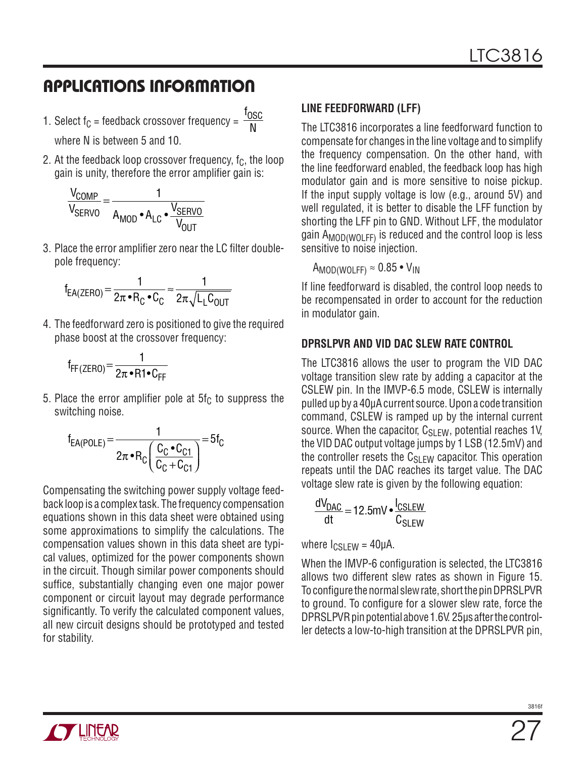## APPLICATIONS INFORMATION

1. Select $f_C$ = feedback crossover frequency = $\frac{f_{OSC}}{N}$

   where N is between 5 and 10.

2. At the feedback loop crossover frequency, $f_C$, the loop gain is unity, therefore the error amplifier gain is:

$$\frac{V_{COMP}}{V_{SERVO}} = \frac{1}{A_{MOD} \bullet A_{LC} \bullet \frac{V_{SERVO}}{V_{OUT}}}$$

3. Place the error amplifier zero near the LC filter double-pole frequency:

$$f_{EA(ZERO)} = \frac{1}{2\pi \bullet R_C \bullet C_C} \approx \frac{1}{2\pi\sqrt{L_L C_{OUT}}}$$

4. The feedforward zero is positioned to give the required phase boost at the crossover frequency:

$$f_{FF(ZERO)} = \frac{1}{2\pi \bullet R1 \bullet C_{FF}}$$

5. Place the error amplifier pole at $5f_C$ to suppress the switching noise.

$$f_{EA(POLE)} = \frac{1}{2\pi \bullet R_C \left(\frac{C_C \bullet C_{C1}}{C_C + C_{C1}}\right)} = 5f_C$$

Compensating the switching power supply voltage feedback loop is a complex task. The frequency compensation equations shown in this data sheet were obtained using some approximations to simplify the calculations. The compensation values shown in this data sheet are typical values, optimized for the power components shown in the circuit. Though similar power components should suffice, substantially changing even one major power component or circuit layout may degrade performance significantly. To verify the calculated component values, all new circuit designs should be prototyped and tested for stability.

### LINE FEEDFORWARD (LFF)

The LTC3816 incorporates a line feedforward function to compensate for changes in the line voltage and to simplify the frequency compensation. On the other hand, with the line feedforward enabled, the feedback loop has high modulator gain and is more sensitive to noise pickup. If the input supply voltage is low (e.g., around 5V) and well regulated, it is better to disable the LFF function by shorting the LFF pin to GND. Without LFF, the modulator gain $A_{MOD(WOLFF)}$ is reduced and the control loop is less sensitive to noise injection.

$$A_{MOD(WOLFF)} \approx 0.85 \bullet V_{IN}$$

If line feedforward is disabled, the control loop needs to be recompensated in order to account for the reduction in modulator gain.

### DPRSLPVR AND VID DAC SLEW RATE CONTROL

The LTC3816 allows the user to program the VID DAC voltage transition slew rate by adding a capacitor at the CSLEW pin. In the IMVP-6.5 mode, CSLEW is internally pulled up by a 40µA current source. Upon a code transition command, CSLEW is ramped up by the internal current source. When the capacitor, $C_{SLEW}$, potential reaches 1V, the VID DAC output voltage jumps by 1 LSB (12.5mV) and the controller resets the $C_{SLEW}$ capacitor. This operation repeats until the DAC reaches its target value. The DAC voltage slew rate is given by the following equation:

$$\frac{dV_{DAC}}{dt} = 12.5\text{mV} \bullet \frac{I_{CSLEW}}{C_{SLEW}}$$

where $I_{CSLEW}$ = 40µA.

When the IMVP-6 configuration is selected, the LTC3816 allows two different slew rates as shown in Figure 15. To configure the normal slew rate, short the pin DPRSLPVR to ground. To configure for a slower slew rate, force the DPRSLPVR pin potential above 1.6V. 25µs after the controller detects a low-to-high transition at the DPRSLPVR pin,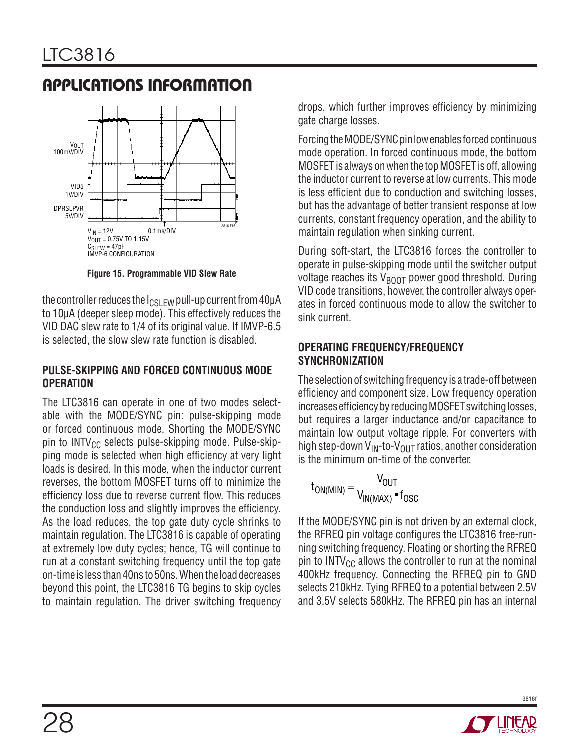## APPLICATIONS INFORMATION

$V_{IN}$ = 12V
$V_{OUT}$ = 0.75V TO 1.15V
$C_{SLEW}$ = 47pF
IMVP-6 CONFIGURATION

**Figure 15. Programmable VID Slew Rate**

the controller reduces the $I_{CSLEW}$ pull-up current from 40µA to 10µA (deeper sleep mode). This effectively reduces the VID DAC slew rate to 1/4 of its original value. If IMVP-6.5 is selected, the slow slew rate function is disabled.

### PULSE-SKIPPING AND FORCED CONTINUOUS MODE OPERATION

The LTC3816 can operate in one of two modes selectable with the MODE/SYNC pin: pulse-skipping mode or forced continuous mode. Shorting the MODE/SYNC pin to $INTV_{CC}$ selects pulse-skipping mode. Pulse-skipping mode is selected when high efficiency at very light loads is desired. In this mode, when the inductor current reverses, the bottom MOSFET turns off to minimize the efficiency loss due to reverse current flow. This reduces the conduction loss and slightly improves the efficiency. As the load reduces, the top gate duty cycle shrinks to maintain regulation. The LTC3816 is capable of operating at extremely low duty cycles; hence, TG will continue to run at a constant switching frequency until the top gate on-time is less than 40ns to 50ns. When the load decreases beyond this point, the LTC3816 TG begins to skip cycles to maintain regulation. The driver switching frequency drops, which further improves efficiency by minimizing gate charge losses.

Forcing the MODE/SYNC pin low enables forced continuous mode operation. In forced continuous mode, the bottom MOSFET is always on when the top MOSFET is off, allowing the inductor current to reverse at low currents. This mode is less efficient due to conduction and switching losses, but has the advantage of better transient response at low currents, constant frequency operation, and the ability to maintain regulation when sinking current.

During soft-start, the LTC3816 forces the controller to operate in pulse-skipping mode until the switcher output voltage reaches its $V_{BOOT}$ power good threshold. During VID code transitions, however, the controller always operates in forced continuous mode to allow the switcher to sink current.

### OPERATING FREQUENCY/FREQUENCY SYNCHRONIZATION

The selection of switching frequency is a trade-off between efficiency and component size. Low frequency operation increases efficiency by reducing MOSFET switching losses, but requires a larger inductance and/or capacitance to maintain low output voltage ripple. For converters with high step-down $V_{IN}$-to-$V_{OUT}$ ratios, another consideration is the minimum on-time of the converter.

$$t_{ON(MIN)} = \frac{V_{OUT}}{V_{IN(MAX)} \bullet f_{OSC}}$$

If the MODE/SYNC pin is not driven by an external clock, the RFREQ pin voltage configures the LTC3816 free-running switching frequency. Floating or shorting the RFREQ pin to $INTV_{CC}$ allows the controller to run at the nominal 400kHz frequency. Connecting the RFREQ pin to GND selects 210kHz. Tying RFREQ to a potential between 2.5V and 3.5V selects 580kHz. The RFREQ pin has an internal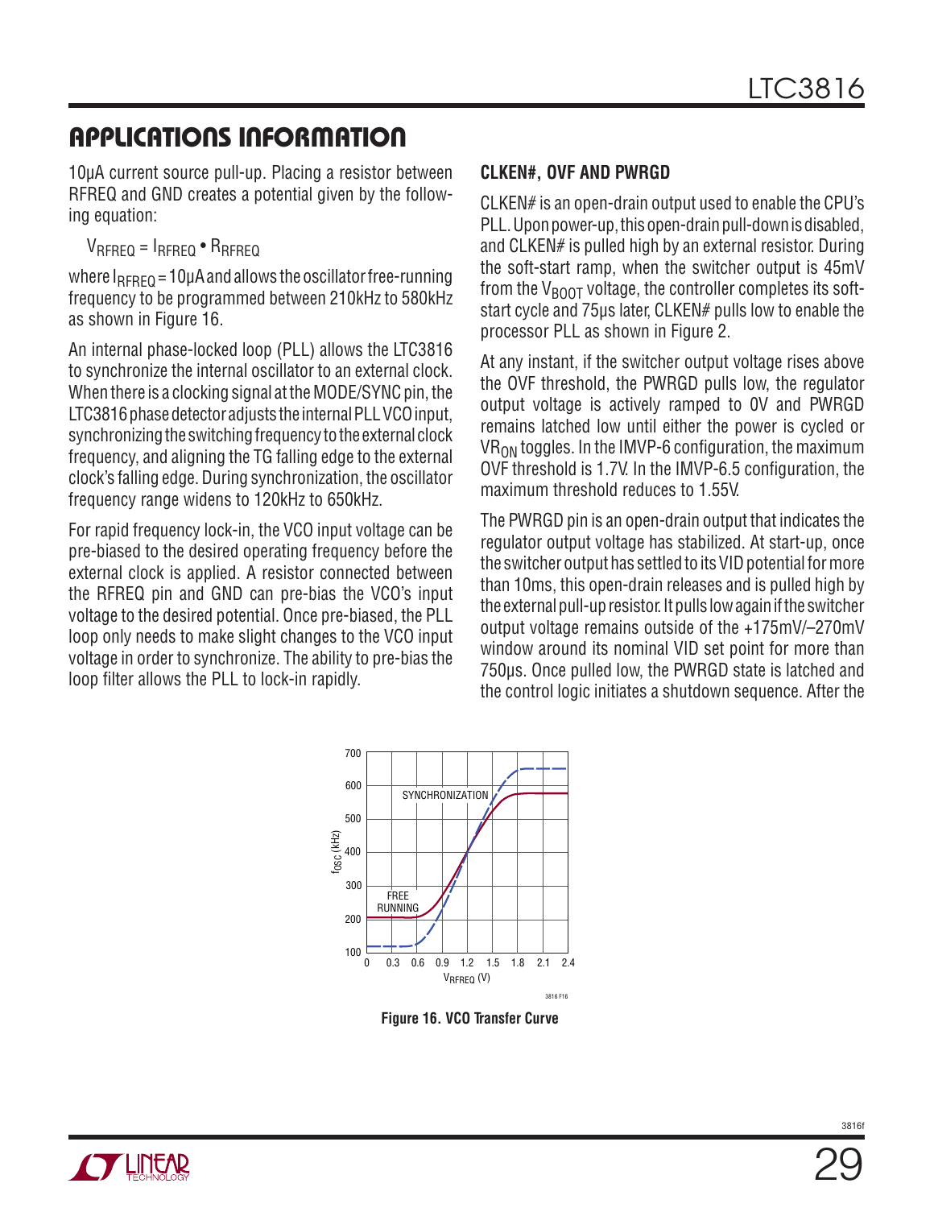## APPLICATIONS INFORMATION

10μA current source pull-up. Placing a resistor between RFREQ and GND creates a potential given by the following equation:

$$V_{RFREQ} = I_{RFREQ} \bullet R_{RFREQ}$$

where $I_{RFREQ}$ = 10μA and allows the oscillator free-running frequency to be programmed between 210kHz to 580kHz as shown in Figure 16.

An internal phase-locked loop (PLL) allows the LTC3816 to synchronize the internal oscillator to an external clock. When there is a clocking signal at the MODE/SYNC pin, the LTC3816 phase detector adjusts the internal PLL VCO input, synchronizing the switching frequency to the external clock frequency, and aligning the TG falling edge to the external clock's falling edge. During synchronization, the oscillator frequency range widens to 120kHz to 650kHz.

For rapid frequency lock-in, the VCO input voltage can be pre-biased to the desired operating frequency before the external clock is applied. A resistor connected between the RFREQ pin and GND can pre-bias the VCO's input voltage to the desired potential. Once pre-biased, the PLL loop only needs to make slight changes to the VCO input voltage in order to synchronize. The ability to pre-bias the loop filter allows the PLL to lock-in rapidly.

### CLKEN#, OVF AND PWRGD

CLKEN# is an open-drain output used to enable the CPU's PLL. Upon power-up, this open-drain pull-down is disabled, and CLKEN# is pulled high by an external resistor. During the soft-start ramp, when the switcher output is 45mV from the $V_{BOOT}$ voltage, the controller completes its soft-start cycle and 75μs later, CLKEN# pulls low to enable the processor PLL as shown in Figure 2.

At any instant, if the switcher output voltage rises above the OVF threshold, the PWRGD pulls low, the regulator output voltage is actively ramped to 0V and PWRGD remains latched low until either the power is cycled or $VR_{ON}$ toggles. In the IMVP-6 configuration, the maximum OVF threshold is 1.7V. In the IMVP-6.5 configuration, the maximum threshold reduces to 1.55V.

The PWRGD pin is an open-drain output that indicates the regulator output voltage has stabilized. At start-up, once the switcher output has settled to its VID potential for more than 10ms, this open-drain releases and is pulled high by the external pull-up resistor. It pulls low again if the switcher output voltage remains outside of the +175mV/–270mV window around its nominal VID set point for more than 750μs. Once pulled low, the PWRGD state is latched and the control logic initiates a shutdown sequence. After the

**Figure 16. VCO Transfer Curve**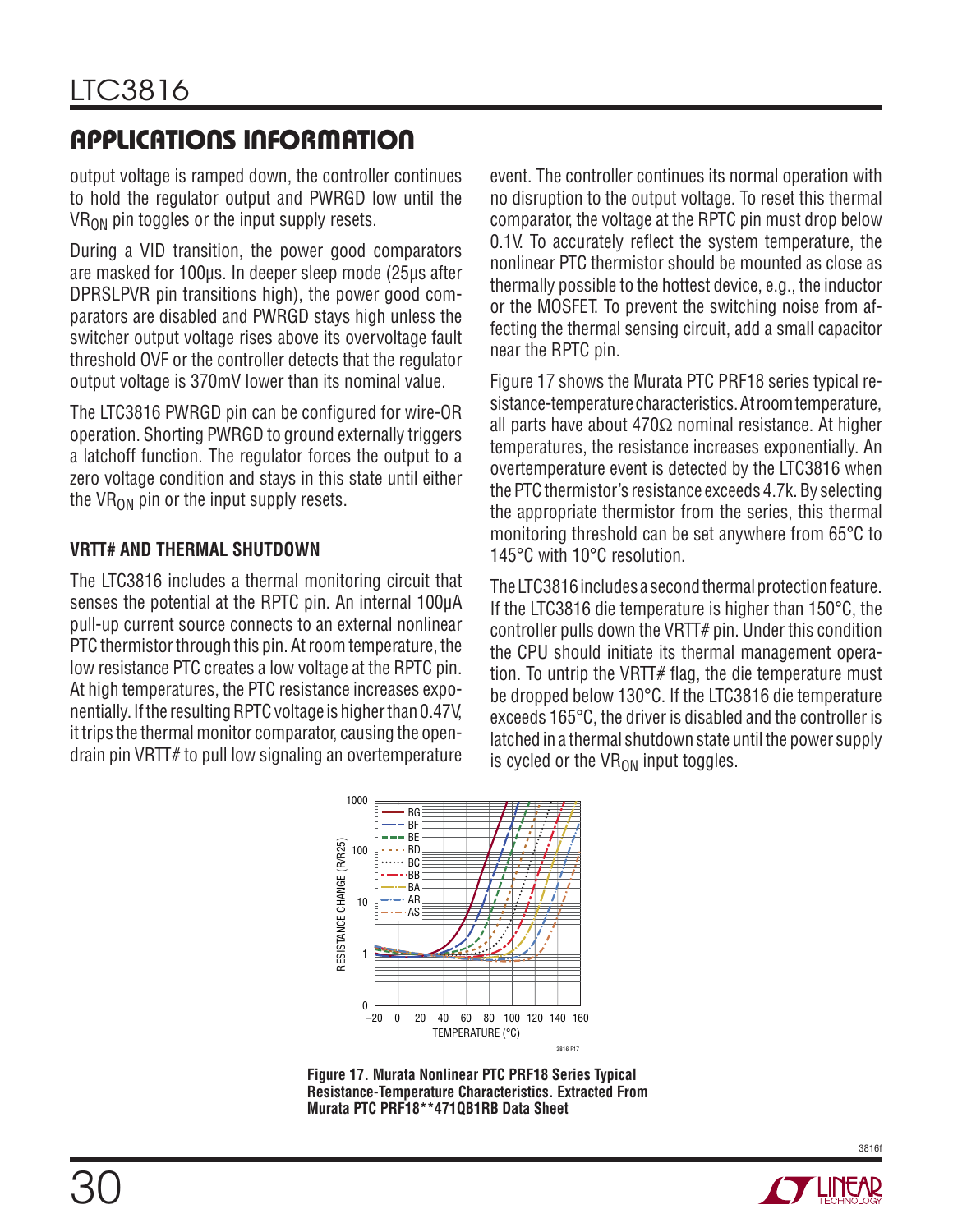## APPLICATIONS INFORMATION

output voltage is ramped down, the controller continues to hold the regulator output and PWRGD low until the $VR_{ON}$ pin toggles or the input supply resets.

During a VID transition, the power good comparators are masked for 100µs. In deeper sleep mode (25µs after DPRSLPVR pin transitions high), the power good comparators are disabled and PWRGD stays high unless the switcher output voltage rises above its overvoltage fault threshold OVF or the controller detects that the regulator output voltage is 370mV lower than its nominal value.

The LTC3816 PWRGD pin can be configured for wire-OR operation. Shorting PWRGD to ground externally triggers a latchoff function. The regulator forces the output to a zero voltage condition and stays in this state until either the $VR_{ON}$ pin or the input supply resets.

### VRTT# AND THERMAL SHUTDOWN

The LTC3816 includes a thermal monitoring circuit that senses the potential at the RPTC pin. An internal 100µA pull-up current source connects to an external nonlinear PTC thermistor through this pin. At room temperature, the low resistance PTC creates a low voltage at the RPTC pin. At high temperatures, the PTC resistance increases exponentially. If the resulting RPTC voltage is higher than 0.47V, it trips the thermal monitor comparator, causing the open-drain pin VRTT# to pull low signaling an overtemperature event. The controller continues its normal operation with no disruption to the output voltage. To reset this thermal comparator, the voltage at the RPTC pin must drop below 0.1V. To accurately reflect the system temperature, the nonlinear PTC thermistor should be mounted as close as thermally possible to the hottest device, e.g., the inductor or the MOSFET. To prevent the switching noise from affecting the thermal sensing circuit, add a small capacitor near the RPTC pin.

Figure 17 shows the Murata PTC PRF18 series typical resistance-temperature characteristics. At room temperature, all parts have about 470Ω nominal resistance. At higher temperatures, the resistance increases exponentially. An overtemperature event is detected by the LTC3816 when the PTC thermistor's resistance exceeds 4.7k. By selecting the appropriate thermistor from the series, this thermal monitoring threshold can be set anywhere from 65°C to 145°C with 10°C resolution.

The LTC3816 includes a second thermal protection feature. If the LTC3816 die temperature is higher than 150°C, the controller pulls down the VRTT# pin. Under this condition the CPU should initiate its thermal management operation. To untrip the VRTT# flag, the die temperature must be dropped below 130°C. If the LTC3816 die temperature exceeds 165°C, the driver is disabled and the controller is latched in a thermal shutdown state until the power supply is cycled or the $VR_{ON}$ input toggles.

**Figure 17. Murata Nonlinear PTC PRF18 Series Typical Resistance-Temperature Characteristics. Extracted From Murata PTC PRF18**471QB1RB Data Sheet**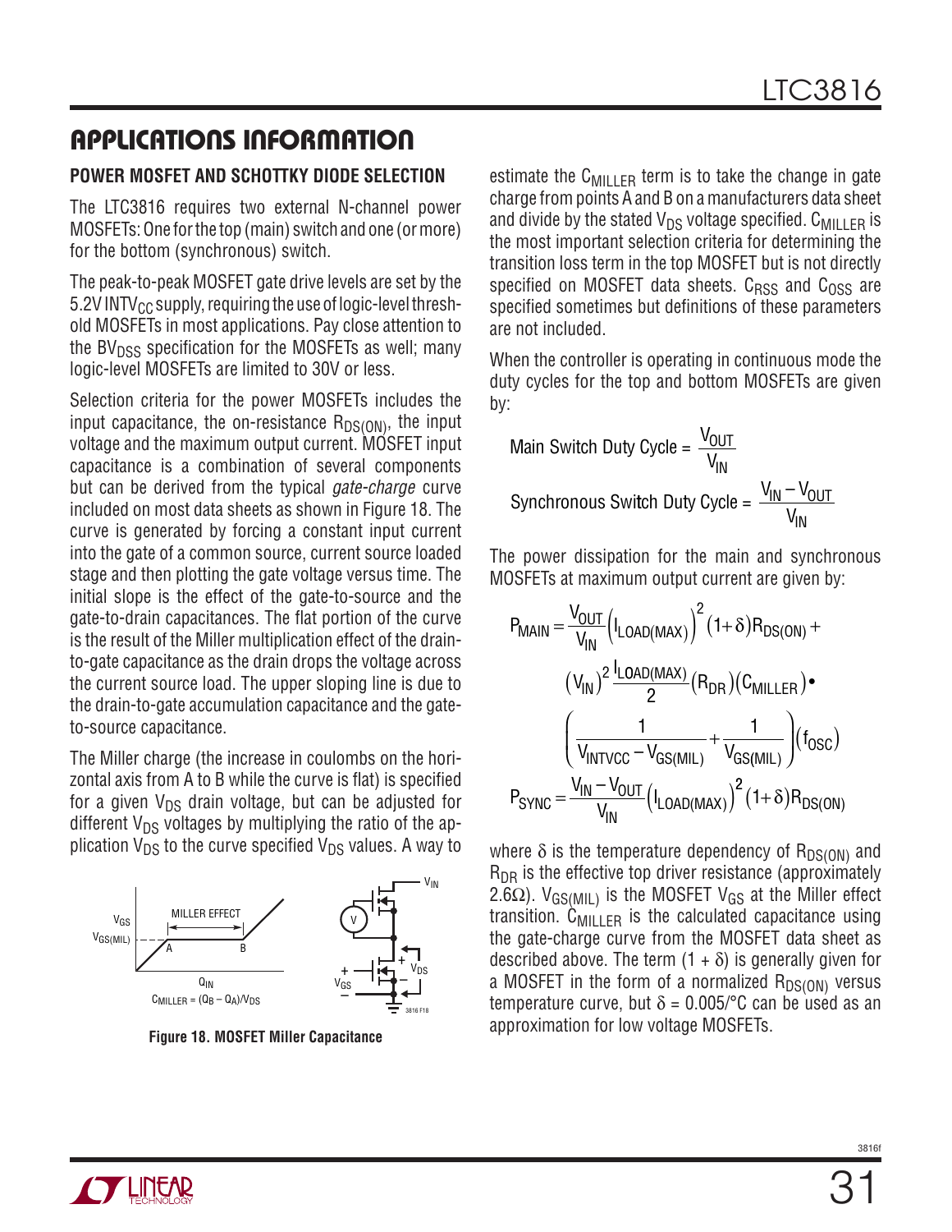## APPLICATIONS INFORMATION

### POWER MOSFET AND SCHOTTKY DIODE SELECTION

The LTC3816 requires two external N-channel power MOSFETs: One for the top (main) switch and one (or more) for the bottom (synchronous) switch.

The peak-to-peak MOSFET gate drive levels are set by the 5.2V $INTV_{CC}$ supply, requiring the use of logic-level threshold MOSFETs in most applications. Pay close attention to the $BV_{DSS}$ specification for the MOSFETs as well; many logic-level MOSFETs are limited to 30V or less.

Selection criteria for the power MOSFETs includes the input capacitance, the on-resistance $R_{DS(ON)}$, the input voltage and the maximum output current. MOSFET input capacitance is a combination of several components but can be derived from the typical *gate-charge* curve included on most data sheets as shown in Figure 18. The curve is generated by forcing a constant input current into the gate of a common source, current source loaded stage and then plotting the gate voltage versus time. The initial slope is the effect of the gate-to-source and the gate-to-drain capacitances. The flat portion of the curve is the result of the Miller multiplication effect of the drain-to-gate capacitance as the drain drops the voltage across the current source load. The upper sloping line is due to the drain-to-gate accumulation capacitance and the gate-to-source capacitance.

The Miller charge (the increase in coulombs on the horizontal axis from A to B while the curve is flat) is specified for a given $V_{DS}$ drain voltage, but can be adjusted for different $V_{DS}$ voltages by multiplying the ratio of the application $V_{DS}$ to the curve specified $V_{DS}$ values. A way to estimate the $C_{MILLER}$ term is to take the change in gate charge from points A and B on a manufacturers data sheet and divide by the stated $V_{DS}$ voltage specified. $C_{MILLER}$ is the most important selection criteria for determining the transition loss term in the top MOSFET but is not directly specified on MOSFET data sheets. $C_{RSS}$ and $C_{OSS}$ are specified sometimes but definitions of these parameters are not included.

$C_{MILLER} = (Q_B - Q_A)/V_{DS}$

**Figure 18. MOSFET Miller Capacitance**

When the controller is operating in continuous mode the duty cycles for the top and bottom MOSFETs are given by:

$$\text{Main Switch Duty Cycle} = \frac{V_{OUT}}{V_{IN}}$$

$$\text{Synchronous Switch Duty Cycle} = \frac{V_{IN} - V_{OUT}}{V_{IN}}$$

The power dissipation for the main and synchronous MOSFETs at maximum output current are given by:

$$P_{MAIN} = \frac{V_{OUT}}{V_{IN}}\left(I_{LOAD(MAX)}\right)^2(1+\delta)R_{DS(ON)} + (V_{IN})^2\frac{I_{LOAD(MAX)}}{2}(R_{DR})(C_{MILLER})\bullet\left(\frac{1}{V_{INTVCC} - V_{GS(MIL)}} + \frac{1}{V_{GS(MIL)}}\right)(f_{OSC})$$

$$P_{SYNC} = \frac{V_{IN} - V_{OUT}}{V_{IN}}\left(I_{LOAD(MAX)}\right)^2(1+\delta)R_{DS(ON)}$$

where $\delta$ is the temperature dependency of $R_{DS(ON)}$ and $R_{DR}$ is the effective top driver resistance (approximately 2.6Ω). $V_{GS(MIL)}$ is the MOSFET $V_{GS}$ at the Miller effect transition. $C_{MILLER}$ is the calculated capacitance using the gate-charge curve from the MOSFET data sheet as described above. The term $(1 + \delta)$ is generally given for a MOSFET in the form of a normalized $R_{DS(ON)}$ versus temperature curve, but $\delta = 0.005/°C$ can be used as an approximation for low voltage MOSFETs.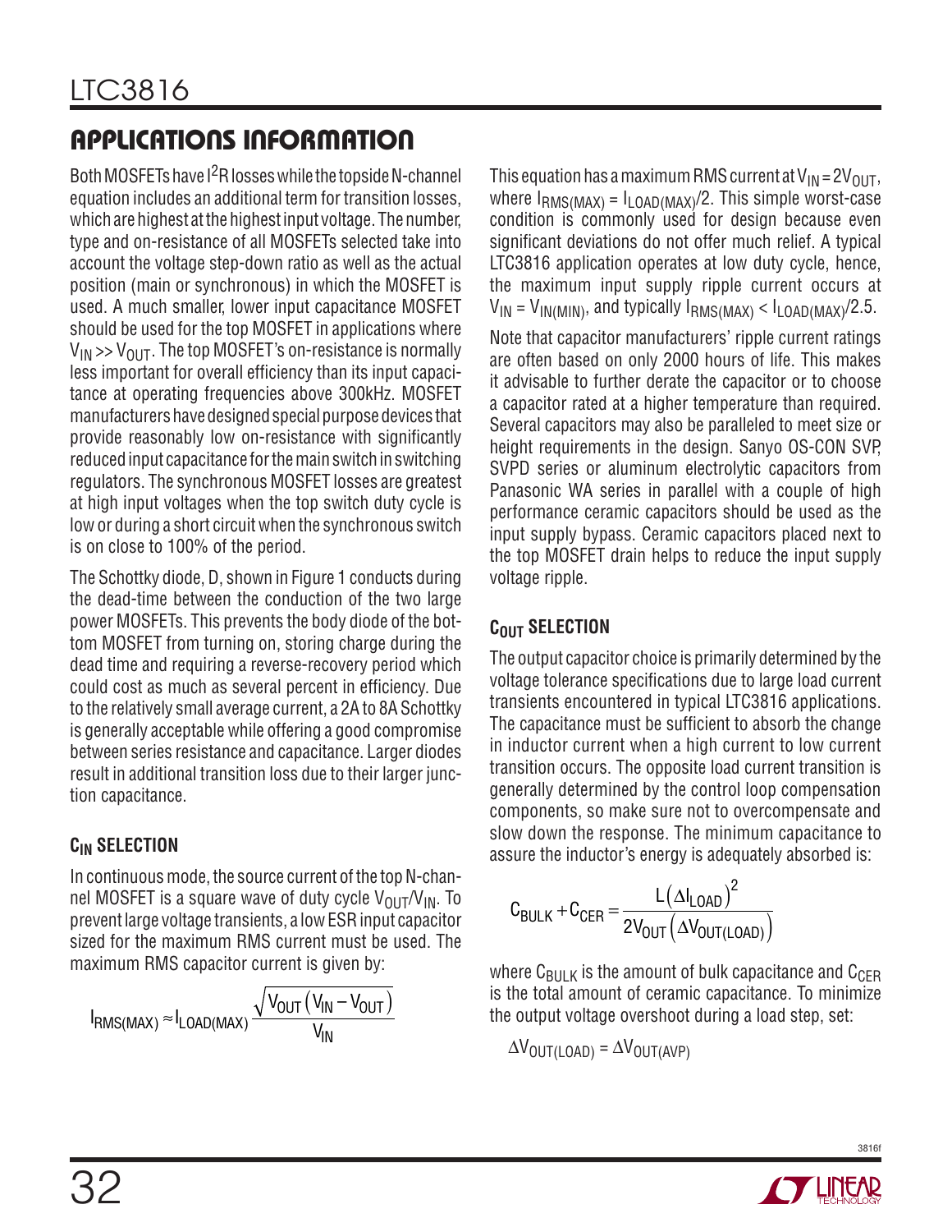## APPLICATIONS INFORMATION

Both MOSFETs have $I^2R$ losses while the topside N-channel equation includes an additional term for transition losses, which are highest at the highest input voltage. The number, type and on-resistance of all MOSFETs selected take into account the voltage step-down ratio as well as the actual position (main or synchronous) in which the MOSFET is used. A much smaller, lower input capacitance MOSFET should be used for the top MOSFET in applications where $V_{IN} >> V_{OUT}$. The top MOSFET's on-resistance is normally less important for overall efficiency than its input capacitance at operating frequencies above 300kHz. MOSFET manufacturers have designed special purpose devices that provide reasonably low on-resistance with significantly reduced input capacitance for the main switch in switching regulators. The synchronous MOSFET losses are greatest at high input voltages when the top switch duty cycle is low or during a short circuit when the synchronous switch is on close to 100% of the period.

The Schottky diode, D, shown in Figure 1 conducts during the dead-time between the conduction of the two large power MOSFETs. This prevents the body diode of the bottom MOSFET from turning on, storing charge during the dead time and requiring a reverse-recovery period which could cost as much as several percent in efficiency. Due to the relatively small average current, a 2A to 8A Schottky is generally acceptable while offering a good compromise between series resistance and capacitance. Larger diodes result in additional transition loss due to their larger junction capacitance.

### $C_{IN}$ SELECTION

In continuous mode, the source current of the top N-channel MOSFET is a square wave of duty cycle $V_{OUT}/V_{IN}$. To prevent large voltage transients, a low ESR input capacitor sized for the maximum RMS current must be used. The maximum RMS capacitor current is given by:

$$I_{RMS(MAX)} \approx I_{LOAD(MAX)} \frac{\sqrt{V_{OUT}\left(V_{IN} - V_{OUT}\right)}}{V_{IN}}$$

This equation has a maximum RMS current at $V_{IN} = 2V_{OUT}$, where $I_{RMS(MAX)} = I_{LOAD(MAX)}/2$. This simple worst-case condition is commonly used for design because even significant deviations do not offer much relief. A typical LTC3816 application operates at low duty cycle, hence, the maximum input supply ripple current occurs at $V_{IN} = V_{IN(MIN)}$, and typically $I_{RMS(MAX)} < I_{LOAD(MAX)}/2.5$.

Note that capacitor manufacturers' ripple current ratings are often based on only 2000 hours of life. This makes it advisable to further derate the capacitor or to choose a capacitor rated at a higher temperature than required. Several capacitors may also be paralleled to meet size or height requirements in the design. Sanyo OS-CON SVP, SVPD series or aluminum electrolytic capacitors from Panasonic WA series in parallel with a couple of high performance ceramic capacitors should be used as the input supply bypass. Ceramic capacitors placed next to the top MOSFET drain helps to reduce the input supply voltage ripple.

### $C_{OUT}$ SELECTION

The output capacitor choice is primarily determined by the voltage tolerance specifications due to large load current transients encountered in typical LTC3816 applications. The capacitance must be sufficient to absorb the change in inductor current when a high current to low current transition occurs. The opposite load current transition is generally determined by the control loop compensation components, so make sure not to overcompensate and slow down the response. The minimum capacitance to assure the inductor's energy is adequately absorbed is:

$$C_{BULK} + C_{CER} = \frac{L\left(\Delta I_{LOAD}\right)^2}{2V_{OUT}\left(\Delta V_{OUT(LOAD)}\right)}$$

where $C_{BULK}$ is the amount of bulk capacitance and $C_{CER}$ is the total amount of ceramic capacitance. To minimize the output voltage overshoot during a load step, set:

$$\Delta V_{OUT(LOAD)} = \Delta V_{OUT(AVP)}$$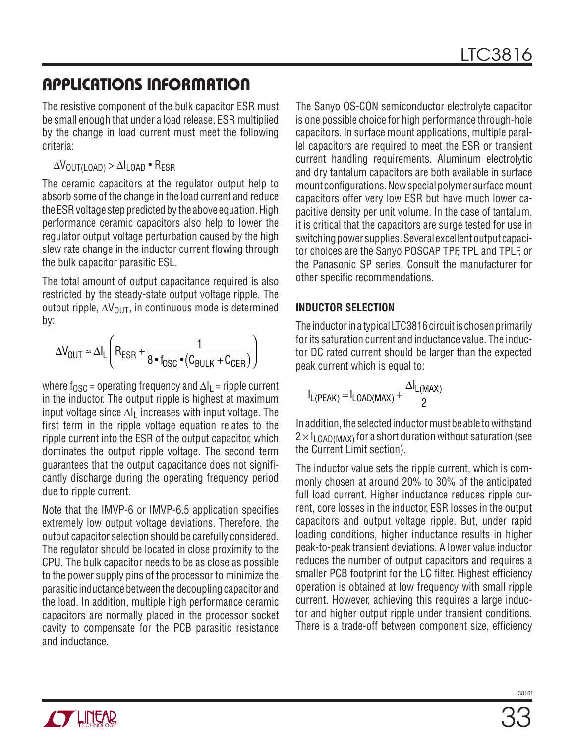## APPLICATIONS INFORMATION

The resistive component of the bulk capacitor ESR must be small enough that under a load release, ESR multiplied by the change in load current must meet the following criteria:

$$\Delta V_{OUT(LOAD)} > \Delta I_{LOAD} \bullet R_{ESR}$$

The ceramic capacitors at the regulator output help to absorb some of the change in the load current and reduce the ESR voltage step predicted by the above equation. High performance ceramic capacitors also help to lower the regulator output voltage perturbation caused by the high slew rate change in the inductor current flowing through the bulk capacitor parasitic ESL.

The total amount of output capacitance required is also restricted by the steady-state output voltage ripple. The output ripple, $\Delta V_{OUT}$, in continuous mode is determined by:

$$\Delta V_{OUT} \approx \Delta I_L \left( R_{ESR} + \frac{1}{8 \bullet f_{OSC} \bullet (C_{BULK} + C_{CER})} \right)$$

where $f_{OSC}$ = operating frequency and $\Delta I_L$ = ripple current in the inductor. The output ripple is highest at maximum input voltage since $\Delta I_L$ increases with input voltage. The first term in the ripple voltage equation relates to the ripple current into the ESR of the output capacitor, which dominates the output ripple voltage. The second term guarantees that the output capacitance does not significantly discharge during the operating frequency period due to ripple current.

Note that the IMVP-6 or IMVP-6.5 application specifies extremely low output voltage deviations. Therefore, the output capacitor selection should be carefully considered. The regulator should be located in close proximity to the CPU. The bulk capacitor needs to be as close as possible to the power supply pins of the processor to minimize the parasitic inductance between the decoupling capacitor and the load. In addition, multiple high performance ceramic capacitors are normally placed in the processor socket cavity to compensate for the PCB parasitic resistance and inductance.

The Sanyo OS-CON semiconductor electrolyte capacitor is one possible choice for high performance through-hole capacitors. In surface mount applications, multiple parallel capacitors are required to meet the ESR or transient current handling requirements. Aluminum electrolytic and dry tantalum capacitors are both available in surface mount configurations. New special polymer surface mount capacitors offer very low ESR but have much lower capacitive density per unit volume. In the case of tantalum, it is critical that the capacitors are surge tested for use in switching power supplies. Several excellent output capacitor choices are the Sanyo POSCAP TPF, TPL and TPLF, or the Panasonic SP series. Consult the manufacturer for other specific recommendations.

### INDUCTOR SELECTION

The inductor in a typical LTC3816 circuit is chosen primarily for its saturation current and inductance value. The inductor DC rated current should be larger than the expected peak current which is equal to:

$$I_{L(PEAK)} = I_{LOAD(MAX)} + \frac{\Delta I_{L(MAX)}}{2}$$

In addition, the selected inductor must be able to withstand $2 \times I_{LOAD(MAX)}$ for a short duration without saturation (see the Current Limit section).

The inductor value sets the ripple current, which is commonly chosen at around 20% to 30% of the anticipated full load current. Higher inductance reduces ripple current, core losses in the inductor, ESR losses in the output capacitors and output voltage ripple. But, under rapid loading conditions, higher inductance results in higher peak-to-peak transient deviations. A lower value inductor reduces the number of output capacitors and requires a smaller PCB footprint for the LC filter. Highest efficiency operation is obtained at low frequency with small ripple current. However, achieving this requires a large inductor and higher output ripple under transient conditions. There is a trade-off between component size, efficiency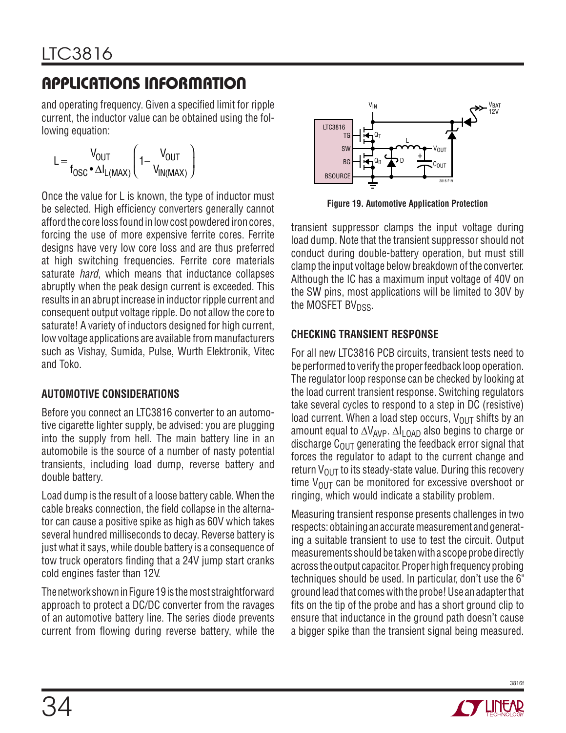and operating frequency. Given a specified limit for ripple current, the inductor value can be obtained using the following equation:

$$L = \frac{V_{OUT}}{f_{OSC} \cdot \Delta I_{L(MAX)}}\left(1 - \frac{V_{OUT}}{V_{IN(MAX)}}\right)$$

Once the value for L is known, the type of inductor must be selected. High efficiency converters generally cannot afford the core loss found in low cost powdered iron cores, forcing the use of more expensive ferrite cores. Ferrite designs have very low core loss and are thus preferred at high switching frequencies. Ferrite core materials saturate *hard*, which means that inductance collapses abruptly when the peak design current is exceeded. This results in an abrupt increase in inductor ripple current and consequent output voltage ripple. Do not allow the core to saturate! A variety of inductors designed for high current, low voltage applications are available from manufacturers such as Vishay, Sumida, Pulse, Wurth Elektronik, Vitec and Toko.

### AUTOMOTIVE CONSIDERATIONS

Before you connect an LTC3816 converter to an automotive cigarette lighter supply, be advised: you are plugging into the supply from hell. The main battery line in an automobile is the source of a number of nasty potential transients, including load dump, reverse battery and double battery.

Load dump is the result of a loose battery cable. When the cable breaks connection, the field collapse in the alternator can cause a positive spike as high as 60V which takes several hundred milliseconds to decay. Reverse battery is just what it says, while double battery is a consequence of tow truck operators finding that a 24V jump start cranks cold engines faster than 12V.

The network shown in Figure 19 is the most straightforward approach to protect a DC/DC converter from the ravages of an automotive battery line. The series diode prevents current from flowing during reverse battery, while the transient suppressor clamps the input voltage during load dump. Note that the transient suppressor should not conduct during double-battery operation, but must still clamp the input voltage below breakdown of the converter. Although the IC has a maximum input voltage of 40V on the SW pins, most applications will be limited to 30V by the MOSFET $BV_{DSS}$.

**Figure 19. Automotive Application Protection**

### CHECKING TRANSIENT RESPONSE

For all new LTC3816 PCB circuits, transient tests need to be performed to verify the proper feedback loop operation. The regulator loop response can be checked by looking at the load current transient response. Switching regulators take several cycles to respond to a step in DC (resistive) load current. When a load step occurs, $V_{OUT}$ shifts by an amount equal to $\Delta V_{AVP}$. $\Delta I_{LOAD}$ also begins to charge or discharge $C_{OUT}$ generating the feedback error signal that forces the regulator to adapt to the current change and return $V_{OUT}$ to its steady-state value. During this recovery time $V_{OUT}$ can be monitored for excessive overshoot or ringing, which would indicate a stability problem.

Measuring transient response presents challenges in two respects: obtaining an accurate measurement and generating a suitable transient to use to test the circuit. Output measurements should be taken with a scope probe directly across the output capacitor. Proper high frequency probing techniques should be used. In particular, don't use the 6" ground lead that comes with the probe! Use an adapter that fits on the tip of the probe and has a short ground clip to ensure that inductance in the ground path doesn't cause a bigger spike than the transient signal being measured.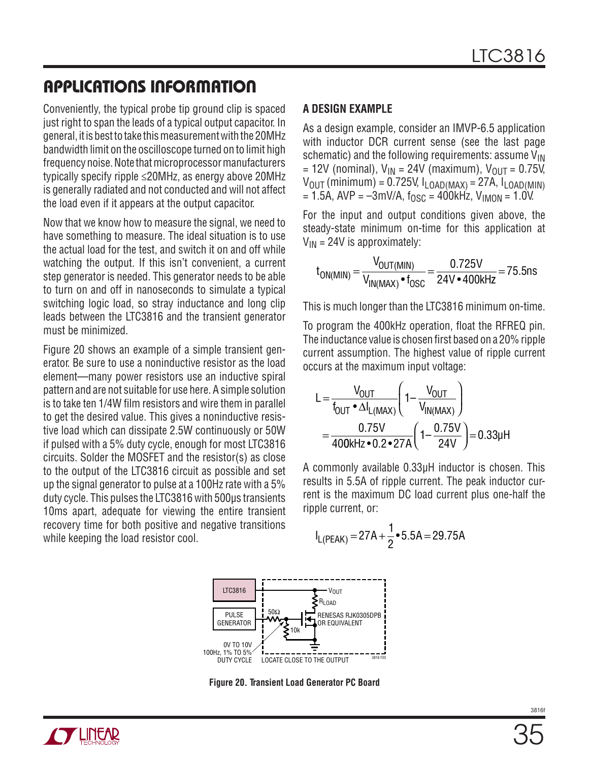## APPLICATIONS INFORMATION

Conveniently, the typical probe tip ground clip is spaced just right to span the leads of a typical output capacitor. In general, it is best to take this measurement with the 20MHz bandwidth limit on the oscilloscope turned on to limit high frequency noise. Note that microprocessor manufacturers typically specify ripple ≤20MHz, as energy above 20MHz is generally radiated and not conducted and will not affect the load even if it appears at the output capacitor.

Now that we know how to measure the signal, we need to have something to measure. The ideal situation is to use the actual load for the test, and switch it on and off while watching the output. If this isn't convenient, a current step generator is needed. This generator needs to be able to turn on and off in nanoseconds to simulate a typical switching logic load, so stray inductance and long clip leads between the LTC3816 and the transient generator must be minimized.

Figure 20 shows an example of a simple transient generator. Be sure to use a noninductive resistor as the load element—many power resistors use an inductive spiral pattern and are not suitable for use here. A simple solution is to take ten 1/4W film resistors and wire them in parallel to get the desired value. This gives a noninductive resistive load which can dissipate 2.5W continuously or 50W if pulsed with a 5% duty cycle, enough for most LTC3816 circuits. Solder the MOSFET and the resistor(s) as close to the output of the LTC3816 circuit as possible and set up the signal generator to pulse at a 100Hz rate with a 5% duty cycle. This pulses the LTC3816 with 500µs transients 10ms apart, adequate for viewing the entire transient recovery time for both positive and negative transitions while keeping the load resistor cool.

### A DESIGN EXAMPLE

As a design example, consider an IMVP-6.5 application with inductor DCR current sense (see the last page schematic) and the following requirements: assume $V_{IN}$ = 12V (nominal), $V_{IN}$ = 24V (maximum), $V_{OUT}$ = 0.75V, $V_{OUT}$ (minimum) = 0.725V, $I_{LOAD(MAX)}$ = 27A, $I_{LOAD(MIN)}$ = 1.5A, AVP = –3mV/A, $f_{OSC}$ = 400kHz, $V_{IMON}$ = 1.0V.

For the input and output conditions given above, the steady-state minimum on-time for this application at $V_{IN}$ = 24V is approximately:

$$t_{ON(MIN)} = \frac{V_{OUT(MIN)}}{V_{IN(MAX)} \cdot f_{OSC}} = \frac{0.725V}{24V \cdot 400kHz} = 75.5ns$$

This is much longer than the LTC3816 minimum on-time.

To program the 400kHz operation, float the RFREQ pin. The inductance value is chosen first based on a 20% ripple current assumption. The highest value of ripple current occurs at the maximum input voltage:

$$L = \frac{V_{OUT}}{f_{OUT} \cdot \Delta I_{L(MAX)}}\left(1 - \frac{V_{OUT}}{V_{IN(MAX)}}\right) = \frac{0.75V}{400kHz \cdot 0.2 \cdot 27A}\left(1 - \frac{0.75V}{24V}\right) = 0.33\mu H$$

A commonly available 0.33µH inductor is chosen. This results in 5.5A of ripple current. The peak inductor current is the maximum DC load current plus one-half the ripple current, or:

$$I_{L(PEAK)} = 27A + \frac{1}{2} \cdot 5.5A = 29.75A$$

**Figure 20. Transient Load Generator PC Board**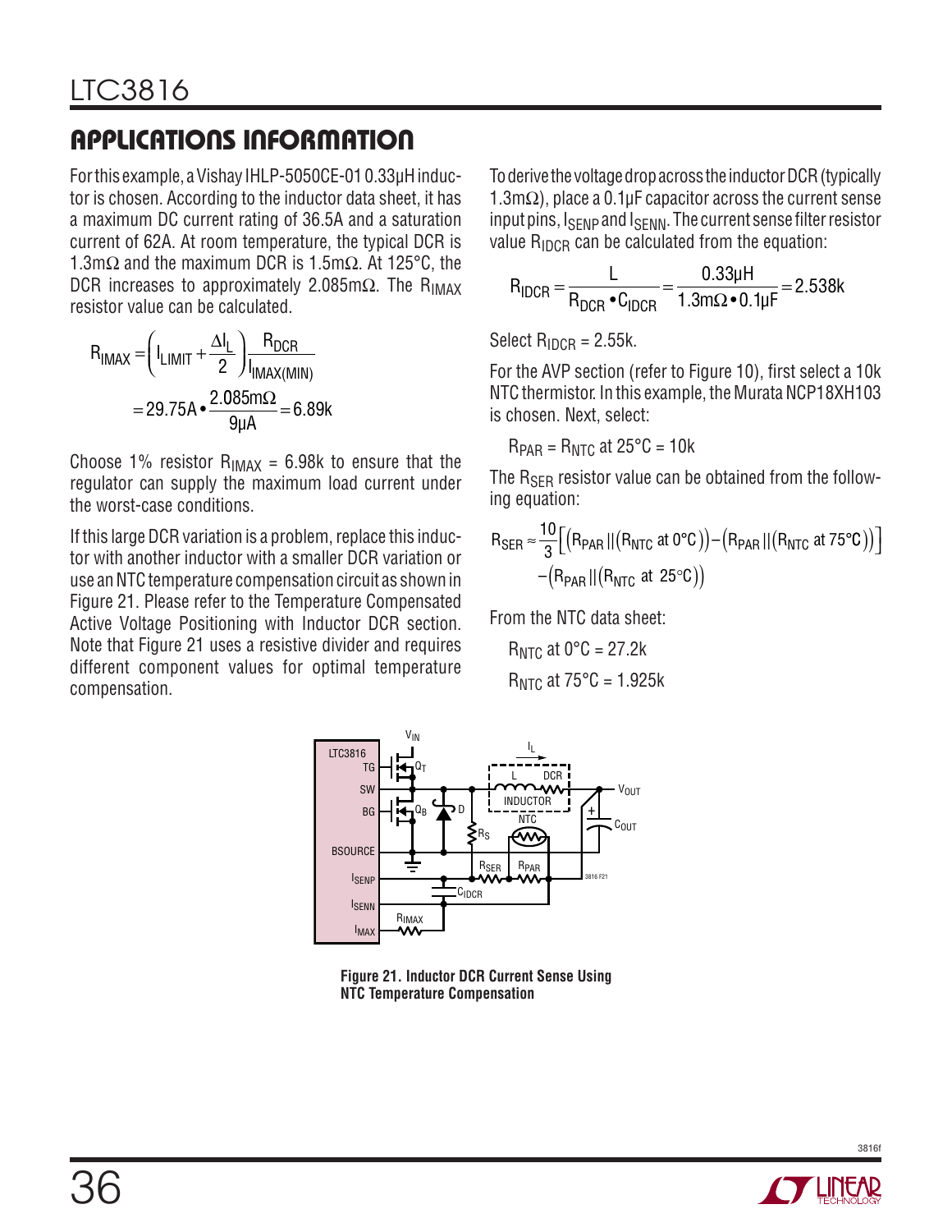## APPLICATIONS INFORMATION

For this example, a Vishay IHLP-5050CE-01 0.33µH inductor is chosen. According to the inductor data sheet, it has a maximum DC current rating of 36.5A and a saturation current of 62A. At room temperature, the typical DCR is 1.3mΩ and the maximum DCR is 1.5mΩ. At 125°C, the DCR increases to approximately 2.085mΩ. The $R_{IMAX}$ resistor value can be calculated.

$$R_{IMAX} = \left(I_{LIMIT} + \frac{\Delta I_L}{2}\right)\frac{R_{DCR}}{I_{IMAX(MIN)}}$$

$$= 29.75A \bullet \frac{2.085m\Omega}{9\mu A} = 6.89k$$

Choose 1% resistor $R_{IMAX}$ = 6.98k to ensure that the regulator can supply the maximum load current under the worst-case conditions.

If this large DCR variation is a problem, replace this inductor with another inductor with a smaller DCR variation or use an NTC temperature compensation circuit as shown in Figure 21. Please refer to the Temperature Compensated Active Voltage Positioning with Inductor DCR section. Note that Figure 21 uses a resistive divider and requires different component values for optimal temperature compensation.

To derive the voltage drop across the inductor DCR (typically 1.3mΩ), place a 0.1µF capacitor across the current sense input pins, $I_{SENP}$ and $I_{SENN}$. The current sense filter resistor value $R_{IDCR}$ can be calculated from the equation:

$$R_{IDCR} = \frac{L}{R_{DCR} \bullet C_{IDCR}} = \frac{0.33\mu H}{1.3m\Omega \bullet 0.1\mu F} = 2.538k$$

Select $R_{IDCR}$ = 2.55k.

For the AVP section (refer to Figure 10), first select a 10k NTC thermistor. In this example, the Murata NCP18XH103 is chosen. Next, select:

$R_{PAR} = R_{NTC}$ at 25°C = 10k

The $R_{SER}$ resistor value can be obtained from the following equation:

$$R_{SER} \approx \frac{10}{3}\Big[\big(R_{PAR} \,||\, (R_{NTC} \text{ at } 0°C)\big) - \big(R_{PAR} \,||\, (R_{NTC} \text{ at } 75°C)\big)\Big] - \big(R_{PAR} \,||\, (R_{NTC} \text{ at } 25°C)\big)$$

From the NTC data sheet:

$R_{NTC}$ at 0°C = 27.2k

$R_{NTC}$ at 75°C = 1.925k

**Figure 21. Inductor DCR Current Sense Using NTC Temperature Compensation**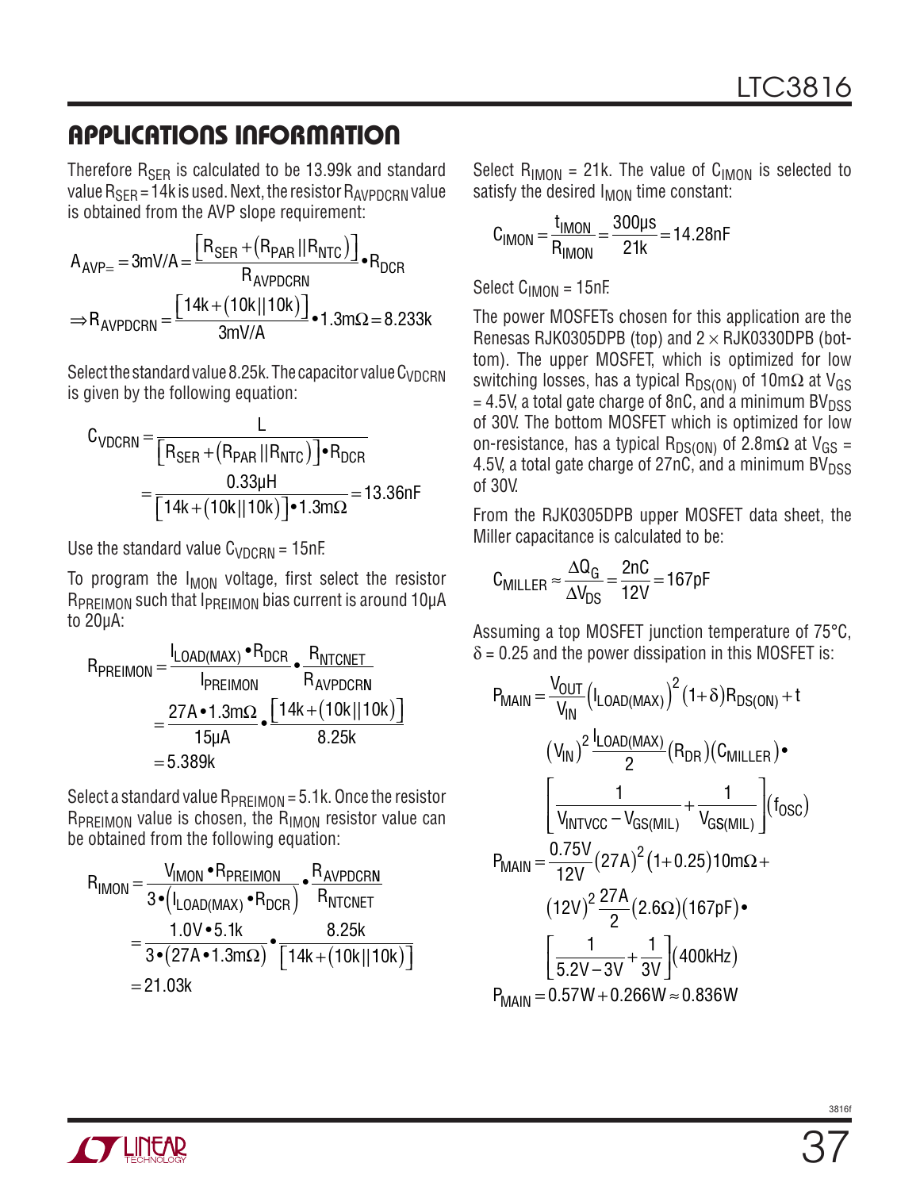## APPLICATIONS INFORMATION

Therefore $R_{SER}$ is calculated to be 13.99k and standard value $R_{SER}$ = 14k is used. Next, the resistor $R_{AVPDCRN}$ value is obtained from the AVP slope requirement:

$$A_{AVP=} = 3\text{mV/A} = \frac{\left[R_{SER} + \left(R_{PAR} || R_{NTC}\right)\right]}{R_{AVPDCRN}} \bullet R_{DCR}$$

$$\Rightarrow R_{AVPDCRN} = \frac{\left[14\text{k} + (10\text{k} || 10\text{k})\right]}{3\text{mV/A}} \bullet 1.3\text{m}\Omega = 8.233\text{k}$$

Select the standard value 8.25k. The capacitor value $C_{VDCRN}$ is given by the following equation:

$$C_{VDCRN} = \frac{L}{\left[R_{SER} + \left(R_{PAR} || R_{NTC}\right)\right] \bullet R_{DCR}}$$

$$= \frac{0.33\mu\text{H}}{\left[14\text{k} + (10\text{k} || 10\text{k})\right] \bullet 1.3\text{m}\Omega} = 13.36\text{nF}$$

Use the standard value $C_{VDCRN}$ = 15nF.

To program the $I_{MON}$ voltage, first select the resistor $R_{PREIMON}$ such that $I_{PREIMON}$ bias current is around 10µA to 20µA:

$$R_{PREIMON} = \frac{I_{LOAD(MAX)} \bullet R_{DCR}}{I_{PREIMON}} \bullet \frac{R_{NTCNET}}{R_{AVPDCRN}}$$

$$= \frac{27\text{A} \bullet 1.3\text{m}\Omega}{15\mu\text{A}} \bullet \frac{\left[14\text{k} + (10\text{k} || 10\text{k})\right]}{8.25\text{k}}$$

$$= 5.389\text{k}$$

Select a standard value $R_{PREIMON}$ = 5.1k. Once the resistor $R_{PREIMON}$ value is chosen, the $R_{IMON}$ resistor value can be obtained from the following equation:

$$R_{IMON} = \frac{V_{IMON} \bullet R_{PREIMON}}{3 \bullet \left(I_{LOAD(MAX)} \bullet R_{DCR}\right)} \bullet \frac{R_{AVPDCRN}}{R_{NTCNET}}$$

$$= \frac{1.0\text{V} \bullet 5.1\text{k}}{3 \bullet (27\text{A} \bullet 1.3\text{m}\Omega)} \bullet \frac{8.25\text{k}}{\left[14\text{k} + (10\text{k} || 10\text{k})\right]}$$

$$= 21.03\text{k}$$

Select $R_{IMON}$ = 21k. The value of $C_{IMON}$ is selected to satisfy the desired $I_{MON}$ time constant:

$$C_{IMON} = \frac{t_{IMON}}{R_{IMON}} = \frac{300\mu\text{s}}{21\text{k}} = 14.28\text{nF}$$

Select $C_{IMON}$ = 15nF.

The power MOSFETs chosen for this application are the Renesas RJK0305DPB (top) and 2 × RJK0330DPB (bottom). The upper MOSFET, which is optimized for low switching losses, has a typical $R_{DS(ON)}$ of 10mΩ at $V_{GS}$ = 4.5V, a total gate charge of 8nC, and a minimum $BV_{DSS}$ of 30V. The bottom MOSFET which is optimized for low on-resistance, has a typical $R_{DS(ON)}$ of 2.8mΩ at $V_{GS}$ = 4.5V, a total gate charge of 27nC, and a minimum $BV_{DSS}$ of 30V.

From the RJK0305DPB upper MOSFET data sheet, the Miller capacitance is calculated to be:

$$C_{MILLER} \approx \frac{\Delta Q_G}{\Delta V_{DS}} = \frac{2\text{nC}}{12\text{V}} = 167\text{pF}$$

Assuming a top MOSFET junction temperature of 75°C, δ = 0.25 and the power dissipation in this MOSFET is:

$$P_{MAIN} = \frac{V_{OUT}}{V_{IN}}\left(I_{LOAD(MAX)}\right)^2(1+\delta)R_{DS(ON)} + t$$

$$\left(V_{IN}\right)^2 \frac{I_{LOAD(MAX)}}{2}\left(R_{DR}\right)\left(C_{MILLER}\right) \bullet$$

$$\left[\frac{1}{V_{INTVCC} - V_{GS(MIL)}} + \frac{1}{V_{GS(MIL)}}\right]\left(f_{OSC}\right)$$

$$P_{MAIN} = \frac{0.75\text{V}}{12\text{V}}(27\text{A})^2(1+0.25)10\text{m}\Omega +$$

$$(12\text{V})^2 \frac{27\text{A}}{2}(2.6\Omega)(167\text{pF}) \bullet$$

$$\left[\frac{1}{5.2\text{V} - 3\text{V}} + \frac{1}{3\text{V}}\right](400\text{kHz})$$

$$P_{MAIN} = 0.57\text{W} + 0.266\text{W} \approx 0.836\text{W}$$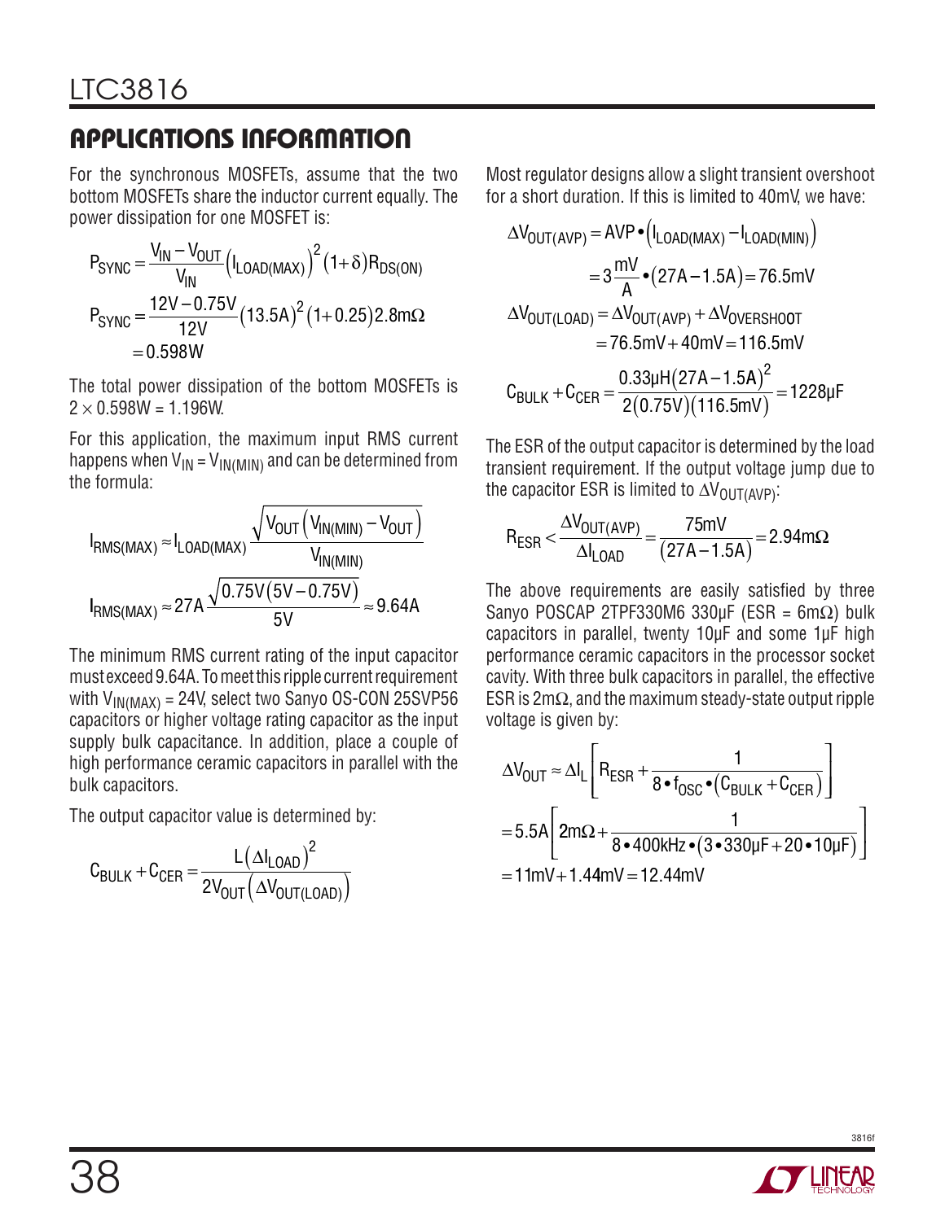## APPLICATIONS INFORMATION

For the synchronous MOSFETs, assume that the two bottom MOSFETs share the inductor current equally. The power dissipation for one MOSFET is:

$$P_{SYNC} = \frac{V_{IN} - V_{OUT}}{V_{IN}} \left(I_{LOAD(MAX)}\right)^2 (1+\delta) R_{DS(ON)}$$

$$P_{SYNC} = \frac{12V - 0.75V}{12V} (13.5A)^2 (1+0.25) 2.8m\Omega$$
$$= 0.598W$$

The total power dissipation of the bottom MOSFETs is $2 \times 0.598W = 1.196W$.

For this application, the maximum input RMS current happens when $V_{IN} = V_{IN(MIN)}$ and can be determined from the formula:

$$I_{RMS(MAX)} \approx I_{LOAD(MAX)} \frac{\sqrt{V_{OUT}\left(V_{IN(MIN)} - V_{OUT}\right)}}{V_{IN(MIN)}}$$

$$I_{RMS(MAX)} \approx 27A \frac{\sqrt{0.75V(5V - 0.75V)}}{5V} \approx 9.64A$$

The minimum RMS current rating of the input capacitor must exceed 9.64A. To meet this ripple current requirement with $V_{IN(MAX)}$ = 24V, select two Sanyo OS-CON 25SVP56 capacitors or higher voltage rating capacitor as the input supply bulk capacitance. In addition, place a couple of high performance ceramic capacitors in parallel with the bulk capacitors.

The output capacitor value is determined by:

$$C_{BULK} + C_{CER} = \frac{L\left(\Delta I_{LOAD}\right)^2}{2V_{OUT}\left(\Delta V_{OUT(LOAD)}\right)}$$

Most regulator designs allow a slight transient overshoot for a short duration. If this is limited to 40mV, we have:

$$\Delta V_{OUT(AVP)} = AVP \bullet \left(I_{LOAD(MAX)} - I_{LOAD(MIN)}\right)$$
$$= 3\frac{mV}{A} \bullet (27A - 1.5A) = 76.5mV$$

$$\Delta V_{OUT(LOAD)} = \Delta V_{OUT(AVP)} + \Delta V_{OVERSHOOT}$$
$$= 76.5mV + 40mV = 116.5mV$$

$$C_{BULK} + C_{CER} = \frac{0.33\mu H(27A - 1.5A)^2}{2(0.75V)(116.5mV)} = 1228\mu F$$

The ESR of the output capacitor is determined by the load transient requirement. If the output voltage jump due to the capacitor ESR is limited to $\Delta V_{OUT(AVP)}$:

$$R_{ESR} < \frac{\Delta V_{OUT(AVP)}}{\Delta I_{LOAD}} = \frac{75mV}{(27A - 1.5A)} = 2.94m\Omega$$

The above requirements are easily satisfied by three Sanyo POSCAP 2TPF330M6 330µF (ESR = 6mΩ) bulk capacitors in parallel, twenty 10µF and some 1µF high performance ceramic capacitors in the processor socket cavity. With three bulk capacitors in parallel, the effective ESR is 2mΩ, and the maximum steady-state output ripple voltage is given by:

$$\Delta V_{OUT} \approx \Delta I_L \left[R_{ESR} + \frac{1}{8 \bullet f_{OSC} \bullet (C_{BULK} + C_{CER})}\right]$$

$$= 5.5A\left[2m\Omega + \frac{1}{8 \bullet 400kHz \bullet (3 \bullet 330\mu F + 20 \bullet 10\mu F)}\right]$$

$$= 11mV + 1.44mV = 12.44mV$$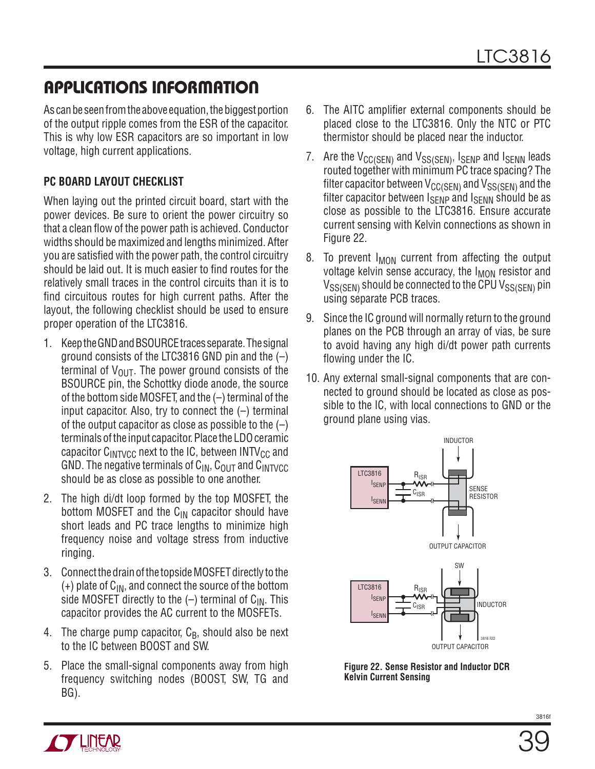## APPLICATIONS INFORMATION

As can be seen from the above equation, the biggest portion of the output ripple comes from the ESR of the capacitor. This is why low ESR capacitors are so important in low voltage, high current applications.

### PC BOARD LAYOUT CHECKLIST

When laying out the printed circuit board, start with the power devices. Be sure to orient the power circuitry so that a clean flow of the power path is achieved. Conductor widths should be maximized and lengths minimized. After you are satisfied with the power path, the control circuitry should be laid out. It is much easier to find routes for the relatively small traces in the control circuits than it is to find circuitous routes for high current paths. After the layout, the following checklist should be used to ensure proper operation of the LTC3816.

1. Keep the GND and BSOURCE traces separate. The signal ground consists of the LTC3816 GND pin and the (–) terminal of $V_{OUT}$. The power ground consists of the BSOURCE pin, the Schottky diode anode, the source of the bottom side MOSFET, and the (–) terminal of the input capacitor. Also, try to connect the (–) terminal of the output capacitor as close as possible to the (–) terminals of the input capacitor. Place the LDO ceramic capacitor $C_{INTVCC}$ next to the IC, between $INTV_{CC}$ and GND. The negative terminals of $C_{IN}$, $C_{OUT}$ and $C_{INTVCC}$ should be as close as possible to one another.
2. The high di/dt loop formed by the top MOSFET, the bottom MOSFET and the $C_{IN}$ capacitor should have short leads and PC trace lengths to minimize high frequency noise and voltage stress from inductive ringing.
3. Connect the drain of the topside MOSFET directly to the (+) plate of $C_{IN}$, and connect the source of the bottom side MOSFET directly to the (–) terminal of $C_{IN}$. This capacitor provides the AC current to the MOSFETs.
4. The charge pump capacitor, $C_B$, should also be next to the IC between BOOST and SW.
5. Place the small-signal components away from high frequency switching nodes (BOOST, SW, TG and BG).
6. The AITC amplifier external components should be placed close to the LTC3816. Only the NTC or PTC thermistor should be placed near the inductor.
7. Are the $V_{CC(SEN)}$ and $V_{SS(SEN)}$, $I_{SENP}$ and $I_{SENN}$ leads routed together with minimum PC trace spacing? The filter capacitor between $V_{CC(SEN)}$ and $V_{SS(SEN)}$ and the filter capacitor between $I_{SENP}$ and $I_{SENN}$ should be as close as possible to the LTC3816. Ensure accurate current sensing with Kelvin connections as shown in Figure 22.
8. To prevent $I_{MON}$ current from affecting the output voltage kelvin sense accuracy, the $I_{MON}$ resistor and $V_{SS(SEN)}$ should be connected to the CPU $V_{SS(SEN)}$ pin using separate PCB traces.
9. Since the IC ground will normally return to the ground planes on the PCB through an array of vias, be sure to avoid having any high di/dt power path currents flowing under the IC.
10. Any external small-signal components that are connected to ground should be located as close as possible to the IC, with local connections to GND or the ground plane using vias.

Figure 22. Sense Resistor and Inductor DCR Kelvin Current Sensing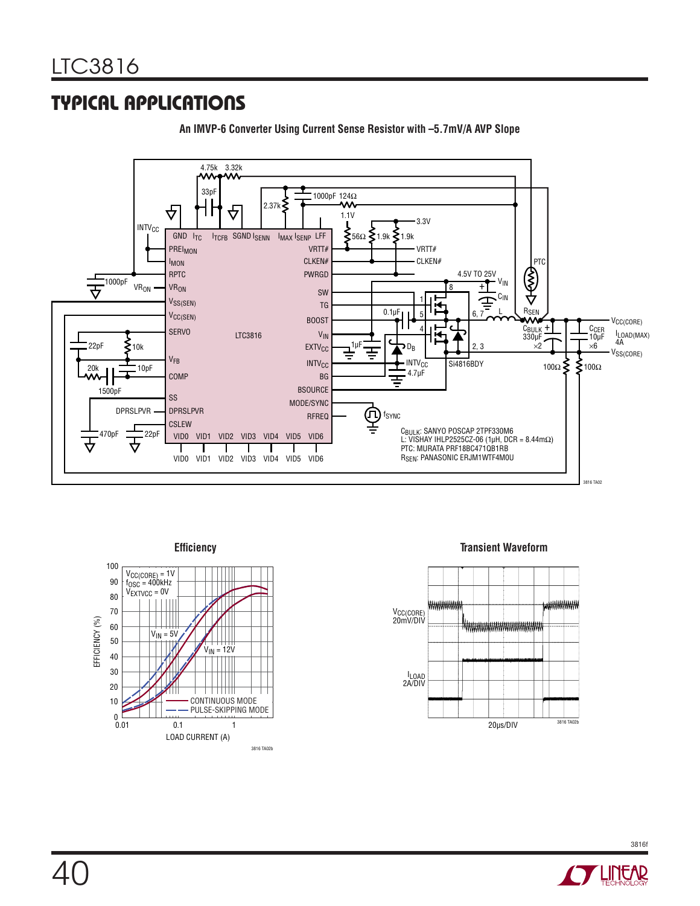## TYPICAL APPLICATIONS

**An IMVP-6 Converter Using Current Sense Resistor with –5.7mV/A AVP Slope**

$C_{BULK}$: SANYO POSCAP 2TPF330M6
L: VISHAY IHLP2525CZ-06 (1μH, DCR = 8.44mΩ)
PTC: MURATA PRF18BC471QB1RB
$R_{SEN}$: PANASONIC ERJM1WTF4M0U

**Efficiency**

**Transient Waveform**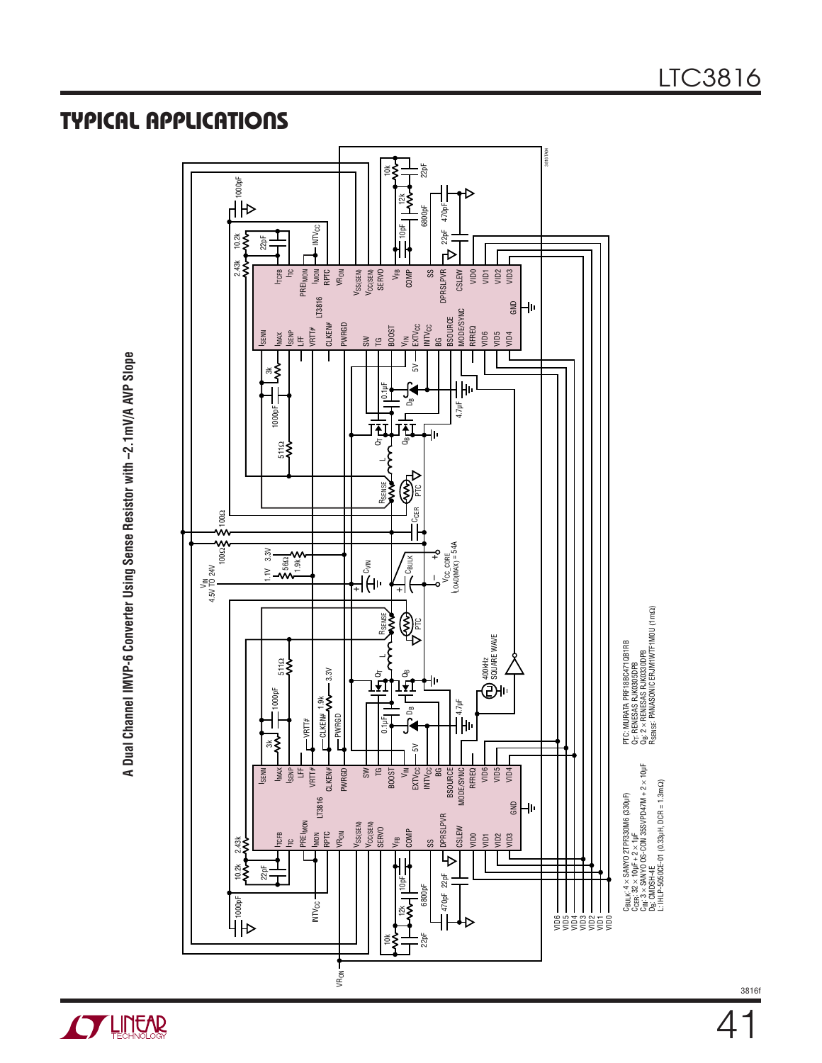## TYPICAL APPLICATIONS

**A Dual Channel IMVP-6 Converter Using Sense Resistor with –2.1mV/A AVP Slope**

$C_{BULK}$: 4 × SANYO 2TPF330M6 (330µF)
$C_{CER}$: 32 × 10µF + 2 × 1µF
$C_{IN}$: 3 × SANYO OS-CON 35SVPD47M + 2 × 10µF
$D_B$: CMDSH-4E
L: IHLP-5050CE-01 (0.33µH, DCR = 1.3mΩ)

PTC: MURATA PRF18BC471QB1RB
$Q_T$: RENESAS RJK0305DPB
$Q_B$: 2 × RENESAS RJK0330DPB
$R_{SENSE}$: PANASONIC ERJM1WTF1M0U (1mΩ)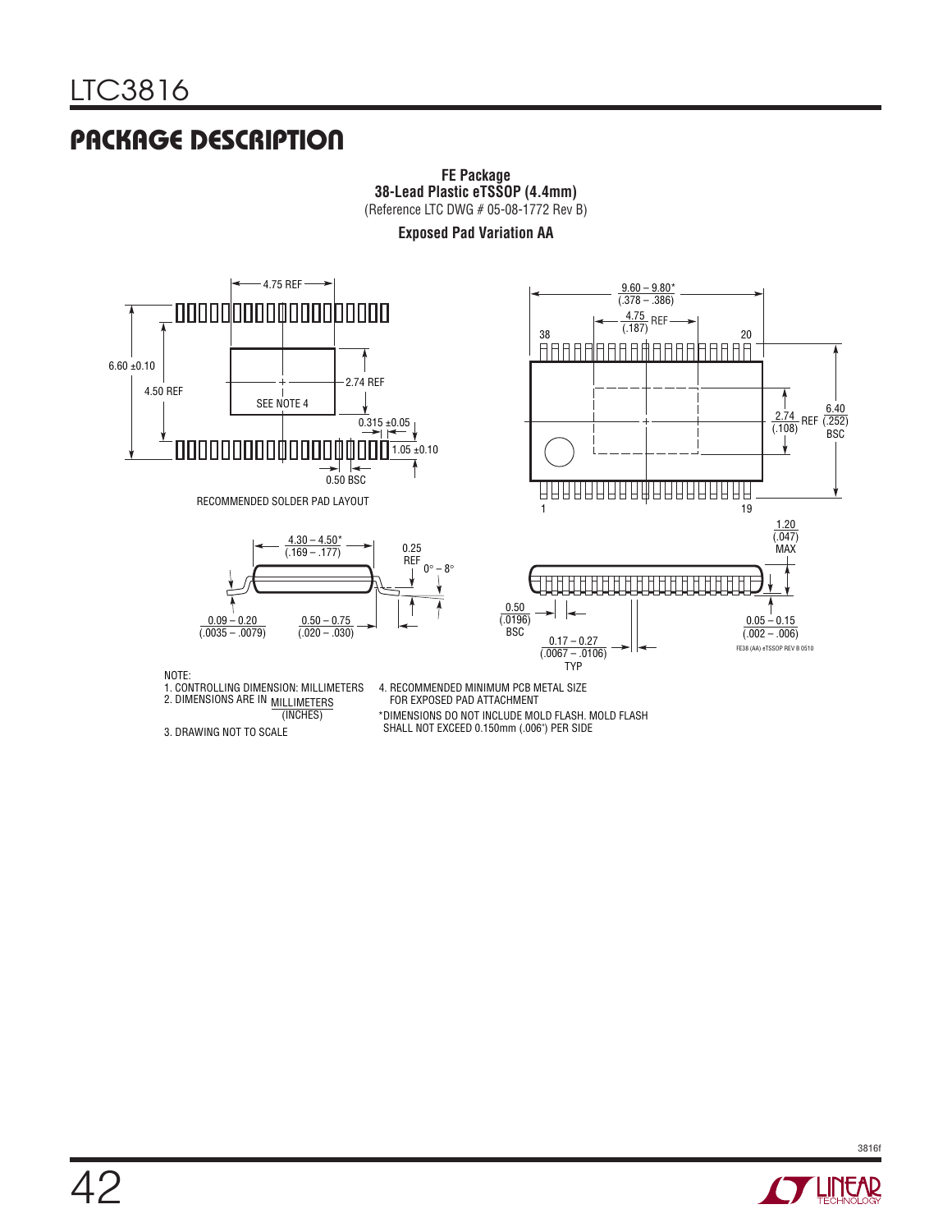## PACKAGE DESCRIPTION

**FE Package**
**38-Lead Plastic eTSSOP (4.4mm)**
(Reference LTC DWG # 05-08-1772 Rev B)

**Exposed Pad Variation AA**

4.75 REF

6.60 ±0.10

4.50 REF

SEE NOTE 4

2.74 REF

0.315 ±0.05

1.05 ±0.10

0.50 BSC

RECOMMENDED SOLDER PAD LAYOUT

9.60 – 9.80*
(.378 – .386)

4.75 REF
(.187)

38 20

2.74 REF
(.108)

6.40
(.252)
BSC

1 19

4.30 – 4.50*
(.169 – .177)

0.25 REF

0° – 8°

0.09 – 0.20
(.0035 – .0079)

0.50 – 0.75
(.020 – .030)

1.20
(.047)
MAX

0.50
(.0196)
BSC

0.17 – 0.27
(.0067 – .0106)
TYP

0.05 – 0.15
(.002 – .006)

FE38 (AA) eTSSOP REV B 0510

NOTE:
1. CONTROLLING DIMENSION: MILLIMETERS
2. DIMENSIONS ARE IN MILLIMETERS (INCHES)
3. DRAWING NOT TO SCALE
4. RECOMMENDED MINIMUM PCB METAL SIZE FOR EXPOSED PAD ATTACHMENT

*DIMENSIONS DO NOT INCLUDE MOLD FLASH. MOLD FLASH SHALL NOT EXCEED 0.150mm (.006") PER SIDE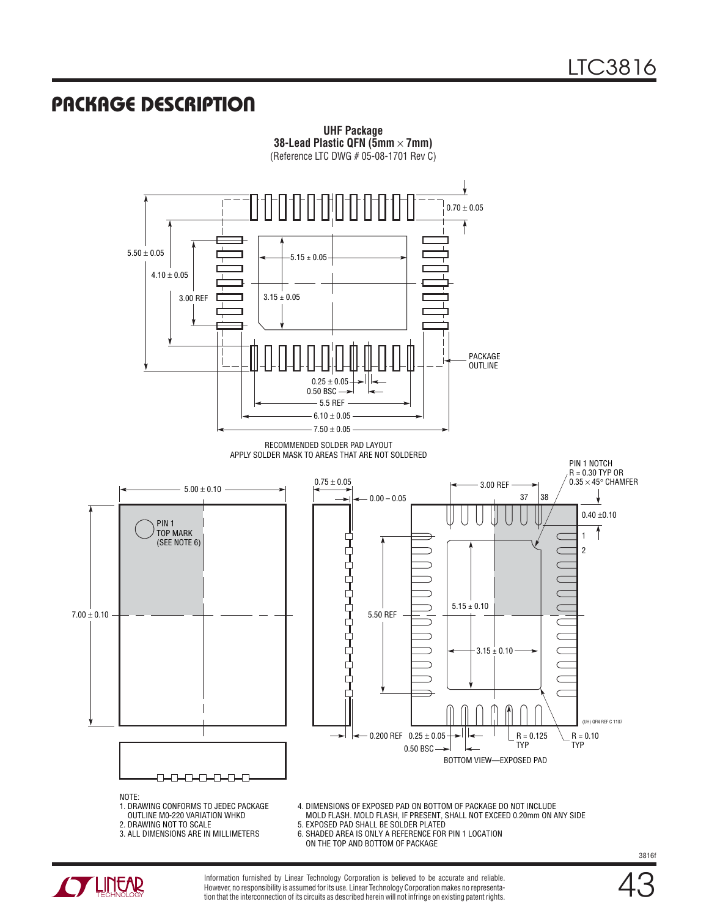## PACKAGE DESCRIPTION

**UHF Package**
**38-Lead Plastic QFN (5mm × 7mm)**
(Reference LTC DWG # 05-08-1701 Rev C)

0.70 ± 0.05

5.50 ± 0.05

4.10 ± 0.05

3.00 REF

5.15 ± 0.05

3.15 ± 0.05

PACKAGE OUTLINE

0.25 ± 0.05

0.50 BSC

5.5 REF

6.10 ± 0.05

7.50 ± 0.05

RECOMMENDED SOLDER PAD LAYOUT
APPLY SOLDER MASK TO AREAS THAT ARE NOT SOLDERED

5.00 ± 0.10

7.00 ± 0.10

PIN 1 TOP MARK (SEE NOTE 6)

0.75 ± 0.05

0.00 – 0.05

0.200 REF

3.00 REF

37 38

PIN 1 NOTCH R = 0.30 TYP OR 0.35 × 45° CHAMFER

0.40 ±0.10

1

2

5.50 REF

5.15 ± 0.10

3.15 ± 0.10

0.25 ± 0.05

0.50 BSC

R = 0.125 TYP

R = 0.10 TYP

(UH) QFN REF C 1107

BOTTOM VIEW—EXPOSED PAD

NOTE:
1. DRAWING CONFORMS TO JEDEC PACKAGE OUTLINE M0-220 VARIATION WHKD
2. DRAWING NOT TO SCALE
3. ALL DIMENSIONS ARE IN MILLIMETERS
4. DIMENSIONS OF EXPOSED PAD ON BOTTOM OF PACKAGE DO NOT INCLUDE MOLD FLASH. MOLD FLASH, IF PRESENT, SHALL NOT EXCEED 0.20mm ON ANY SIDE
5. EXPOSED PAD SHALL BE SOLDER PLATED
6. SHADED AREA IS ONLY A REFERENCE FOR PIN 1 LOCATION ON THE TOP AND BOTTOM OF PACKAGE

Information furnished by Linear Technology Corporation is believed to be accurate and reliable. However, no responsibility is assumed for its use. Linear Technology Corporation makes no representation that the interconnection of its circuits as described herein will not infringe on existing patent rights.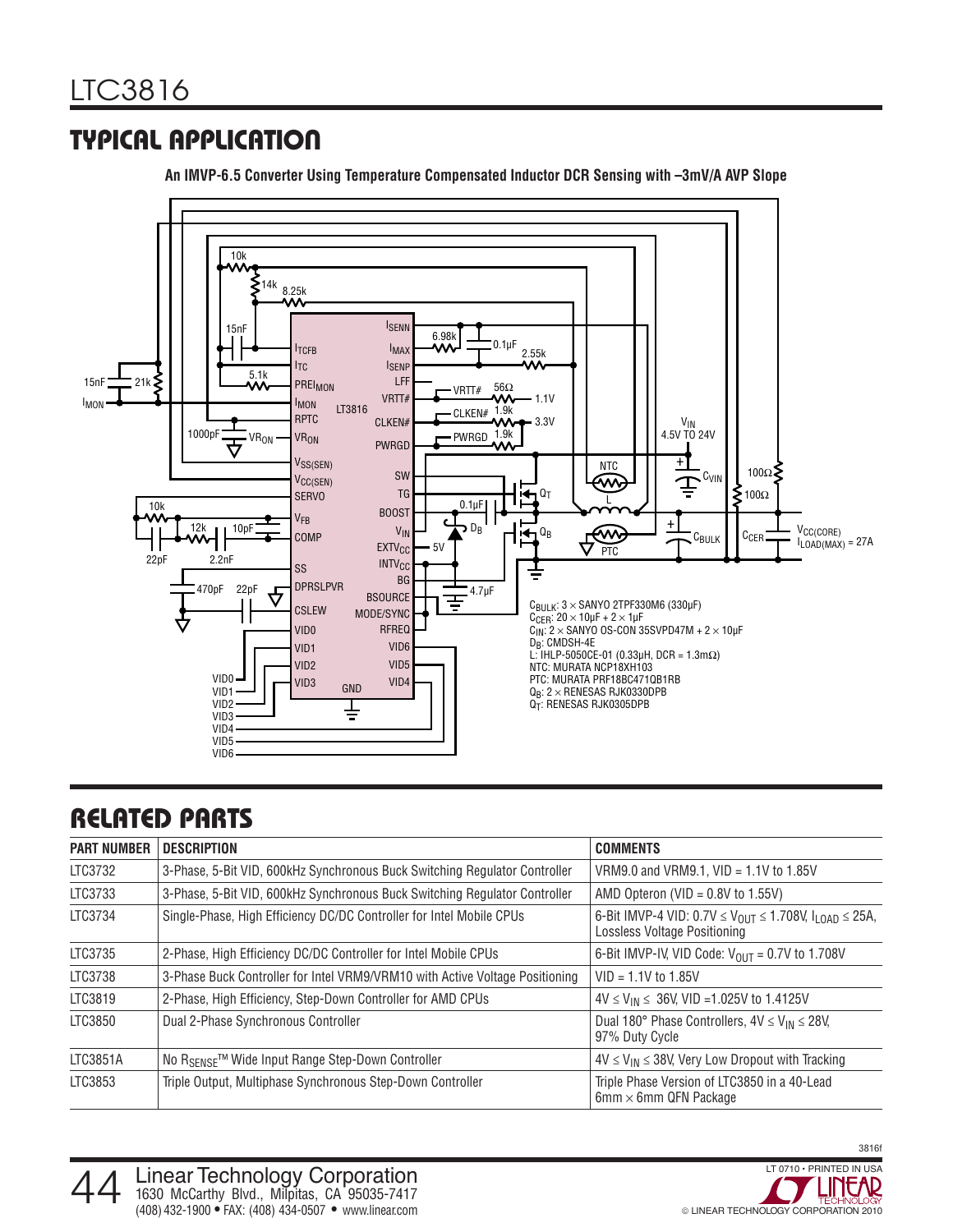## TYPICAL APPLICATION

**An IMVP-6.5 Converter Using Temperature Compensated Inductor DCR Sensing with –3mV/A AVP Slope**

$C_{BULK}$: 3 × SANYO 2TPF330M6 (330µF)
$C_{CER}$: 20 × 10µF + 2 × 1µF
$C_{IN}$: 2 × SANYO OS-CON 35SVPD47M + 2 × 10µF
$D_B$: CMDSH-4E
L: IHLP-5050CE-01 (0.33µH, DCR = 1.3mΩ)
NTC: MURATA NCP18XH103
PTC: MURATA PRF18BC471QB1RB
$Q_B$: 2 × RENESAS RJK0330DPB
$Q_T$: RENESAS RJK0305DPB

## RELATED PARTS

| PART NUMBER | DESCRIPTION | COMMENTS |
|---|---|---|
| LTC3732 | 3-Phase, 5-Bit VID, 600kHz Synchronous Buck Switching Regulator Controller | VRM9.0 and VRM9.1, VID = 1.1V to 1.85V |
| LTC3733 | 3-Phase, 5-Bit VID, 600kHz Synchronous Buck Switching Regulator Controller | AMD Opteron (VID = 0.8V to 1.55V) |
| LTC3734 | Single-Phase, High Efficiency DC/DC Controller for Intel Mobile CPUs | 6-Bit IMVP-4 VID: 0.7V ≤ $V_{OUT}$ ≤ 1.708V, $I_{LOAD}$ ≤ 25A, Lossless Voltage Positioning |
| LTC3735 | 2-Phase, High Efficiency DC/DC Controller for Intel Mobile CPUs | 6-Bit IMVP-IV, VID Code: $V_{OUT}$ = 0.7V to 1.708V |
| LTC3738 | 3-Phase Buck Controller for Intel VRM9/VRM10 with Active Voltage Positioning | VID = 1.1V to 1.85V |
| LTC3819 | 2-Phase, High Efficiency, Step-Down Controller for AMD CPUs | 4V ≤ $V_{IN}$ ≤ 36V, VID =1.025V to 1.4125V |
| LTC3850 | Dual 2-Phase Synchronous Controller | Dual 180° Phase Controllers, 4V ≤ $V_{IN}$ ≤ 28V, 97% Duty Cycle |
| LTC3851A | No $R_{SENSE}$™ Wide Input Range Step-Down Controller | 4V ≤ $V_{IN}$ ≤ 38V, Very Low Dropout with Tracking |
| LTC3853 | Triple Output, Multiphase Synchronous Step-Down Controller | Triple Phase Version of LTC3850 in a 40-Lead 6mm × 6mm QFN Package |

Linear Technology Corporation
1630 McCarthy Blvd., Milpitas, CA 95035-7417
(408) 432-1900 • FAX: (408) 434-0507 • www.linear.com

LT 0710 • PRINTED IN USA
© LINEAR TECHNOLOGY CORPORATION 2010